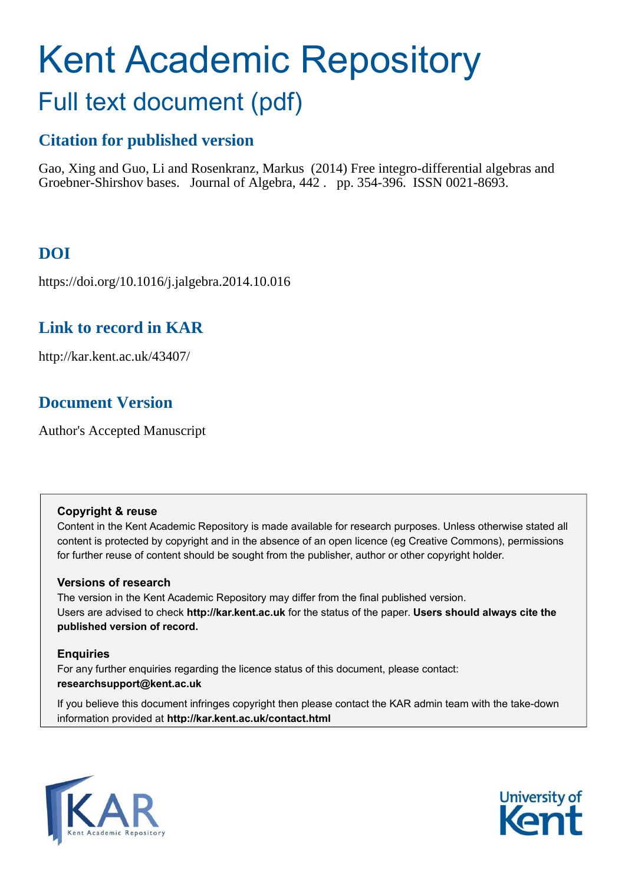# Kent Academic Repository

## Full text document (pdf)

### Citation for published version

Gao, Xing and Guo, Li and Rosenkranz, Markus (2014) Free integro-differential algebras and Groebner-Shirshov bases. Journal of Algebra, 442 . pp. 354-396. ISSN 0021-8693.

### DOI

https://doi.org/10.1016/j.jalgebra.2014.10.016

### Link to record in KAR

http://kar.kent.ac.uk/43407/

### Document Version

Author's Accepted Manuscript

**Copyright & reuse**

Content in the Kent Academic Repository is made available for research purposes. Unless otherwise stated all content is protected by copyright and in the absence of an open licence (eg Creative Commons), permissions for further reuse of content should be sought from the publisher, author or other copyright holder.

**Versions of research**

The version in the Kent Academic Repository may differ from the final published version. Users are advised to check **http://kar.kent.ac.uk** for the status of the paper. **Users should always cite the published version of record.**

**Enquiries**

For any further enquiries regarding the licence status of this document, please contact: **researchsupport@kent.ac.uk**

If you believe this document infringes copyright then please contact the KAR admin team with the take-down information provided at **http://kar.kent.ac.uk/contact.html**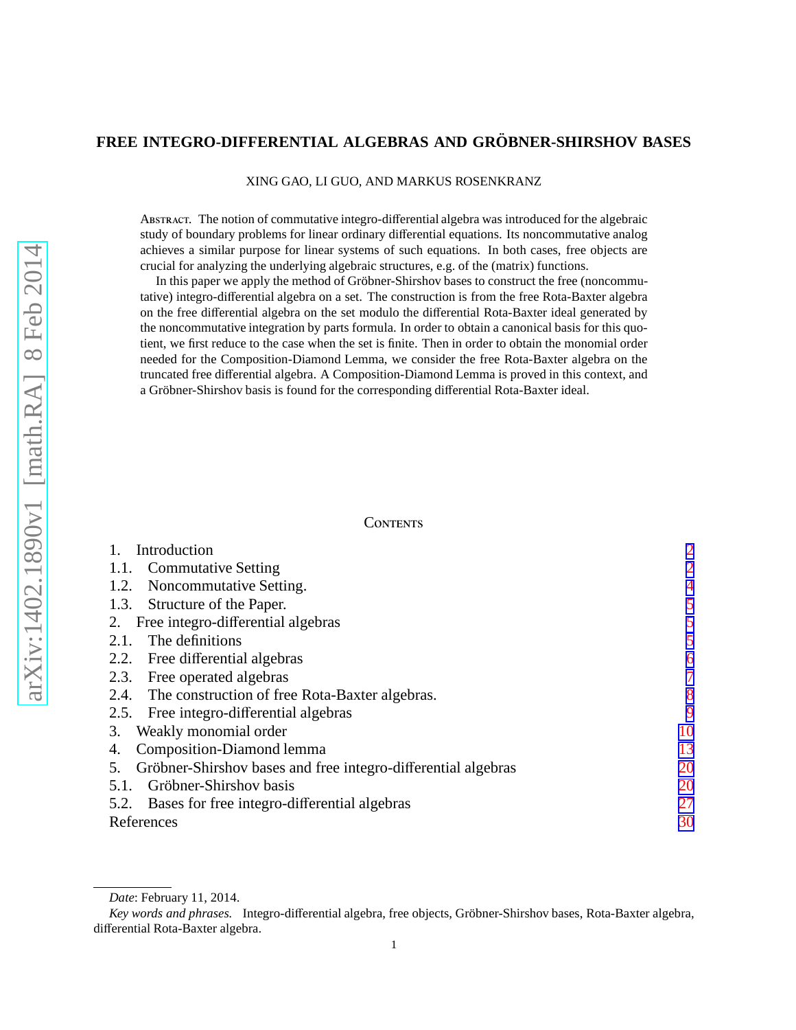# FREE INTEGRO-DIFFERENTIAL ALGEBRAS AND GRÖBNER-SHIRSHOV BASES

XING GAO, LI GUO, AND MARKUS ROSENKRANZ

Abstract. The notion of commutative integro-differential algebra was introduced for the algebraic study of boundary problems for linear ordinary differential equations. Its noncommutative analog achieves a similar purpose for linear systems of such equations. In both cases, free objects are crucial for analyzing the underlying algebraic structures, e.g. of the (matrix) functions.

In this paper we apply the method of Gröbner-Shirshov bases to construct the free (noncommutative) integro-differential algebra on a set. The construction is from the free Rota-Baxter algebra on the free differential algebra on the set modulo the differential Rota-Baxter ideal generated by the noncommutative integration by parts formula. In order to obtain a canonical basis for this quotient, we first reduce to the case when the set is finite. Then in order to obtain the monomial order needed for the Composition-Diamond Lemma, we consider the free Rota-Baxter algebra on the truncated free differential algebra. A Composition-Diamond Lemma is proved in this context, and a Gröbner-Shirshov basis is found for the corresponding differential Rota-Baxter ideal.

## Contents

1. Introduction — 2
 1.1. Commutative Setting — 2
 1.2. Noncommutative Setting. — 4
 1.3. Structure of the Paper. — 5
2. Free integro-differential algebras — 5
 2.1. The definitions — 5
 2.2. Free differential algebras — 6
 2.3. Free operated algebras — 7
 2.4. The construction of free Rota-Baxter algebras. — 8
 2.5. Free integro-differential algebras — 9
3. Weakly monomial order — 10
4. Composition-Diamond lemma — 13
5. Gröbner-Shirshov bases and free integro-differential algebras — 20
 5.1. Gröbner-Shirshov basis — 20
 5.2. Bases for free integro-differential algebras — 27

References — 30

*Date*: February 11, 2014.

*Key words and phrases.* Integro-differential algebra, free objects, Gröbner-Shirshov bases, Rota-Baxter algebra, differential Rota-Baxter algebra.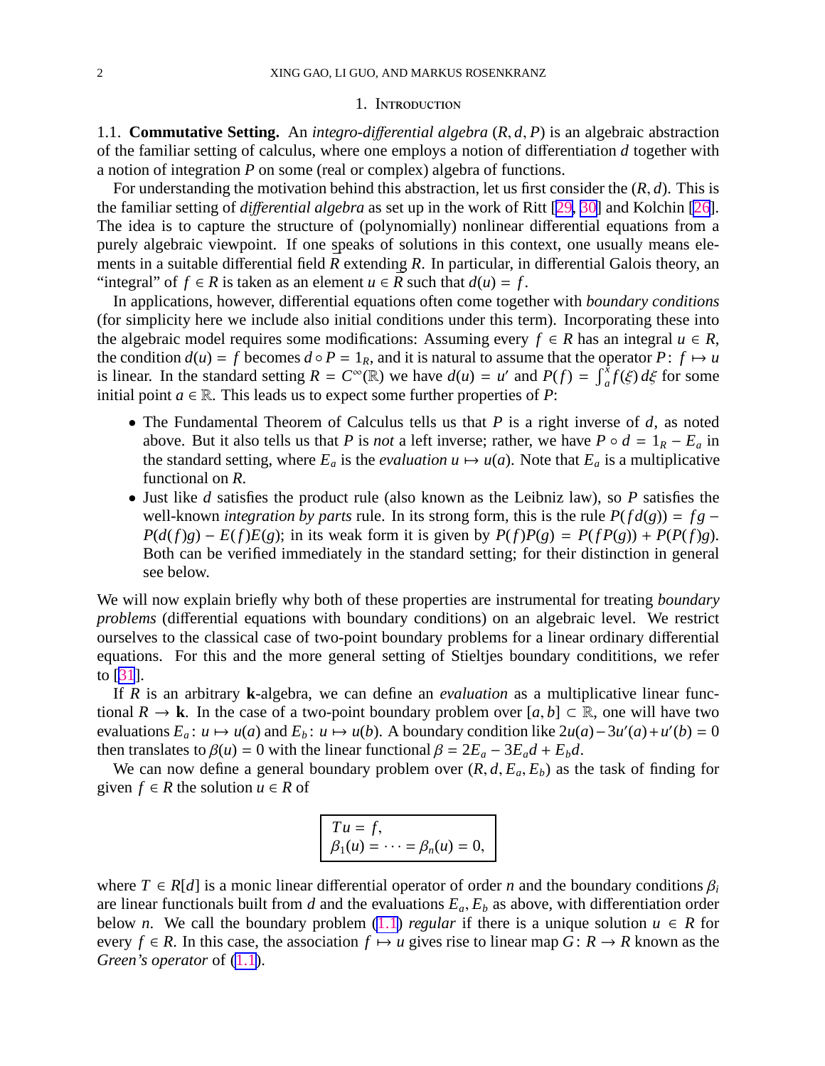## 1. Introduction

1.1. **Commutative Setting.** An *integro-differential algebra* $(R, d, P)$ is an algebraic abstraction of the familiar setting of calculus, where one employs a notion of differentiation $d$ together with a notion of integration $P$ on some (real or complex) algebra of functions.

For understanding the motivation behind this abstraction, let us first consider the $(R, d)$. This is the familiar setting of *differential algebra* as set up in the work of Ritt [29, 30] and Kolchin [26]. The idea is to capture the structure of (polynomially) nonlinear differential equations from a purely algebraic viewpoint. If one speaks of solutions in this context, one usually means elements in a suitable differential field $\bar{R}$ extending $R$. In particular, in differential Galois theory, an "integral" of $f \in R$ is taken as an element $u \in \bar{R}$ such that $d(u) = f$.

In applications, however, differential equations often come together with *boundary conditions* (for simplicity here we include also initial conditions under this term). Incorporating these into the algebraic model requires some modifications: Assuming every $f \in R$ has an integral $u \in R$, the condition $d(u) = f$ becomes $d \circ P = 1_R$, and it is natural to assume that the operator $P \colon f \mapsto u$ is linear. In the standard setting $R = C^\infty(\mathbb{R})$ we have $d(u) = u'$ and $P(f) = \int_a^x f(\xi)\, d\xi$ for some initial point $a \in \mathbb{R}$. This leads us to expect some further properties of $P$:

- The Fundamental Theorem of Calculus tells us that $P$ is a right inverse of $d$, as noted above. But it also tells us that $P$ is *not* a left inverse; rather, we have $P \circ d = 1_R - E_a$ in the standard setting, where $E_a$ is the *evaluation* $u \mapsto u(a)$. Note that $E_a$ is a multiplicative functional on $R$.
- Just like $d$ satisfies the product rule (also known as the Leibniz law), so $P$ satisfies the well-known *integration by parts* rule. In its strong form, this is the rule $P(f d(g)) = fg - P(d(f)g) - E(f)E(g)$; in its weak form it is given by $P(f)P(g) = P(fP(g)) + P(P(f)g)$. Both can be verified immediately in the standard setting; for their distinction in general see below.

We will now explain briefly why both of these properties are instrumental for treating *boundary problems* (differential equations with boundary conditions) on an algebraic level. We restrict ourselves to the classical case of two-point boundary problems for a linear ordinary differential equations. For this and the more general setting of Stieltjes boundary condititions, we refer to [31].

If $R$ is an arbitrary $\mathbf{k}$-algebra, we can define an *evaluation* as a multiplicative linear functional $R \to \mathbf{k}$. In the case of a two-point boundary problem over $[a, b] \subset \mathbb{R}$, one will have two evaluations $E_a \colon u \mapsto u(a)$ and $E_b \colon u \mapsto u(b)$. A boundary condition like $2u(a) - 3u'(a) + u'(b) = 0$ then translates to $\beta(u) = 0$ with the linear functional $\beta = 2E_a - 3E_a d + E_b d$.

We can now define a general boundary problem over $(R, d, E_a, E_b)$ as the task of finding for given $f \in R$ the solution $u \in R$ of

$$
\boxed{\begin{array}{l} Tu = f, \\ \beta_1(u) = \cdots = \beta_n(u) = 0, \end{array}} \tag{1.1}
$$

where $T \in R[d]$ is a monic linear differential operator of order $n$ and the boundary conditions $\beta_i$ are linear functionals built from $d$ and the evaluations $E_a, E_b$ as above, with differentiation order below $n$. We call the boundary problem (1.1) *regular* if there is a unique solution $u \in R$ for every $f \in R$. In this case, the association $f \mapsto u$ gives rise to linear map $G \colon R \to R$ known as the *Green's operator* of (1.1).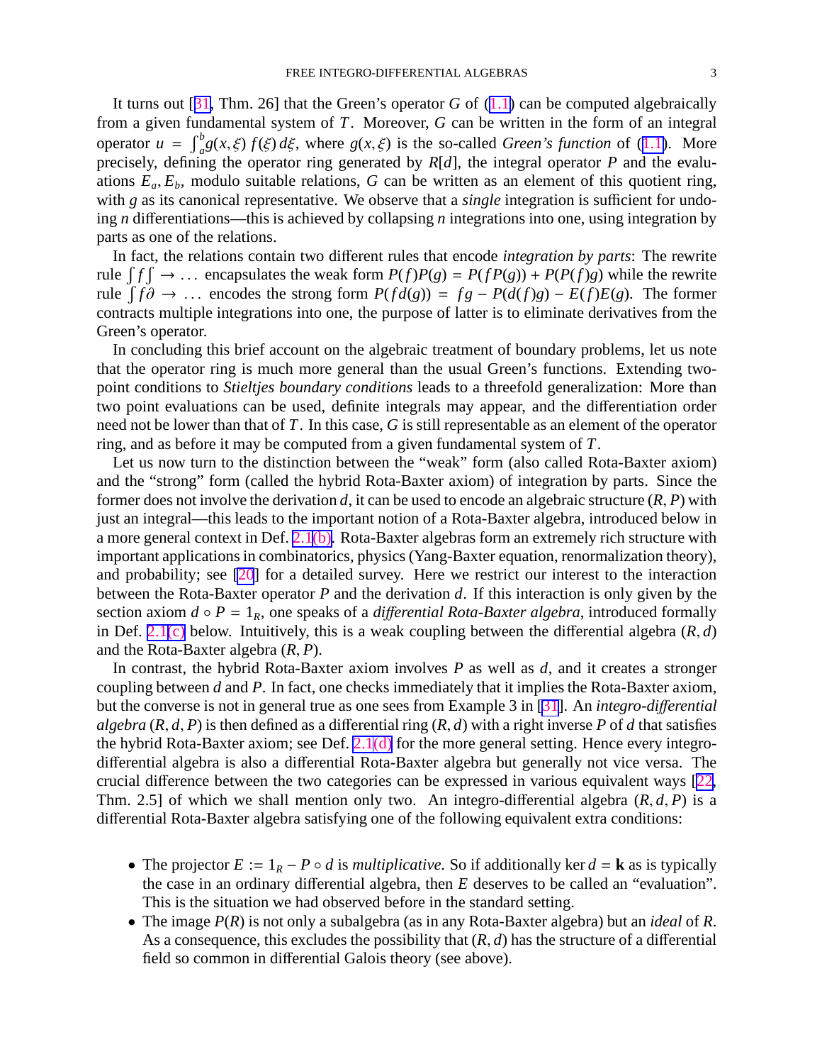It turns out [31, Thm. 26] that the Green's operator $G$ of (1.1) can be computed algebraically from a given fundamental system of $T$. Moreover, $G$ can be written in the form of an integral operator $u = \int_a^b g(x,\xi)\, f(\xi)\, d\xi$, where $g(x,\xi)$ is the so-called *Green's function* of (1.1). More precisely, defining the operator ring generated by $R[d]$, the integral operator $P$ and the evaluations $E_a, E_b$, modulo suitable relations, $G$ can be written as an element of this quotient ring, with $g$ as its canonical representative. We observe that a *single* integration is sufficient for undoing $n$ differentiations—this is achieved by collapsing $n$ integrations into one, using integration by parts as one of the relations.

In fact, the relations contain two different rules that encode *integration by parts*: The rewrite rule $\int f \int \to \ldots$ encapsulates the weak form $P(f)P(g) = P(fP(g)) + P(P(f)g)$ while the rewrite rule $\int f \partial \to \ldots$ encodes the strong form $P(fd(g)) = fg - P(d(f)g) - E(f)E(g)$. The former contracts multiple integrations into one, the purpose of latter is to eliminate derivatives from the Green's operator.

In concluding this brief account on the algebraic treatment of boundary problems, let us note that the operator ring is much more general than the usual Green's functions. Extending two-point conditions to *Stieltjes boundary conditions* leads to a threefold generalization: More than two point evaluations can be used, definite integrals may appear, and the differentiation order need not be lower than that of $T$. In this case, $G$ is still representable as an element of the operator ring, and as before it may be computed from a given fundamental system of $T$.

Let us now turn to the distinction between the "weak" form (also called Rota-Baxter axiom) and the "strong" form (called the hybrid Rota-Baxter axiom) of integration by parts. Since the former does not involve the derivation $d$, it can be used to encode an algebraic structure $(R, P)$ with just an integral—this leads to the important notion of a Rota-Baxter algebra, introduced below in a more general context in Def. 2.1(b). Rota-Baxter algebras form an extremely rich structure with important applications in combinatorics, physics (Yang-Baxter equation, renormalization theory), and probability; see [20] for a detailed survey. Here we restrict our interest to the interaction between the Rota-Baxter operator $P$ and the derivation $d$. If this interaction is only given by the section axiom $d \circ P = 1_R$, one speaks of a *differential Rota-Baxter algebra*, introduced formally in Def. 2.1(c) below. Intuitively, this is a weak coupling between the differential algebra $(R, d)$ and the Rota-Baxter algebra $(R, P)$.

In contrast, the hybrid Rota-Baxter axiom involves $P$ as well as $d$, and it creates a stronger coupling between $d$ and $P$. In fact, one checks immediately that it implies the Rota-Baxter axiom, but the converse is not in general true as one sees from Example 3 in [31]. An *integro-differential algebra* $(R, d, P)$ is then defined as a differential ring $(R, d)$ with a right inverse $P$ of $d$ that satisfies the hybrid Rota-Baxter axiom; see Def. 2.1(d) for the more general setting. Hence every integro-differential algebra is also a differential Rota-Baxter algebra but generally not vice versa. The crucial difference between the two categories can be expressed in various equivalent ways [22, Thm. 2.5] of which we shall mention only two. An integro-differential algebra $(R, d, P)$ is a differential Rota-Baxter algebra satisfying one of the following equivalent extra conditions:

- The projector $E := 1_R - P \circ d$ is *multiplicative*. So if additionally $\ker d = \mathbf{k}$ as is typically the case in an ordinary differential algebra, then $E$ deserves to be called an "evaluation". This is the situation we had observed before in the standard setting.
- The image $P(R)$ is not only a subalgebra (as in any Rota-Baxter algebra) but an *ideal* of $R$. As a consequence, this excludes the possibility that $(R, d)$ has the structure of a differential field so common in differential Galois theory (see above).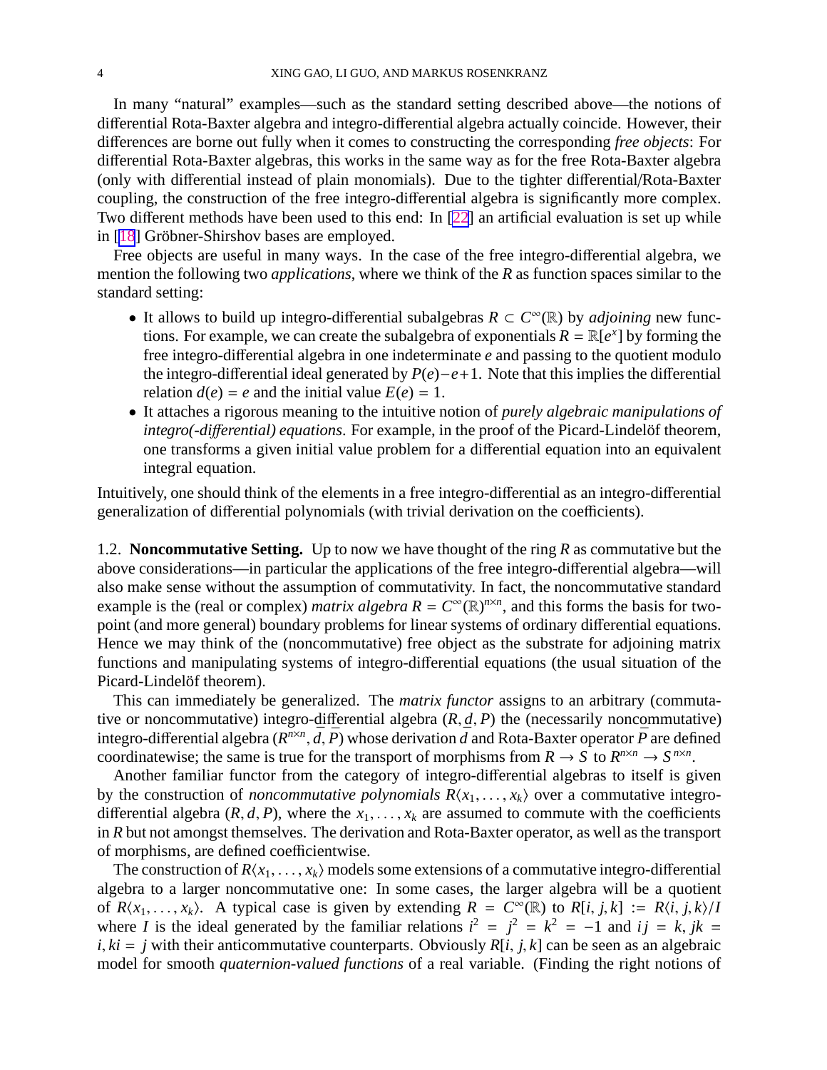In many "natural" examples—such as the standard setting described above—the notions of differential Rota-Baxter algebra and integro-differential algebra actually coincide. However, their differences are borne out fully when it comes to constructing the corresponding *free objects*: For differential Rota-Baxter algebras, this works in the same way as for the free Rota-Baxter algebra (only with differential instead of plain monomials). Due to the tighter differential/Rota-Baxter coupling, the construction of the free integro-differential algebra is significantly more complex. Two different methods have been used to this end: In [22] an artificial evaluation is set up while in [18] Gröbner-Shirshov bases are employed.

Free objects are useful in many ways. In the case of the free integro-differential algebra, we mention the following two *applications*, where we think of the $R$ as function spaces similar to the standard setting:

- It allows to build up integro-differential subalgebras $R \subset C^\infty(\mathbb{R})$ by *adjoining* new functions. For example, we can create the subalgebra of exponentials $R = \mathbb{R}[e^x]$ by forming the free integro-differential algebra in one indeterminate $e$ and passing to the quotient modulo the integro-differential ideal generated by $P(e) - e + 1$. Note that this implies the differential relation $d(e) = e$ and the initial value $E(e) = 1$.
- It attaches a rigorous meaning to the intuitive notion of *purely algebraic manipulations of integro(-differential) equations*. For example, in the proof of the Picard-Lindelöf theorem, one transforms a given initial value problem for a differential equation into an equivalent integral equation.

Intuitively, one should think of the elements in a free integro-differential as an integro-differential generalization of differential polynomials (with trivial derivation on the coefficients).

1.2. **Noncommutative Setting.** Up to now we have thought of the ring $R$ as commutative but the above considerations—in particular the applications of the free integro-differential algebra—will also make sense without the assumption of commutativity. In fact, the noncommutative standard example is the (real or complex) *matrix algebra* $R = C^\infty(\mathbb{R})^{n\times n}$, and this forms the basis for two-point (and more general) boundary problems for linear systems of ordinary differential equations. Hence we may think of the (noncommutative) free object as the substrate for adjoining matrix functions and manipulating systems of integro-differential equations (the usual situation of the Picard-Lindelöf theorem).

This can immediately be generalized. The *matrix functor* assigns to an arbitrary (commutative or noncommutative) integro-differential algebra $(R, d, P)$ the (necessarily noncommutative) integro-differential algebra $(R^{n\times n}, \bar{d}, \bar{P})$ whose derivation $\bar{d}$ and Rota-Baxter operator $\bar{P}$ are defined coordinatewise; the same is true for the transport of morphisms from $R \to S$ to $R^{n\times n} \to S^{n\times n}$.

Another familiar functor from the category of integro-differential algebras to itself is given by the construction of *noncommutative polynomials* $R\langle x_1, \ldots, x_k\rangle$ over a commutative integro-differential algebra $(R, d, P)$, where the $x_1, \ldots, x_k$ are assumed to commute with the coefficients in $R$ but not amongst themselves. The derivation and Rota-Baxter operator, as well as the transport of morphisms, are defined coefficientwise.

The construction of $R\langle x_1, \ldots, x_k\rangle$ models some extensions of a commutative integro-differential algebra to a larger noncommutative one: In some cases, the larger algebra will be a quotient of $R\langle x_1, \ldots, x_k\rangle$. A typical case is given by extending $R = C^\infty(\mathbb{R})$ to $R[i, j, k] := R\langle i, j, k\rangle / I$ where $I$ is the ideal generated by the familiar relations $i^2 = j^2 = k^2 = -1$ and $ij = k, jk = i, ki = j$ with their anticommutative counterparts. Obviously $R[i, j, k]$ can be seen as an algebraic model for smooth *quaternion-valued functions* of a real variable. (Finding the right notions of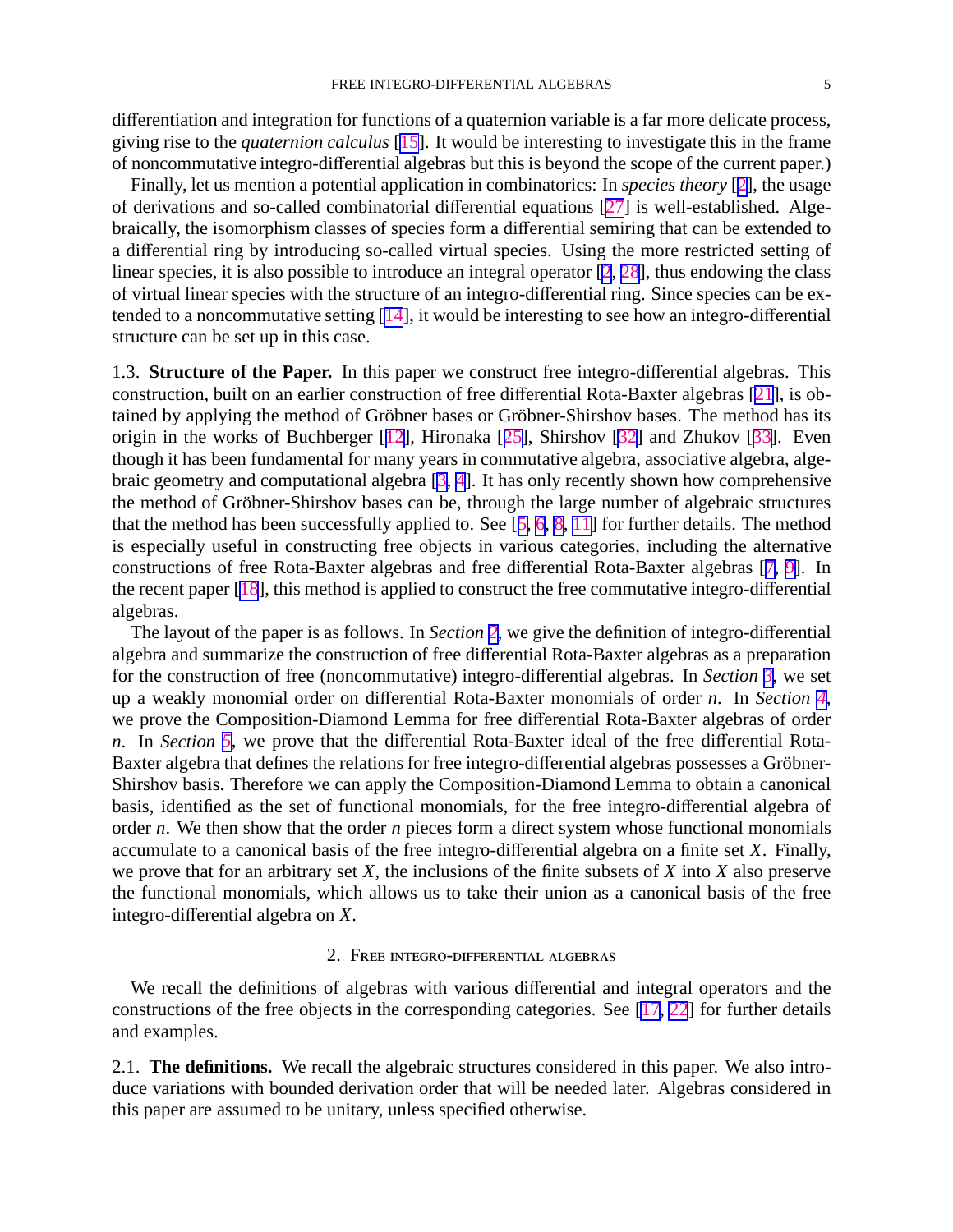differentiation and integration for functions of a quaternion variable is a far more delicate process, giving rise to the *quaternion calculus* [15]. It would be interesting to investigate this in the frame of noncommutative integro-differential algebras but this is beyond the scope of the current paper.)

Finally, let us mention a potential application in combinatorics: In *species theory* [2], the usage of derivations and so-called combinatorial differential equations [27] is well-established. Algebraically, the isomorphism classes of species form a differential semiring that can be extended to a differential ring by introducing so-called virtual species. Using the more restricted setting of linear species, it is also possible to introduce an integral operator [2, 28], thus endowing the class of virtual linear species with the structure of an integro-differential ring. Since species can be extended to a noncommutative setting [14], it would be interesting to see how an integro-differential structure can be set up in this case.

1.3. **Structure of the Paper.** In this paper we construct free integro-differential algebras. This construction, built on an earlier construction of free differential Rota-Baxter algebras [21], is obtained by applying the method of Gröbner bases or Gröbner-Shirshov bases. The method has its origin in the works of Buchberger [12], Hironaka [25], Shirshov [32] and Zhukov [33]. Even though it has been fundamental for many years in commutative algebra, associative algebra, algebraic geometry and computational algebra [3, 4]. It has only recently shown how comprehensive the method of Gröbner-Shirshov bases can be, through the large number of algebraic structures that the method has been successfully applied to. See [5, 6, 8, 11] for further details. The method is especially useful in constructing free objects in various categories, including the alternative constructions of free Rota-Baxter algebras and free differential Rota-Baxter algebras [7, 9]. In the recent paper [18], this method is applied to construct the free commutative integro-differential algebras.

The layout of the paper is as follows. In *Section* 2, we give the definition of integro-differential algebra and summarize the construction of free differential Rota-Baxter algebras as a preparation for the construction of free (noncommutative) integro-differential algebras. In *Section* 3, we set up a weakly monomial order on differential Rota-Baxter monomials of order $n$. In *Section* 4, we prove the Composition-Diamond Lemma for free differential Rota-Baxter algebras of order $n$. In *Section* 5, we prove that the differential Rota-Baxter ideal of the free differential Rota-Baxter algebra that defines the relations for free integro-differential algebras possesses a Gröbner-Shirshov basis. Therefore we can apply the Composition-Diamond Lemma to obtain a canonical basis, identified as the set of functional monomials, for the free integro-differential algebra of order $n$. We then show that the order $n$ pieces form a direct system whose functional monomials accumulate to a canonical basis of the free integro-differential algebra on a finite set $X$. Finally, we prove that for an arbitrary set $X$, the inclusions of the finite subsets of $X$ into $X$ also preserve the functional monomials, which allows us to take their union as a canonical basis of the free integro-differential algebra on $X$.

## 2. Free integro-differential algebras

We recall the definitions of algebras with various differential and integral operators and the constructions of the free objects in the corresponding categories. See [17, 22] for further details and examples.

2.1. **The definitions.** We recall the algebraic structures considered in this paper. We also introduce variations with bounded derivation order that will be needed later. Algebras considered in this paper are assumed to be unitary, unless specified otherwise.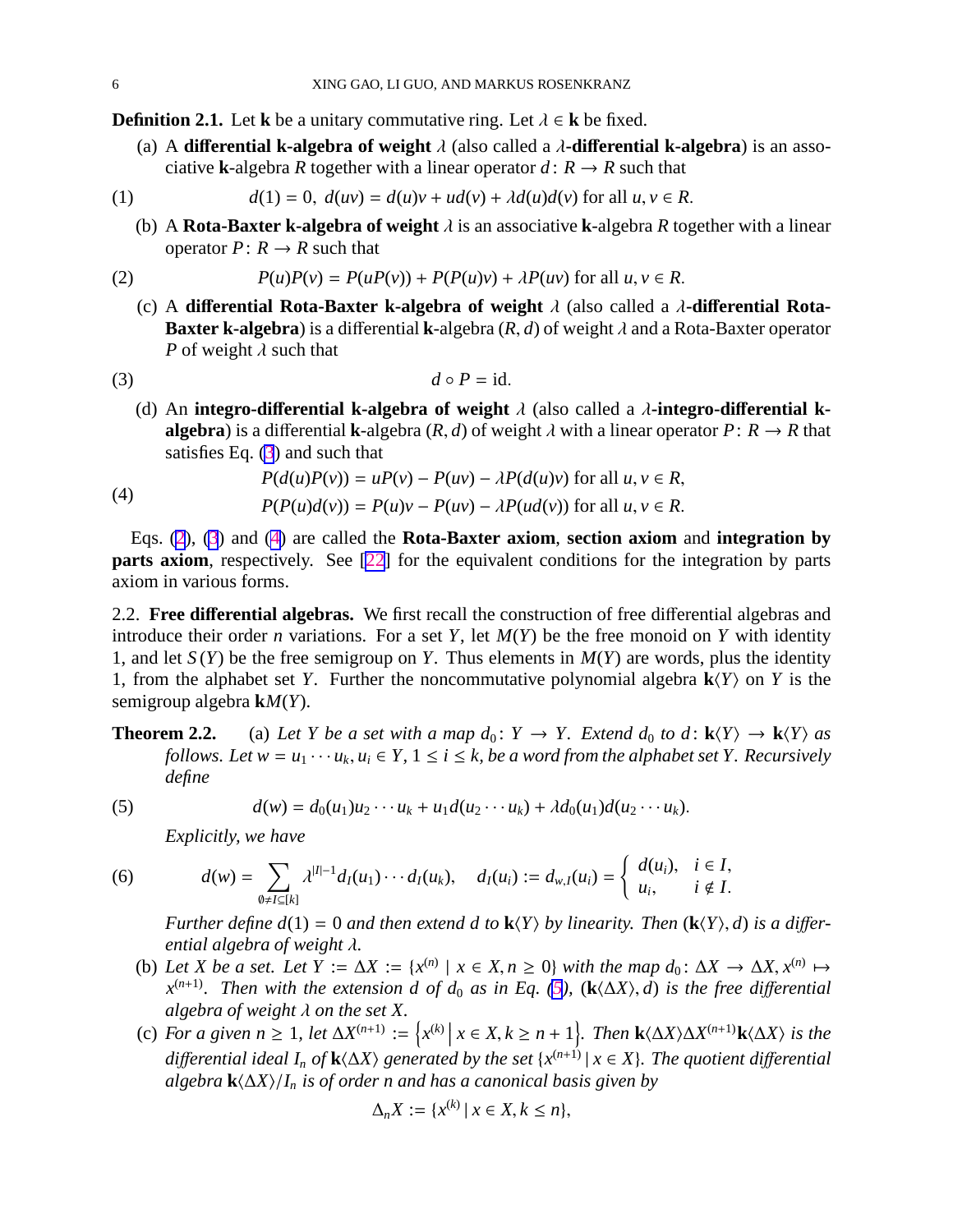**Definition 2.1.** Let $\mathbf{k}$ be a unitary commutative ring. Let $\lambda \in \mathbf{k}$ be fixed.

(a) A **differential k-algebra of weight** $\lambda$ (also called a $\lambda$**-differential k-algebra**) is an associative $\mathbf{k}$-algebra $R$ together with a linear operator $d: R \to R$ such that

$$d(1) = 0, \; d(uv) = d(u)v + ud(v) + \lambda d(u)d(v) \text{ for all } u, v \in R. \tag{1}$$

(b) A **Rota-Baxter k-algebra of weight** $\lambda$ is an associative $\mathbf{k}$-algebra $R$ together with a linear operator $P: R \to R$ such that

$$P(u)P(v) = P(uP(v)) + P(P(u)v) + \lambda P(uv) \text{ for all } u, v \in R. \tag{2}$$

(c) A **differential Rota-Baxter k-algebra of weight** $\lambda$ (also called a $\lambda$**-differential Rota-Baxter k-algebra**) is a differential $\mathbf{k}$-algebra $(R, d)$ of weight $\lambda$ and a Rota-Baxter operator $P$ of weight $\lambda$ such that

$$d \circ P = \mathrm{id}. \tag{3}$$

(d) An **integro-differential k-algebra of weight** $\lambda$ (also called a $\lambda$**-integro-differential k-algebra**) is a differential $\mathbf{k}$-algebra $(R, d)$ of weight $\lambda$ with a linear operator $P: R \to R$ that satisfies Eq. (3) and such that

$$\begin{aligned} P(d(u)P(v)) &= uP(v) - P(uv) - \lambda P(d(u)v) \text{ for all } u, v \in R, \\ P(P(u)d(v)) &= P(u)v - P(uv) - \lambda P(ud(v)) \text{ for all } u, v \in R. \end{aligned} \tag{4}$$

Eqs. (2), (3) and (4) are called the **Rota-Baxter axiom**, **section axiom** and **integration by parts axiom**, respectively. See [22] for the equivalent conditions for the integration by parts axiom in various forms.

2.2. **Free differential algebras.** We first recall the construction of free differential algebras and introduce their order $n$ variations. For a set $Y$, let $M(Y)$ be the free monoid on $Y$ with identity 1, and let $S(Y)$ be the free semigroup on $Y$. Thus elements in $M(Y)$ are words, plus the identity 1, from the alphabet set $Y$. Further the noncommutative polynomial algebra $\mathbf{k}\langle Y\rangle$ on $Y$ is the semigroup algebra $\mathbf{k}M(Y)$.

**Theorem 2.2.** (a) *Let $Y$ be a set with a map $d_0: Y \to Y$. Extend $d_0$ to $d: \mathbf{k}\langle Y\rangle \to \mathbf{k}\langle Y\rangle$ as follows. Let $w = u_1 \cdots u_k$, $u_i \in Y$, $1 \leq i \leq k$, be a word from the alphabet set $Y$. Recursively define*

$$d(w) = d_0(u_1)u_2 \cdots u_k + u_1 d(u_2 \cdots u_k) + \lambda d_0(u_1) d(u_2 \cdots u_k). \tag{5}$$

*Explicitly, we have*

$$d(w) = \sum_{\emptyset \neq I \subseteq [k]} \lambda^{|I|-1} d_I(u_1) \cdots d_I(u_k), \quad d_I(u_i) := d_{w,I}(u_i) = \begin{cases} d(u_i), & i \in I, \\ u_i, & i \notin I. \end{cases} \tag{6}$$

*Further define $d(1) = 0$ and then extend $d$ to $\mathbf{k}\langle Y\rangle$ by linearity. Then $(\mathbf{k}\langle Y\rangle, d)$ is a differential algebra of weight $\lambda$.*

(b) *Let $X$ be a set. Let $Y := \Delta X := \{x^{(n)} \mid x \in X, n \geq 0\}$ with the map $d_0: \Delta X \to \Delta X$, $x^{(n)} \mapsto x^{(n+1)}$. Then with the extension $d$ of $d_0$ as in Eq. (5), $(\mathbf{k}\langle \Delta X\rangle, d)$ is the free differential algebra of weight $\lambda$ on the set $X$.*

(c) *For a given $n \geq 1$, let $\Delta X^{(n+1)} := \left\{x^{(k)} \,\middle|\, x \in X, k \geq n+1\right\}$. Then $\mathbf{k}\langle \Delta X\rangle \Delta X^{(n+1)} \mathbf{k}\langle \Delta X\rangle$ is the differential ideal $I_n$ of $\mathbf{k}\langle \Delta X\rangle$ generated by the set $\{x^{(n+1)} \mid x \in X\}$. The quotient differential algebra $\mathbf{k}\langle \Delta X\rangle / I_n$ is of order $n$ and has a canonical basis given by*

$$\Delta_n X := \{x^{(k)} \mid x \in X, k \leq n\},$$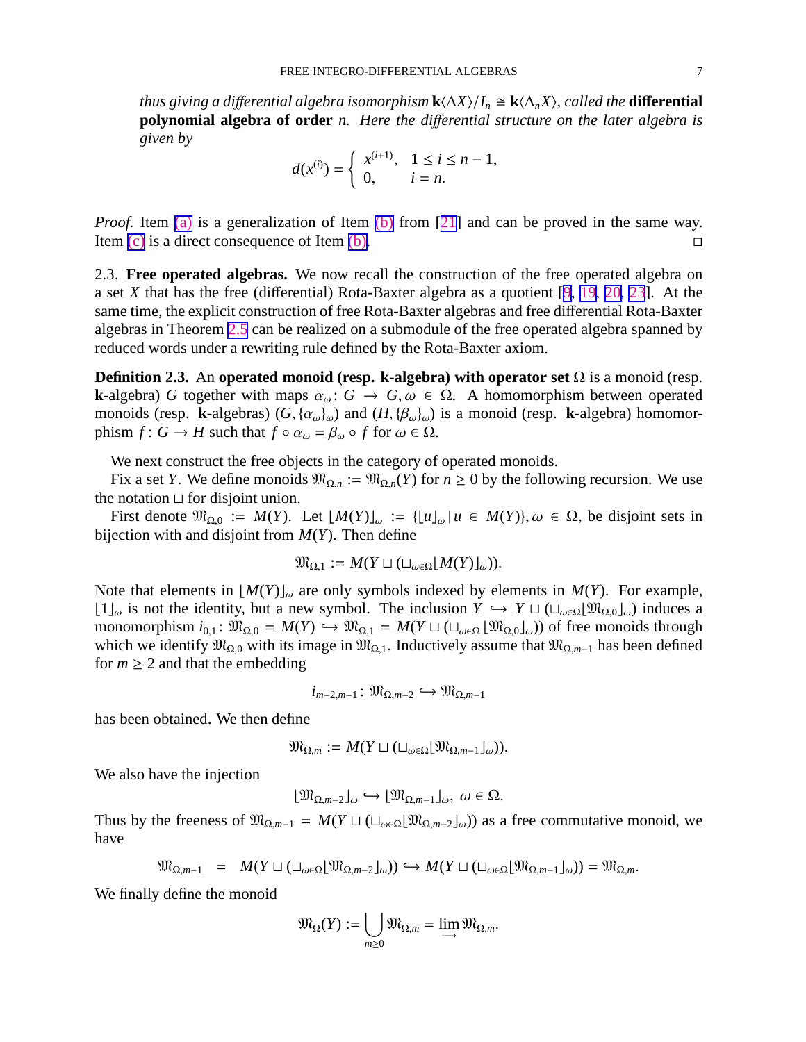*thus giving a differential algebra isomorphism* $\mathbf{k}\langle \Delta X\rangle / I_n \cong \mathbf{k}\langle \Delta_n X\rangle$*, called the* **differential polynomial algebra of order** $n$*. Here the differential structure on the later algebra is given by*

$$d(x^{(i)}) = \begin{cases} x^{(i+1)}, & 1 \leq i \leq n-1, \\ 0, & i = n. \end{cases}$$

*Proof.* Item (a) is a generalization of Item (b) from [21] and can be proved in the same way. Item (c) is a direct consequence of Item (b). □

2.3. **Free operated algebras.** We now recall the construction of the free operated algebra on a set $X$ that has the free (differential) Rota-Baxter algebra as a quotient [9, 19, 20, 23]. At the same time, the explicit construction of free Rota-Baxter algebras and free differential Rota-Baxter algebras in Theorem 2.5 can be realized on a submodule of the free operated algebra spanned by reduced words under a rewriting rule defined by the Rota-Baxter axiom.

**Definition 2.3.** An **operated monoid (resp. k-algebra) with operator set** $\Omega$ is a monoid (resp. **k**-algebra) $G$ together with maps $\alpha_\omega : G \to G, \omega \in \Omega$. A homomorphism between operated monoids (resp. **k**-algebras) $(G, \{\alpha_\omega\}_\omega)$ and $(H, \{\beta_\omega\}_\omega)$ is a monoid (resp. **k**-algebra) homomorphism $f : G \to H$ such that $f \circ \alpha_\omega = \beta_\omega \circ f$ for $\omega \in \Omega$.

We next construct the free objects in the category of operated monoids.

Fix a set $Y$. We define monoids $\mathfrak{M}_{\Omega,n} := \mathfrak{M}_{\Omega,n}(Y)$ for $n \geq 0$ by the following recursion. We use the notation $\sqcup$ for disjoint union.

First denote $\mathfrak{M}_{\Omega,0} := M(Y)$. Let $\lfloor M(Y)\rfloor_\omega := \{\lfloor u\rfloor_\omega \,|\, u \in M(Y)\}, \omega \in \Omega$, be disjoint sets in bijection with and disjoint from $M(Y)$. Then define

$$\mathfrak{M}_{\Omega,1} := M(Y \sqcup (\sqcup_{\omega\in\Omega}\lfloor M(Y)\rfloor_\omega)).$$

Note that elements in $\lfloor M(Y)\rfloor_\omega$ are only symbols indexed by elements in $M(Y)$. For example, $\lfloor 1\rfloor_\omega$ is not the identity, but a new symbol. The inclusion $Y \hookrightarrow Y \sqcup (\sqcup_{\omega\in\Omega}\lfloor \mathfrak{M}_{\Omega,0}\rfloor_\omega)$ induces a monomorphism $i_{0,1} : \mathfrak{M}_{\Omega,0} = M(Y) \hookrightarrow \mathfrak{M}_{\Omega,1} = M(Y \sqcup (\sqcup_{\omega\in\Omega}\lfloor \mathfrak{M}_{\Omega,0}\rfloor_\omega))$ of free monoids through which we identify $\mathfrak{M}_{\Omega,0}$ with its image in $\mathfrak{M}_{\Omega,1}$. Inductively assume that $\mathfrak{M}_{\Omega,m-1}$ has been defined for $m \geq 2$ and that the embedding

$$i_{m-2,m-1} : \mathfrak{M}_{\Omega,m-2} \hookrightarrow \mathfrak{M}_{\Omega,m-1}$$

has been obtained. We then define

$$\mathfrak{M}_{\Omega,m} := M(Y \sqcup (\sqcup_{\omega\in\Omega}\lfloor \mathfrak{M}_{\Omega,m-1}\rfloor_\omega)).$$

We also have the injection

$$\lfloor \mathfrak{M}_{\Omega,m-2}\rfloor_\omega \hookrightarrow \lfloor \mathfrak{M}_{\Omega,m-1}\rfloor_\omega,\ \omega \in \Omega.$$

Thus by the freeness of $\mathfrak{M}_{\Omega,m-1} = M(Y \sqcup (\sqcup_{\omega\in\Omega}\lfloor \mathfrak{M}_{\Omega,m-2}\rfloor_\omega))$ as a free commutative monoid, we have

$$\mathfrak{M}_{\Omega,m-1} \;=\; M(Y \sqcup (\sqcup_{\omega\in\Omega}\lfloor \mathfrak{M}_{\Omega,m-2}\rfloor_\omega)) \hookrightarrow M(Y \sqcup (\sqcup_{\omega\in\Omega}\lfloor \mathfrak{M}_{\Omega,m-1}\rfloor_\omega)) = \mathfrak{M}_{\Omega,m}.$$

We finally define the monoid

$$\mathfrak{M}_\Omega(Y) := \bigcup_{m\geq 0} \mathfrak{M}_{\Omega,m} = \varinjlim \mathfrak{M}_{\Omega,m}.$$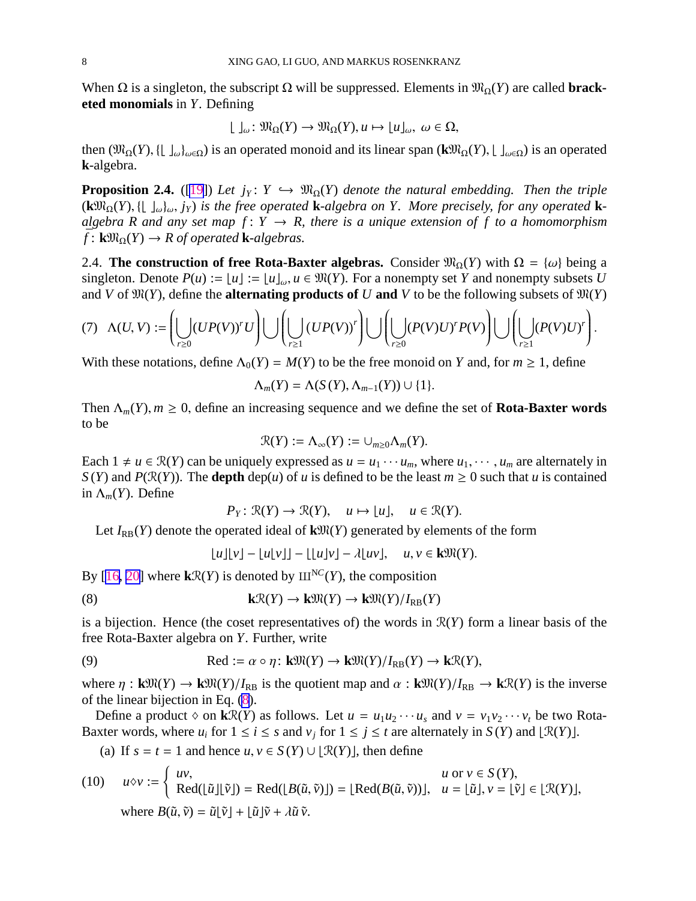When $\Omega$ is a singleton, the subscript $\Omega$ will be suppressed. Elements in $\mathfrak{M}_\Omega(Y)$ are called **bracketed monomials** in $Y$. Defining

$$\lfloor\ \rfloor_\omega\colon \mathfrak{M}_\Omega(Y) \to \mathfrak{M}_\Omega(Y), u \mapsto \lfloor u \rfloor_\omega,\ \omega \in \Omega,$$

then $(\mathfrak{M}_\Omega(Y), \{\lfloor\ \rfloor_\omega\}_{\omega\in\Omega})$ is an operated monoid and its linear span $(\mathbf{k}\mathfrak{M}_\Omega(Y), \lfloor\ \rfloor_{\omega\in\Omega})$ is an operated $\mathbf{k}$-algebra.

**Proposition 2.4.** ([19]) *Let $j_Y\colon Y \hookrightarrow \mathfrak{M}_\Omega(Y)$ denote the natural embedding. Then the triple $(\mathbf{k}\mathfrak{M}_\Omega(Y), \{\lfloor\ \rfloor_\omega\}_\omega, j_Y)$ is the free operated $\mathbf{k}$-algebra on $Y$. More precisely, for any operated $\mathbf{k}$-algebra $R$ and any set map $f\colon Y \to R$, there is a unique extension of $f$ to a homomorphism $\bar{f}\colon \mathbf{k}\mathfrak{M}_\Omega(Y) \to R$ of operated $\mathbf{k}$-algebras.*

2.4. **The construction of free Rota-Baxter algebras.** Consider $\mathfrak{M}_\Omega(Y)$ with $\Omega = \{\omega\}$ being a singleton. Denote $P(u) := \lfloor u \rfloor := \lfloor u \rfloor_\omega, u \in \mathfrak{M}(Y)$. For a nonempty set $Y$ and nonempty subsets $U$ and $V$ of $\mathfrak{M}(Y)$, define the **alternating products of** $U$ **and** $V$ to be the following subsets of $\mathfrak{M}(Y)$

$$\Lambda(U,V) := \left(\bigcup_{r\geq 0}(UP(V))^r U\right)\bigcup\left(\bigcup_{r\geq 1}(UP(V))^r\right)\bigcup\left(\bigcup_{r\geq 0}(P(V)U)^r P(V)\right)\bigcup\left(\bigcup_{r\geq 1}(P(V)U)^r\right). \tag{7}$$

With these notations, define $\Lambda_0(Y) = M(Y)$ to be the free monoid on $Y$ and, for $m \geq 1$, define

$$\Lambda_m(Y) = \Lambda(S(Y), \Lambda_{m-1}(Y)) \cup \{1\}.$$

Then $\Lambda_m(Y), m \geq 0$, define an increasing sequence and we define the set of **Rota-Baxter words** to be

$$\mathcal{R}(Y) := \Lambda_\infty(Y) := \cup_{m\geq 0}\Lambda_m(Y).$$

Each $1 \neq u \in \mathcal{R}(Y)$ can be uniquely expressed as $u = u_1 \cdots u_m$, where $u_1, \cdots, u_m$ are alternately in $S(Y)$ and $P(\mathcal{R}(Y))$. The **depth** $\operatorname{dep}(u)$ of $u$ is defined to be the least $m \geq 0$ such that $u$ is contained in $\Lambda_m(Y)$. Define

$$P_Y\colon \mathcal{R}(Y) \to \mathcal{R}(Y), \quad u \mapsto \lfloor u \rfloor, \quad u \in \mathcal{R}(Y).$$

Let $I_{\mathrm{RB}}(Y)$ denote the operated ideal of $\mathbf{k}\mathfrak{M}(Y)$ generated by elements of the form

$$\lfloor u \rfloor \lfloor v \rfloor - \lfloor u \lfloor v \rfloor \rfloor - \lfloor \lfloor u \rfloor v \rfloor - \lambda \lfloor uv \rfloor, \quad u, v \in \mathbf{k}\mathfrak{M}(Y).$$

By [16, 20] where $\mathbf{k}\mathcal{R}(Y)$ is denoted by $\text{Ш}^{NC}(Y)$, the composition

$$\mathbf{k}\mathcal{R}(Y) \to \mathbf{k}\mathfrak{M}(Y) \to \mathbf{k}\mathfrak{M}(Y)/I_{\mathrm{RB}}(Y) \tag{8}$$

is a bijection. Hence (the coset representatives of) the words in $\mathcal{R}(Y)$ form a linear basis of the free Rota-Baxter algebra on $Y$. Further, write

$$\mathrm{Red} := \alpha \circ \eta\colon \mathbf{k}\mathfrak{M}(Y) \to \mathbf{k}\mathfrak{M}(Y)/I_{\mathrm{RB}}(Y) \to \mathbf{k}\mathcal{R}(Y), \tag{9}$$

where $\eta : \mathbf{k}\mathfrak{M}(Y) \to \mathbf{k}\mathfrak{M}(Y)/I_{\mathrm{RB}}$ is the quotient map and $\alpha : \mathbf{k}\mathfrak{M}(Y)/I_{\mathrm{RB}} \to \mathbf{k}\mathcal{R}(Y)$ is the inverse of the linear bijection in Eq. (8).

Define a product $\diamond$ on $\mathbf{k}\mathcal{R}(Y)$ as follows. Let $u = u_1 u_2 \cdots u_s$ and $v = v_1 v_2 \cdots v_t$ be two Rota-Baxter words, where $u_i$ for $1 \leq i \leq s$ and $v_j$ for $1 \leq j \leq t$ are alternately in $S(Y)$ and $\lfloor \mathcal{R}(Y) \rfloor$.

(a) If $s = t = 1$ and hence $u, v \in S(Y) \cup \lfloor \mathcal{R}(Y) \rfloor$, then define

$$u \diamond v := \begin{cases} uv, & u \text{ or } v \in S(Y), \\ \mathrm{Red}(\lfloor \tilde{u} \rfloor \lfloor \tilde{v} \rfloor) = \mathrm{Red}(\lfloor B(\tilde{u}, \tilde{v}) \rfloor) = \lfloor \mathrm{Red}(B(\tilde{u}, \tilde{v})) \rfloor, & u = \lfloor \tilde{u} \rfloor, v = \lfloor \tilde{v} \rfloor \in \lfloor \mathcal{R}(Y) \rfloor, \end{cases} \tag{10}$$

where $B(\tilde{u}, \tilde{v}) = \tilde{u}\lfloor \tilde{v} \rfloor + \lfloor \tilde{u} \rfloor \tilde{v} + \lambda \tilde{u}\, \tilde{v}$.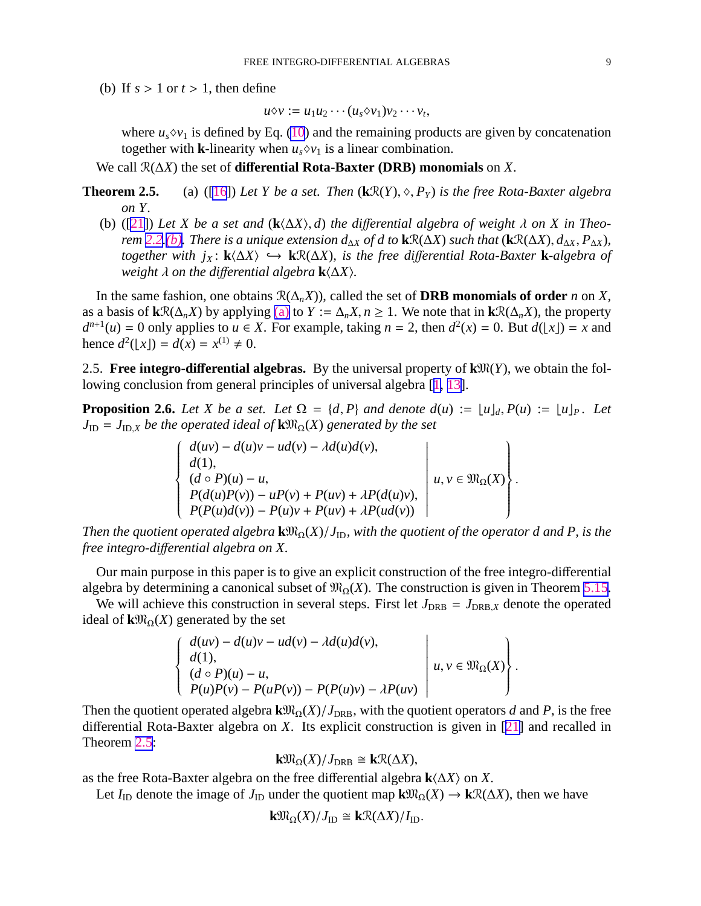(b) If $s > 1$ or $t > 1$, then define

$$u \diamond v := u_1 u_2 \cdots (u_s \diamond v_1) v_2 \cdots v_t,$$

where $u_s \diamond v_1$ is defined by Eq. (10) and the remaining products are given by concatenation together with $\mathbf{k}$-linearity when $u_s \diamond v_1$ is a linear combination.

We call $\mathfrak{R}(\Delta X)$ the set of **differential Rota-Baxter (DRB) monomials** on $X$.

**Theorem 2.5.** (a) ([16]) *Let $Y$ be a set. Then $(\mathbf{k}\mathfrak{R}(Y), \diamond, P_Y)$ is the free Rota-Baxter algebra on $Y$.*

(b) ([21]) *Let $X$ be a set and $(\mathbf{k}\langle \Delta X \rangle, d)$ the differential algebra of weight $\lambda$ on $X$ in Theorem 2.2.(b). There is a unique extension $d_{\Delta X}$ of $d$ to $\mathbf{k}\mathfrak{R}(\Delta X)$ such that $(\mathbf{k}\mathfrak{R}(\Delta X), d_{\Delta X}, P_{\Delta X})$, together with $j_X \colon \mathbf{k}\langle \Delta X \rangle \hookrightarrow \mathbf{k}\mathfrak{R}(\Delta X)$, is the free differential Rota-Baxter $\mathbf{k}$-algebra of weight $\lambda$ on the differential algebra $\mathbf{k}\langle \Delta X \rangle$.*

In the same fashion, one obtains $\mathfrak{R}(\Delta_n X))$, called the set of **DRB monomials of order** $n$ on $X$, as a basis of $\mathbf{k}\mathfrak{R}(\Delta_n X)$ by applying (a) to $Y := \Delta_n X, n \geq 1$. We note that in $\mathbf{k}\mathfrak{R}(\Delta_n X)$, the property $d^{n+1}(u) = 0$ only applies to $u \in X$. For example, taking $n = 2$, then $d^2(x) = 0$. But $d(\lfloor x \rfloor) = x$ and hence $d^2(\lfloor x \rfloor) = d(x) = x^{(1)} \neq 0$.

2.5. **Free integro-differential algebras.** By the universal property of $\mathbf{k}\mathfrak{M}(Y)$, we obtain the following conclusion from general principles of universal algebra [1, 13].

**Proposition 2.6.** *Let $X$ be a set. Let $\Omega = \{d, P\}$ and denote $d(u) := \lfloor u \rfloor_d, P(u) := \lfloor u \rfloor_P$. Let $J_{\rm ID} = J_{{\rm ID},X}$ be the operated ideal of $\mathbf{k}\mathfrak{M}_\Omega(X)$ generated by the set*

$$\left\{ \begin{array}{l} d(uv) - d(u)v - ud(v) - \lambda d(u)d(v), \\ d(1), \\ (d \circ P)(u) - u, \\ P(d(u)P(v)) - uP(v) + P(uv) + \lambda P(d(u)v), \\ P(P(u)d(v)) - P(u)v + P(uv) + \lambda P(ud(v)) \end{array} \middle| \; u, v \in \mathfrak{M}_\Omega(X) \right\}.$$

*Then the quotient operated algebra $\mathbf{k}\mathfrak{M}_\Omega(X)/J_{\rm ID}$, with the quotient of the operator $d$ and $P$, is the free integro-differential algebra on $X$.*

Our main purpose in this paper is to give an explicit construction of the free integro-differential algebra by determining a canonical subset of $\mathfrak{M}_\Omega(X)$. The construction is given in Theorem 5.15.

We will achieve this construction in several steps. First let $J_{\rm DRB} = J_{{\rm DRB},X}$ denote the operated ideal of $\mathbf{k}\mathfrak{M}_\Omega(X)$ generated by the set

$$\left\{ \begin{array}{l} d(uv) - d(u)v - ud(v) - \lambda d(u)d(v), \\ d(1), \\ (d \circ P)(u) - u, \\ P(u)P(v) - P(uP(v)) - P(P(u)v) - \lambda P(uv) \end{array} \middle| \; u, v \in \mathfrak{M}_\Omega(X) \right\}.$$

Then the quotient operated algebra $\mathbf{k}\mathfrak{M}_\Omega(X)/J_{\rm DRB}$, with the quotient operators $d$ and $P$, is the free differential Rota-Baxter algebra on $X$. Its explicit construction is given in [21] and recalled in Theorem 2.5:

$$\mathbf{k}\mathfrak{M}_\Omega(X)/J_{\rm DRB} \cong \mathbf{k}\mathfrak{R}(\Delta X),$$

as the free Rota-Baxter algebra on the free differential algebra $\mathbf{k}\langle \Delta X \rangle$ on $X$.

Let $I_{\rm ID}$ denote the image of $J_{\rm ID}$ under the quotient map $\mathbf{k}\mathfrak{M}_\Omega(X) \to \mathbf{k}\mathfrak{R}(\Delta X)$, then we have

$$\mathbf{k}\mathfrak{M}_\Omega(X)/J_{\rm ID} \cong \mathbf{k}\mathfrak{R}(\Delta X)/I_{\rm ID}.$$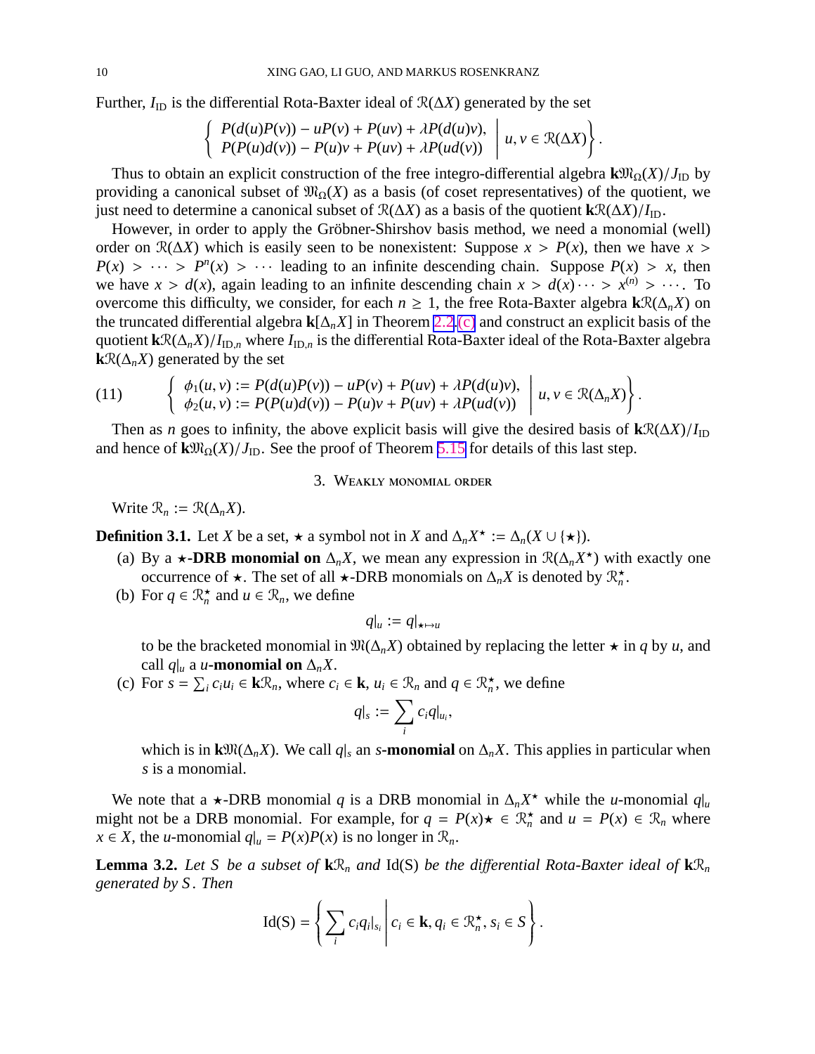Further, $I_{\text{ID}}$ is the differential Rota-Baxter ideal of $\mathcal{R}(\Delta X)$ generated by the set

$$\left\{ \begin{array}{l} P(d(u)P(v)) - uP(v) + P(uv) + \lambda P(d(u)v), \\ P(P(u)d(v)) - P(u)v + P(uv) + \lambda P(ud(v)) \end{array} \,\middle|\, u, v \in \mathcal{R}(\Delta X) \right\}.$$

Thus to obtain an explicit construction of the free integro-differential algebra $\mathbf{k}\mathfrak{M}_\Omega(X)/J_{\text{ID}}$ by providing a canonical subset of $\mathfrak{M}_\Omega(X)$ as a basis (of coset representatives) of the quotient, we just need to determine a canonical subset of $\mathcal{R}(\Delta X)$ as a basis of the quotient $\mathbf{k}\mathcal{R}(\Delta X)/I_{\text{ID}}$.

However, in order to apply the Gröbner-Shirshov basis method, we need a monomial (well) order on $\mathcal{R}(\Delta X)$ which is easily seen to be nonexistent: Suppose $x > P(x)$, then we have $x > P(x) > \cdots > P^n(x) > \cdots$ leading to an infinite descending chain. Suppose $P(x) > x$, then we have $x > d(x)$, again leading to an infinite descending chain $x > d(x) \cdots > x^{(n)} > \cdots$. To overcome this difficulty, we consider, for each $n \geq 1$, the free Rota-Baxter algebra $\mathbf{k}\mathcal{R}(\Delta_n X)$ on the truncated differential algebra $\mathbf{k}[\Delta_n X]$ in Theorem 2.2.(c) and construct an explicit basis of the quotient $\mathbf{k}\mathcal{R}(\Delta_n X)/I_{\text{ID},n}$ where $I_{\text{ID},n}$ is the differential Rota-Baxter ideal of the Rota-Baxter algebra $\mathbf{k}\mathcal{R}(\Delta_n X)$ generated by the set

$$\left\{ \begin{array}{l} \phi_1(u,v) := P(d(u)P(v)) - uP(v) + P(uv) + \lambda P(d(u)v), \\ \phi_2(u,v) := P(P(u)d(v)) - P(u)v + P(uv) + \lambda P(ud(v)) \end{array} \,\middle|\, u, v \in \mathcal{R}(\Delta_n X) \right\}. \tag{11}$$

Then as $n$ goes to infinity, the above explicit basis will give the desired basis of $\mathbf{k}\mathcal{R}(\Delta X)/I_{\text{ID}}$ and hence of $\mathbf{k}\mathfrak{M}_\Omega(X)/J_{\text{ID}}$. See the proof of Theorem 5.15 for details of this last step.

## 3. Weakly monomial order

Write $\mathcal{R}_n := \mathcal{R}(\Delta_n X)$.

**Definition 3.1.** Let $X$ be a set, $\star$ a symbol not in $X$ and $\Delta_n X^\star := \Delta_n(X \cup \{\star\})$.

(a) By a **$\star$-DRB monomial on** $\Delta_n X$, we mean any expression in $\mathcal{R}(\Delta_n X^\star)$ with exactly one occurrence of $\star$. The set of all $\star$-DRB monomials on $\Delta_n X$ is denoted by $\mathcal{R}_n^\star$.

(b) For $q \in \mathcal{R}_n^\star$ and $u \in \mathcal{R}_n$, we define

$$q|_u := q|_{\star \mapsto u}$$

to be the bracketed monomial in $\mathfrak{M}(\Delta_n X)$ obtained by replacing the letter $\star$ in $q$ by $u$, and call $q|_u$ a **$u$-monomial on** $\Delta_n X$.

(c) For $s = \sum_i c_i u_i \in \mathbf{k}\mathcal{R}_n$, where $c_i \in \mathbf{k}$, $u_i \in \mathcal{R}_n$ and $q \in \mathcal{R}_n^\star$, we define

$$q|_s := \sum_i c_i q|_{u_i},$$

which is in $\mathbf{k}\mathfrak{M}(\Delta_n X)$. We call $q|_s$ an **$s$-monomial** on $\Delta_n X$. This applies in particular when $s$ is a monomial.

We note that a $\star$-DRB monomial $q$ is a DRB monomial in $\Delta_n X^\star$ while the $u$-monomial $q|_u$ might not be a DRB monomial. For example, for $q = P(x)\star \in \mathcal{R}_n^\star$ and $u = P(x) \in \mathcal{R}_n$ where $x \in X$, the $u$-monomial $q|_u = P(x)P(x)$ is no longer in $\mathcal{R}_n$.

**Lemma 3.2.** *Let $S$ be a subset of $\mathbf{k}\mathcal{R}_n$ and $\text{Id}(S)$ be the differential Rota-Baxter ideal of $\mathbf{k}\mathcal{R}_n$ generated by $S$. Then*

$$\text{Id}(S) = \left\{ \sum_i c_i q_i|_{s_i} \,\middle|\, c_i \in \mathbf{k}, q_i \in \mathcal{R}_n^\star, s_i \in S \right\}.$$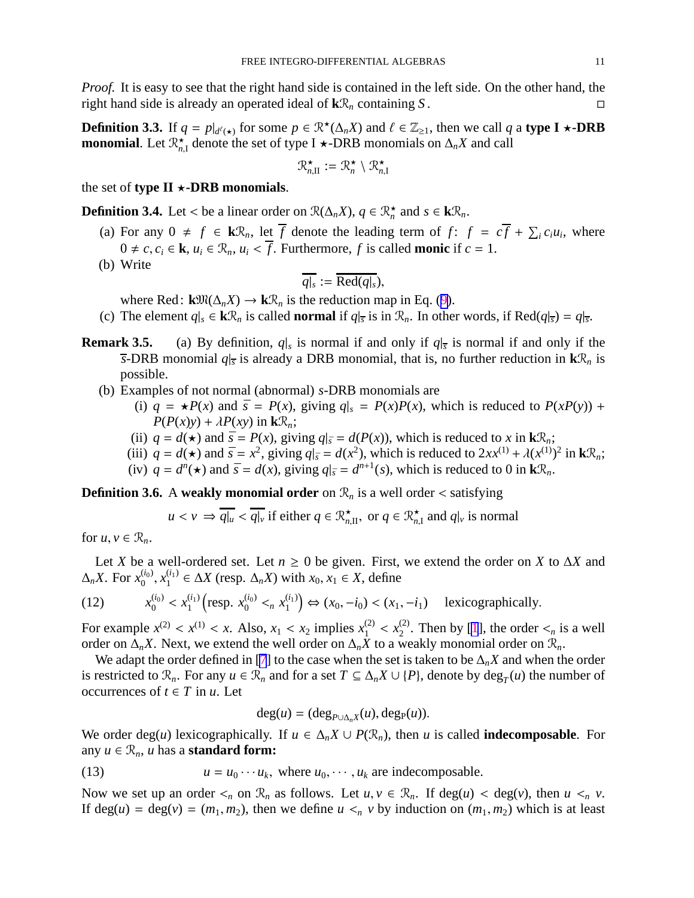*Proof.* It is easy to see that the right hand side is contained in the left side. On the other hand, the right hand side is already an operated ideal of $\mathbf{k}\mathcal{R}_n$ containing $S$. ◻

**Definition 3.3.** If $q = p|_{d^{\ell}(\star)}$ for some $p \in \mathcal{R}^{\star}(\Delta_n X)$ and $\ell \in \mathbb{Z}_{\geq 1}$, then we call $q$ a **type I $\star$-DRB monomial**. Let $\mathcal{R}^{\star}_{n,\mathrm{I}}$ denote the set of type I $\star$-DRB monomials on $\Delta_n X$ and call

$$\mathcal{R}^{\star}_{n,\mathrm{II}} := \mathcal{R}^{\star}_n \setminus \mathcal{R}^{\star}_{n,\mathrm{I}}$$

the set of **type II $\star$-DRB monomials**.

**Definition 3.4.** Let $<$ be a linear order on $\mathcal{R}(\Delta_n X)$, $q \in \mathcal{R}^{\star}_n$ and $s \in \mathbf{k}\mathcal{R}_n$.

(a) For any $0 \neq f \in \mathbf{k}\mathcal{R}_n$, let $\overline{f}$ denote the leading term of $f$: $f = c\overline{f} + \sum_i c_i u_i$, where $0 \neq c, c_i \in \mathbf{k}$, $u_i \in \mathcal{R}_n$, $u_i < \overline{f}$. Furthermore, $f$ is called **monic** if $c = 1$.

(b) Write

$$\overline{q|_s} := \overline{\mathrm{Red}(q|_s)},$$

where $\mathrm{Red}\colon \mathbf{k}\mathfrak{M}(\Delta_n X) \to \mathbf{k}\mathcal{R}_n$ is the reduction map in Eq. (9).

(c) The element $q|_s \in \mathbf{k}\mathcal{R}_n$ is called **normal** if $q|_{\overline{s}}$ is in $\mathcal{R}_n$. In other words, if $\mathrm{Red}(q|_{\overline{s}}) = q|_{\overline{s}}$.

**Remark 3.5.** (a) By definition, $q|_s$ is normal if and only if $q|_{\overline{s}}$ is normal if and only if the $\overline{s}$-DRB monomial $q|_{\overline{s}}$ is already a DRB monomial, that is, no further reduction in $\mathbf{k}\mathcal{R}_n$ is possible.

(b) Examples of not normal (abnormal) $s$-DRB monomials are

(i) $q = \star P(x)$ and $\overline{s} = P(x)$, giving $q|_s = P(x)P(x)$, which is reduced to $P(xP(y)) + P(P(x)y) + \lambda P(xy)$ in $\mathbf{k}\mathcal{R}_n$;

(ii) $q = d(\star)$ and $\overline{s} = P(x)$, giving $q|_{\overline{s}} = d(P(x))$, which is reduced to $x$ in $\mathbf{k}\mathcal{R}_n$;

(iii) $q = d(\star)$ and $\overline{s} = x^2$, giving $q|_{\overline{s}} = d(x^2)$, which is reduced to $2xx^{(1)} + \lambda(x^{(1)})^2$ in $\mathbf{k}\mathcal{R}_n$;

(iv) $q = d^n(\star)$ and $\overline{s} = d(x)$, giving $q|_{\overline{s}} = d^{n+1}(s)$, which is reduced to $0$ in $\mathbf{k}\mathcal{R}_n$.

**Definition 3.6.** A **weakly monomial order** on $\mathcal{R}_n$ is a well order $<$ satisfying

$$u < v \Rightarrow \overline{q|_u} < \overline{q|_v} \text{ if either } q \in \mathcal{R}^{\star}_{n,\mathrm{II}}, \text{ or } q \in \mathcal{R}^{\star}_{n,\mathrm{I}} \text{ and } q|_v \text{ is normal}$$

for $u, v \in \mathcal{R}_n$.

Let $X$ be a well-ordered set. Let $n \geq 0$ be given. First, we extend the order on $X$ to $\Delta X$ and $\Delta_n X$. For $x_0^{(i_0)}, x_1^{(i_1)} \in \Delta X$ (resp. $\Delta_n X$) with $x_0, x_1 \in X$, define

$$x_0^{(i_0)} < x_1^{(i_1)} \left(\text{resp. } x_0^{(i_0)} <_n x_1^{(i_1)}\right) \Leftrightarrow (x_0, -i_0) < (x_1, -i_1) \quad \text{lexicographically.} \tag{12}$$

For example $x^{(2)} < x^{(1)} < x$. Also, $x_1 < x_2$ implies $x_1^{(2)} < x_2^{(2)}$. Then by [1], the order $<_n$ is a well order on $\Delta_n X$. Next, we extend the well order on $\Delta_n X$ to a weakly monomial order on $\mathcal{R}_n$.

We adapt the order defined in [7] to the case when the set is taken to be $\Delta_n X$ and when the order is restricted to $\mathcal{R}_n$. For any $u \in \mathcal{R}_n$ and for a set $T \subseteq \Delta_n X \cup \{P\}$, denote by $\deg_T(u)$ the number of occurrences of $t \in T$ in $u$. Let

$$\deg(u) = (\deg_{P \cup \Delta_n X}(u), \deg_P(u)).$$

We order $\deg(u)$ lexicographically. If $u \in \Delta_n X \cup P(\mathcal{R}_n)$, then $u$ is called **indecomposable**. For any $u \in \mathcal{R}_n$, $u$ has a **standard form:**

$$u = u_0 \cdots u_k, \text{ where } u_0, \cdots, u_k \text{ are indecomposable.} \tag{13}$$

Now we set up an order $<_n$ on $\mathcal{R}_n$ as follows. Let $u, v \in \mathcal{R}_n$. If $\deg(u) < \deg(v)$, then $u <_n v$. If $\deg(u) = \deg(v) = (m_1, m_2)$, then we define $u <_n v$ by induction on $(m_1, m_2)$ which is at least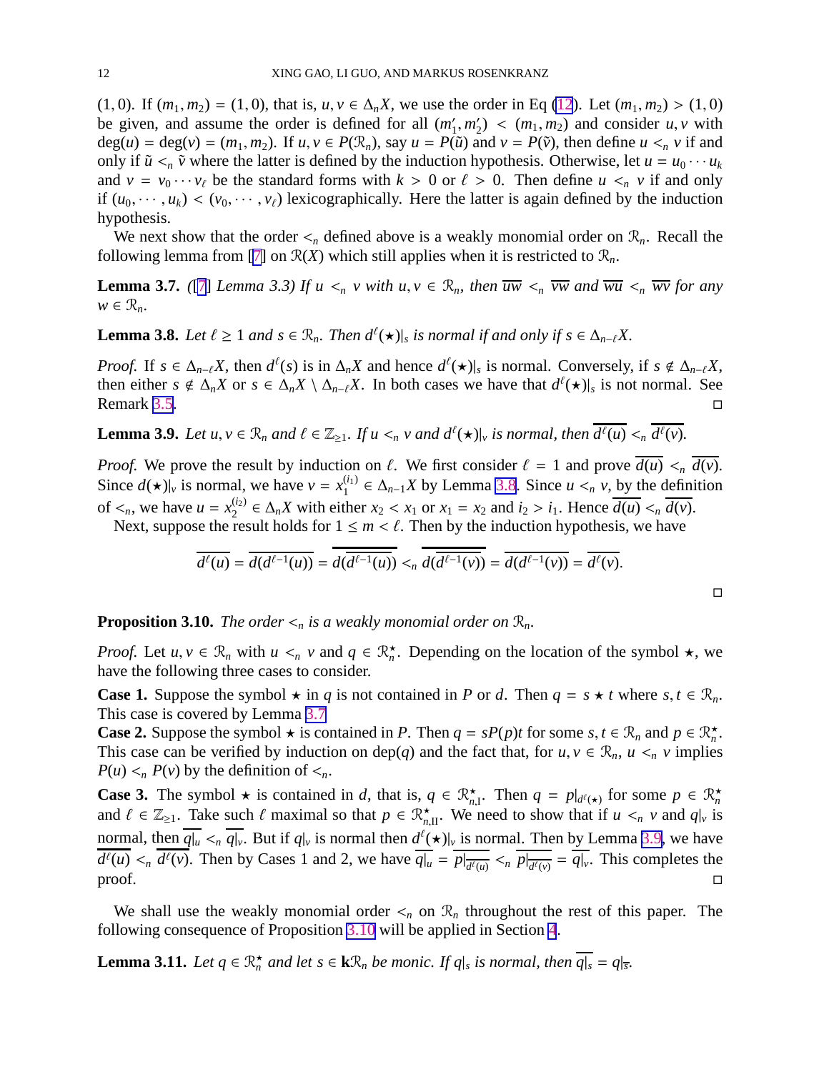$(1,0)$. If $(m_1,m_2)=(1,0)$, that is, $u,v\in\Delta_nX$, we use the order in Eq (12). Let $(m_1,m_2)>(1,0)$ be given, and assume the order is defined for all $(m_1',m_2')<(m_1,m_2)$ and consider $u,v$ with $\deg(u)=\deg(v)=(m_1,m_2)$. If $u,v\in P(\mathcal{R}_n)$, say $u=P(\tilde{u})$ and $v=P(\tilde{v})$, then define $u<_n v$ if and only if $\tilde{u}<_n\tilde{v}$ where the latter is defined by the induction hypothesis. Otherwise, let $u=u_0\cdots u_k$ and $v=v_0\cdots v_\ell$ be the standard forms with $k>0$ or $\ell>0$. Then define $u<_n v$ if and only if $(u_0,\cdots,u_k)<(v_0,\cdots,v_\ell)$ lexicographically. Here the latter is again defined by the induction hypothesis.

We next show that the order $<_n$ defined above is a weakly monomial order on $\mathcal{R}_n$. Recall the following lemma from [7] on $\mathcal{R}(X)$ which still applies when it is restricted to $\mathcal{R}_n$.

**Lemma 3.7.** *([7] Lemma 3.3) If $u<_n v$ with $u,v\in\mathcal{R}_n$, then $\overline{uw}<_n\overline{vw}$ and $\overline{wu}<_n\overline{wv}$ for any $w\in\mathcal{R}_n$.*

**Lemma 3.8.** *Let $\ell\geq 1$ and $s\in\mathcal{R}_n$. Then $d^\ell(\star)|_s$ is normal if and only if $s\in\Delta_{n-\ell}X$.*

*Proof.* If $s\in\Delta_{n-\ell}X$, then $d^\ell(s)$ is in $\Delta_nX$ and hence $d^\ell(\star)|_s$ is normal. Conversely, if $s\notin\Delta_{n-\ell}X$, then either $s\notin\Delta_nX$ or $s\in\Delta_nX\setminus\Delta_{n-\ell}X$. In both cases we have that $d^\ell(\star)|_s$ is not normal. See Remark 3.5. $\square$

**Lemma 3.9.** *Let $u,v\in\mathcal{R}_n$ and $\ell\in\mathbb{Z}_{\geq1}$. If $u<_n v$ and $d^\ell(\star)|_v$ is normal, then $\overline{d^\ell(u)}<_n\overline{d^\ell(v)}$.*

*Proof.* We prove the result by induction on $\ell$. We first consider $\ell=1$ and prove $\overline{d(u)}<_n\overline{d(v)}$. Since $d(\star)|_v$ is normal, we have $v=x_1^{(i_1)}\in\Delta_{n-1}X$ by Lemma 3.8. Since $u<_n v$, by the definition of $<_n$, we have $u=x_2^{(i_2)}\in\Delta_nX$ with either $x_2<x_1$ or $x_1=x_2$ and $i_2>i_1$. Hence $\overline{d(u)}<_n\overline{d(v)}$.

Next, suppose the result holds for $1\leq m<\ell$. Then by the induction hypothesis, we have

$$\overline{d^\ell(u)}=\overline{d(d^{\ell-1}(u))}=\overline{d(\overline{d^{\ell-1}(u)})}<_n\overline{d(\overline{d^{\ell-1}(v)})}=\overline{d(d^{\ell-1}(v))}=\overline{d^\ell(v)}.$$

$\square$

**Proposition 3.10.** *The order $<_n$ is a weakly monomial order on $\mathcal{R}_n$.*

*Proof.* Let $u,v\in\mathcal{R}_n$ with $u<_n v$ and $q\in\mathcal{R}_n^\star$. Depending on the location of the symbol $\star$, we have the following three cases to consider.

**Case 1.** Suppose the symbol $\star$ in $q$ is not contained in $P$ or $d$. Then $q=s\star t$ where $s,t\in\mathcal{R}_n$. This case is covered by Lemma 3.7.

**Case 2.** Suppose the symbol $\star$ is contained in $P$. Then $q=sP(p)t$ for some $s,t\in\mathcal{R}_n$ and $p\in\mathcal{R}_n^\star$. This case can be verified by induction on $\operatorname{dep}(q)$ and the fact that, for $u,v\in\mathcal{R}_n$, $u<_n v$ implies $P(u)<_n P(v)$ by the definition of $<_n$.

**Case 3.** The symbol $\star$ is contained in $d$, that is, $q\in\mathcal{R}_{n,\mathrm{I}}^\star$. Then $q=p|_{d^\ell(\star)}$ for some $p\in\mathcal{R}_n^\star$ and $\ell\in\mathbb{Z}_{\geq1}$. Take such $\ell$ maximal so that $p\in\mathcal{R}_{n,\mathrm{II}}^\star$. We need to show that if $u<_n v$ and $q|_v$ is normal, then $\overline{q|_u}<_n\overline{q|_v}$. But if $q|_v$ is normal then $d^\ell(\star)|_v$ is normal. Then by Lemma 3.9, we have $\overline{d^\ell(u)}<_n\overline{d^\ell(v)}$. Then by Cases 1 and 2, we have $\overline{q|_u}=\overline{p|_{\overline{d^\ell(u)}}}<_n\overline{p|_{\overline{d^\ell(v)}}}=\overline{q|_v}$. This completes the proof. $\square$

We shall use the weakly monomial order $<_n$ on $\mathcal{R}_n$ throughout the rest of this paper. The following consequence of Proposition 3.10 will be applied in Section 4.

**Lemma 3.11.** *Let $q\in\mathcal{R}_n^\star$ and let $s\in\mathbf{k}\mathcal{R}_n$ be monic. If $q|_s$ is normal, then $\overline{q|_s}=q|_{\overline{s}}$.*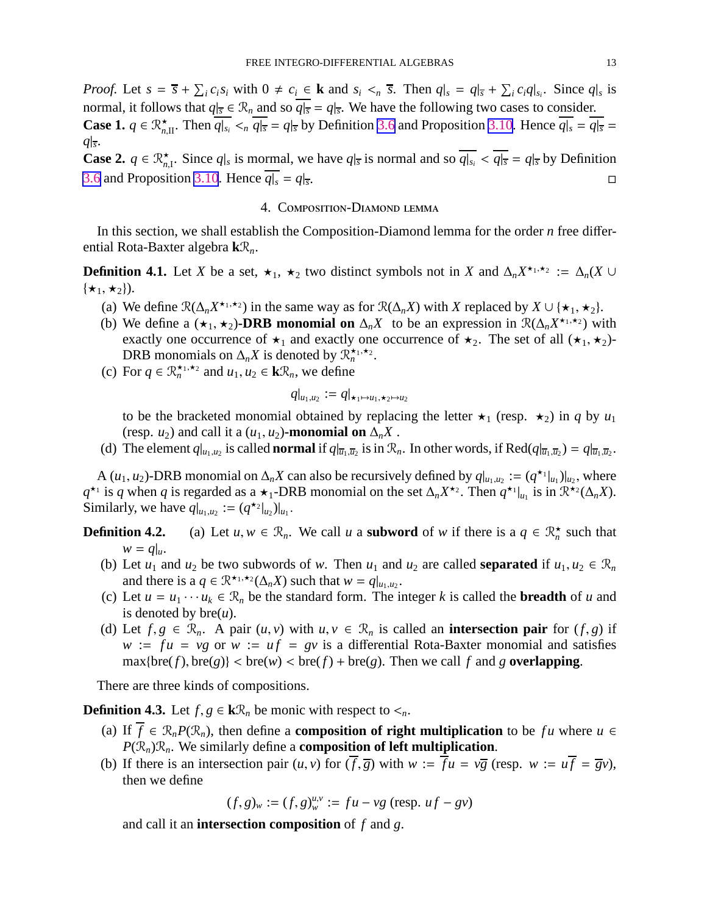*Proof.* Let $s = \overline{s} + \sum_i c_i s_i$ with $0 \neq c_i \in \mathbf{k}$ and $s_i <_n \overline{s}$. Then $q|_s = q|_{\overline{s}} + \sum_i c_i q|_{s_i}$. Since $q|_s$ is normal, it follows that $q|_{\overline{s}} \in \mathcal{R}_n$ and so $\overline{q|_{\overline{s}}} = q|_{\overline{s}}$. We have the following two cases to consider.

**Case 1.** $q \in \mathcal{R}^{\star}_{n,\text{II}}$. Then $\overline{q|_{s_i}} <_n \overline{q|_{\overline{s}}} = q|_{\overline{s}}$ by Definition 3.6 and Proposition 3.10. Hence $\overline{q|_s} = \overline{q|_{\overline{s}}} = q|_{\overline{s}}$.

**Case 2.** $q \in \mathcal{R}^{\star}_{n,\text{I}}$. Since $q|_s$ is mormal, we have $q|_{\overline{s}}$ is normal and so $\overline{q|_{s_i}} < \overline{q|_{\overline{s}}} = q|_{\overline{s}}$ by Definition 3.6 and Proposition 3.10. Hence $\overline{q|_s} = q|_{\overline{s}}$. □

## 4. Composition-Diamond lemma

In this section, we shall establish the Composition-Diamond lemma for the order $n$ free differential Rota-Baxter algebra $\mathbf{k}\mathcal{R}_n$.

**Definition 4.1.** Let $X$ be a set, $\star_1$, $\star_2$ two distinct symbols not in $X$ and $\Delta_n X^{\star_1,\star_2} := \Delta_n(X \cup \{\star_1, \star_2\})$.

(a) We define $\mathcal{R}(\Delta_n X^{\star_1,\star_2})$ in the same way as for $\mathcal{R}(\Delta_n X)$ with $X$ replaced by $X \cup \{\star_1, \star_2\}$.

(b) We define a $(\star_1, \star_2)$-**DRB monomial on** $\Delta_n X$ to be an expression in $\mathcal{R}(\Delta_n X^{\star_1,\star_2})$ with exactly one occurrence of $\star_1$ and exactly one occurrence of $\star_2$. The set of all $(\star_1, \star_2)$-DRB monomials on $\Delta_n X$ is denoted by $\mathcal{R}^{\star_1,\star_2}_n$.

(c) For $q \in \mathcal{R}^{\star_1,\star_2}_n$ and $u_1, u_2 \in \mathbf{k}\mathcal{R}_n$, we define

$$q|_{u_1,u_2} := q|_{\star_1 \mapsto u_1, \star_2 \mapsto u_2}$$

to be the bracketed monomial obtained by replacing the letter $\star_1$ (resp. $\star_2$) in $q$ by $u_1$ (resp. $u_2$) and call it a $(u_1, u_2)$-**monomial on** $\Delta_n X$.

(d) The element $q|_{u_1,u_2}$ is called **normal** if $q|_{\overline{u}_1,\overline{u}_2}$ is in $\mathcal{R}_n$. In other words, if $\text{Red}(q|_{\overline{u}_1,\overline{u}_2}) = q|_{\overline{u}_1,\overline{u}_2}$.

A $(u_1, u_2)$-DRB monomial on $\Delta_n X$ can also be recursively defined by $q|_{u_1,u_2} := (q^{\star_1}|_{u_1})|_{u_2}$, where $q^{\star_1}$ is $q$ when $q$ is regarded as a $\star_1$-DRB monomial on the set $\Delta_n X^{\star_2}$. Then $q^{\star_1}|_{u_1}$ is in $\mathcal{R}^{\star_2}(\Delta_n X)$. Similarly, we have $q|_{u_1,u_2} := (q^{\star_2}|_{u_2})|_{u_1}$.

**Definition 4.2.** (a) Let $u, w \in \mathcal{R}_n$. We call $u$ a **subword** of $w$ if there is a $q \in \mathcal{R}^{\star}_n$ such that $w = q|_u$.

(b) Let $u_1$ and $u_2$ be two subwords of $w$. Then $u_1$ and $u_2$ are called **separated** if $u_1, u_2 \in \mathcal{R}_n$ and there is a $q \in \mathcal{R}^{\star_1,\star_2}(\Delta_n X)$ such that $w = q|_{u_1,u_2}$.

(c) Let $u = u_1 \cdots u_k \in \mathcal{R}_n$ be the standard form. The integer $k$ is called the **breadth** of $u$ and is denoted by $\text{bre}(u)$.

(d) Let $f, g \in \mathcal{R}_n$. A pair $(u, v)$ with $u, v \in \mathcal{R}_n$ is called an **intersection pair** for $(f, g)$ if $w := fu = vg$ or $w := uf = gv$ is a differential Rota-Baxter monomial and satisfies $\max\{\text{bre}(f), \text{bre}(g)\} < \text{bre}(w) < \text{bre}(f) + \text{bre}(g)$. Then we call $f$ and $g$ **overlapping**.

There are three kinds of compositions.

**Definition 4.3.** Let $f, g \in \mathbf{k}\mathcal{R}_n$ be monic with respect to $<_n$.

(a) If $\overline{f} \in \mathcal{R}_n P(\mathcal{R}_n)$, then define a **composition of right multiplication** to be $fu$ where $u \in P(\mathcal{R}_n)\mathcal{R}_n$. We similarly define a **composition of left multiplication**.

(b) If there is an intersection pair $(u, v)$ for $(\overline{f}, \overline{g})$ with $w := \overline{f}u = v\overline{g}$ (resp. $w := u\overline{f} = \overline{g}v$), then we define

$$(f, g)_w := (f, g)^{u,v}_w := fu - vg \text{ (resp. } uf - gv)$$

and call it an **intersection composition** of $f$ and $g$.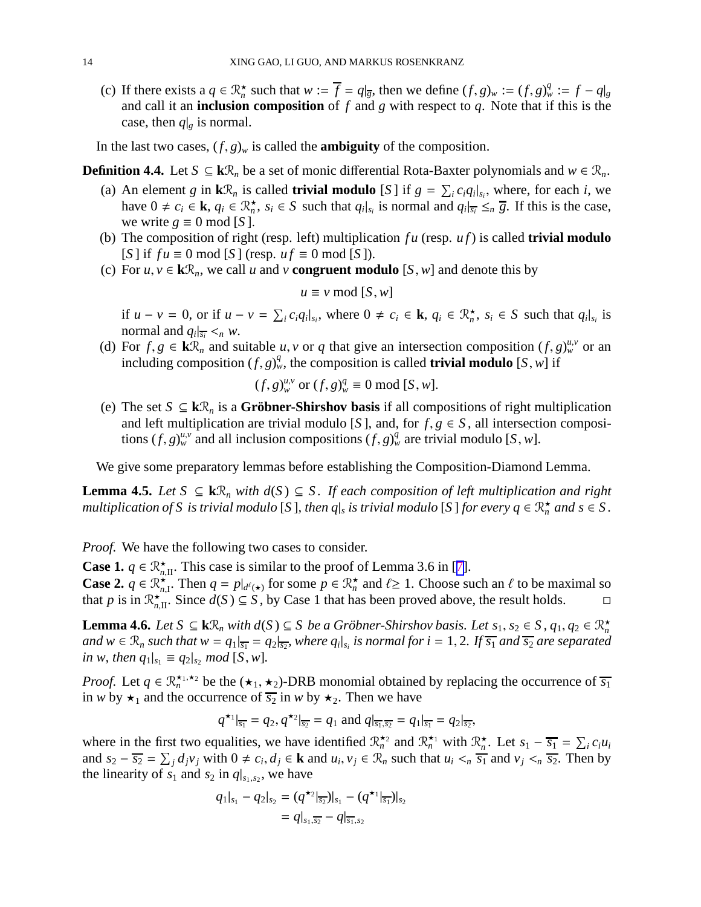(c) If there exists a $q \in \mathcal{R}_n^\star$ such that $w := \overline{f} = q|_{\overline{g}}$, then we define $(f,g)_w := (f,g)_w^q := f - q|_g$ and call it an **inclusion composition** of $f$ and $g$ with respect to $q$. Note that if this is the case, then $q|_g$ is normal.

In the last two cases, $(f,g)_w$ is called the **ambiguity** of the composition.

**Definition 4.4.** Let $S \subseteq \mathbf{k}\mathcal{R}_n$ be a set of monic differential Rota-Baxter polynomials and $w \in \mathcal{R}_n$.

(a) An element $g$ in $\mathbf{k}\mathcal{R}_n$ is called **trivial modulo** $[S]$ if $g = \sum_i c_i q_i|_{s_i}$, where, for each $i$, we have $0 \neq c_i \in \mathbf{k}$, $q_i \in \mathcal{R}_n^\star$, $s_i \in S$ such that $q_i|_{s_i}$ is normal and $q_i|_{\overline{s_i}} \leq_n \overline{g}$. If this is the case, we write $g \equiv 0 \bmod [S]$.

(b) The composition of right (resp. left) multiplication $fu$ (resp. $uf$) is called **trivial modulo** $[S]$ if $fu \equiv 0 \bmod [S]$ (resp. $uf \equiv 0 \bmod [S]$).

(c) For $u, v \in \mathbf{k}\mathcal{R}_n$, we call $u$ and $v$ **congruent modulo** $[S, w]$ and denote this by

$$u \equiv v \bmod [S, w]$$

if $u - v = 0$, or if $u - v = \sum_i c_i q_i|_{s_i}$, where $0 \neq c_i \in \mathbf{k}$, $q_i \in \mathcal{R}_n^\star$, $s_i \in S$ such that $q_i|_{s_i}$ is normal and $q_i|_{\overline{s_i}} <_n w$.

(d) For $f, g \in \mathbf{k}\mathcal{R}_n$ and suitable $u, v$ or $q$ that give an intersection composition $(f,g)_w^{u,v}$ or an including composition $(f,g)_w^q$, the composition is called **trivial modulo** $[S, w]$ if

$$(f,g)_w^{u,v} \text{ or } (f,g)_w^q \equiv 0 \bmod [S, w].$$

(e) The set $S \subseteq \mathbf{k}\mathcal{R}_n$ is a **Gröbner-Shirshov basis** if all compositions of right multiplication and left multiplication are trivial modulo $[S]$, and, for $f, g \in S$, all intersection compositions $(f,g)_w^{u,v}$ and all inclusion compositions $(f,g)_w^q$ are trivial modulo $[S, w]$.

We give some preparatory lemmas before establishing the Composition-Diamond Lemma.

**Lemma 4.5.** *Let $S \subseteq \mathbf{k}\mathcal{R}_n$ with $d(S) \subseteq S$. If each composition of left multiplication and right multiplication of $S$ is trivial modulo $[S]$, then $q|_s$ is trivial modulo $[S]$ for every $q \in \mathcal{R}_n^\star$ and $s \in S$.*

*Proof.* We have the following two cases to consider.

**Case 1.** $q \in \mathcal{R}_{n,\mathrm{II}}^\star$. This case is similar to the proof of Lemma 3.6 in [7].

**Case 2.** $q \in \mathcal{R}_{n,\mathrm{I}}^\star$. Then $q = p|_{d^\ell(\star)}$ for some $p \in \mathcal{R}_n^\star$ and $\ell \geq 1$. Choose such an $\ell$ to be maximal so that $p$ is in $\mathcal{R}_{n,\mathrm{II}}^\star$. Since $d(S) \subseteq S$, by Case 1 that has been proved above, the result holds. □

**Lemma 4.6.** *Let $S \subseteq \mathbf{k}\mathcal{R}_n$ with $d(S) \subseteq S$ be a Gröbner-Shirshov basis. Let $s_1, s_2 \in S$, $q_1, q_2 \in \mathcal{R}_n^\star$ and $w \in \mathcal{R}_n$ such that $w = q_1|_{\overline{s_1}} = q_2|_{\overline{s_2}}$, where $q_i|_{s_i}$ is normal for $i = 1, 2$. If $\overline{s_1}$ and $\overline{s_2}$ are separated in $w$, then $q_1|_{s_1} \equiv q_2|_{s_2}$ mod $[S, w]$.*

*Proof.* Let $q \in \mathcal{R}_n^{\star_1, \star_2}$ be the $(\star_1, \star_2)$-DRB monomial obtained by replacing the occurrence of $\overline{s_1}$ in $w$ by $\star_1$ and the occurrence of $\overline{s_2}$ in $w$ by $\star_2$. Then we have

$$q^{\star_1}|_{\overline{s_1}} = q_2, q^{\star_2}|_{\overline{s_2}} = q_1 \text{ and } q|_{\overline{s_1}, \overline{s_2}} = q_1|_{\overline{s_1}} = q_2|_{\overline{s_2}},$$

where in the first two equalities, we have identified $\mathcal{R}_n^{\star_2}$ and $\mathcal{R}_n^{\star_1}$ with $\mathcal{R}_n^\star$. Let $s_1 - \overline{s_1} = \sum_i c_i u_i$ and $s_2 - \overline{s_2} = \sum_j d_j v_j$ with $0 \neq c_i, d_j \in \mathbf{k}$ and $u_i, v_j \in \mathcal{R}_n$ such that $u_i <_n \overline{s_1}$ and $v_j <_n \overline{s_2}$. Then by the linearity of $s_1$ and $s_2$ in $q|_{s_1, s_2}$, we have

$$\begin{aligned} q_1|_{s_1} - q_2|_{s_2} &= (q^{\star_2}|_{\overline{s_2}})|_{s_1} - (q^{\star_1}|_{\overline{s_1}})|_{s_2} \\ &= q|_{s_1, \overline{s_2}} - q|_{\overline{s_1}, s_2} \end{aligned}$$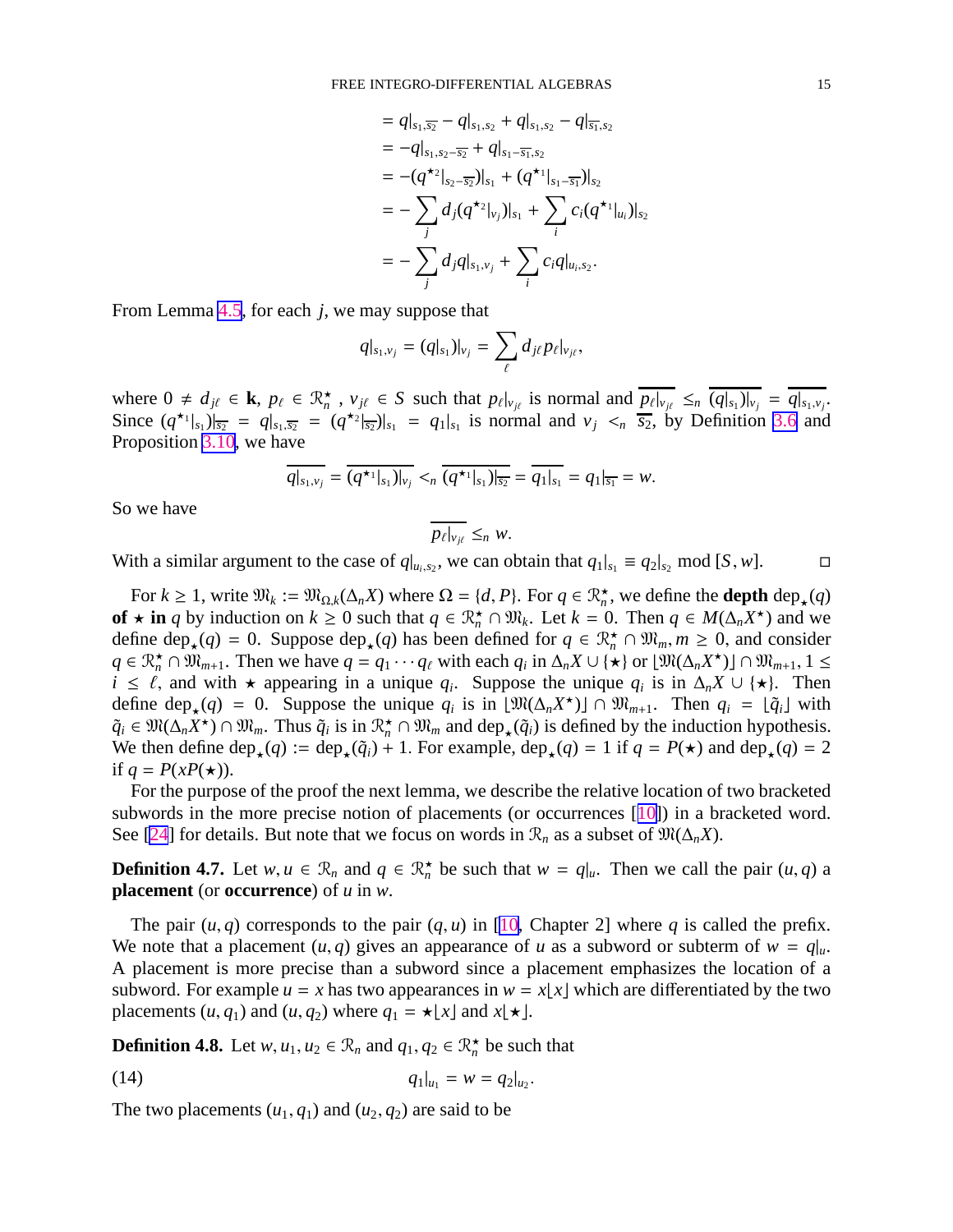$$
\begin{aligned}
&= q|_{s_1,\overline{s_2}} - q|_{s_1,s_2} + q|_{s_1,s_2} - q|_{\overline{s_1},s_2} \\
&= -q|_{s_1,s_2-\overline{s_2}} + q|_{s_1-\overline{s_1},s_2} \\
&= -(q^{\star_2}|_{s_2-\overline{s_2}})|_{s_1} + (q^{\star_1}|_{s_1-\overline{s_1}})|_{s_2} \\
&= -\sum_j d_j(q^{\star_2}|_{v_j})|_{s_1} + \sum_i c_i(q^{\star_1}|_{u_i})|_{s_2} \\
&= -\sum_j d_j q|_{s_1,v_j} + \sum_i c_i q|_{u_i,s_2}.
\end{aligned}
$$

From Lemma 4.5, for each $j$, we may suppose that

$$
q|_{s_1,v_j} = (q|_{s_1})|_{v_j} = \sum_\ell d_{j\ell} p_\ell|_{v_{j\ell}},
$$

where $0 \neq d_{j\ell} \in \mathbf{k}$, $p_\ell \in \mathfrak{R}_n^\star$, $v_{j\ell} \in S$ such that $p_\ell|_{v_{j\ell}}$ is normal and $\overline{p_\ell|_{v_{j\ell}}} \leq_n \overline{(q|_{s_1})|_{v_j}} = \overline{q|_{s_1,v_j}}$. Since $(q^{\star_1}|_{s_1})|_{\overline{s_2}} = q|_{s_1,\overline{s_2}} = (q^{\star_2}|_{\overline{s_2}})|_{s_1} = q_1|_{s_1}$ is normal and $v_j <_n \overline{s_2}$, by Definition 3.6 and Proposition 3.10, we have

$$
\overline{q|_{s_1,v_j}} = \overline{(q^{\star_1}|_{s_1})|_{v_j}} <_n \overline{(q^{\star_1}|_{s_1})|_{\overline{s_2}}} = \overline{q_1|_{s_1}} = q_1|_{\overline{s_1}} = w.
$$

So we have

$$
\overline{p_\ell|_{v_{j\ell}}} \leq_n w.
$$

With a similar argument to the case of $q|_{u_i,s_2}$, we can obtain that $q_1|_{s_1} \equiv q_2|_{s_2} \mod [S,w]$. $\square$

For $k \geq 1$, write $\mathfrak{M}_k := \mathfrak{M}_{\Omega,k}(\Delta_n X)$ where $\Omega = \{d, P\}$. For $q \in \mathfrak{R}_n^\star$, we define the **depth** $\mathrm{dep}_\star(q)$ **of** $\star$ **in** $q$ by induction on $k \geq 0$ such that $q \in \mathfrak{R}_n^\star \cap \mathfrak{M}_k$. Let $k = 0$. Then $q \in M(\Delta_n X^\star)$ and we define $\mathrm{dep}_\star(q) = 0$. Suppose $\mathrm{dep}_\star(q)$ has been defined for $q \in \mathfrak{R}_n^\star \cap \mathfrak{M}_m, m \geq 0$, and consider $q \in \mathfrak{R}_n^\star \cap \mathfrak{M}_{m+1}$. Then we have $q = q_1 \cdots q_\ell$ with each $q_i$ in $\Delta_n X \cup \{\star\}$ or $\lfloor \mathfrak{M}(\Delta_n X^\star) \rfloor \cap \mathfrak{M}_{m+1}$, $1 \leq i \leq \ell$, and with $\star$ appearing in a unique $q_i$. Suppose the unique $q_i$ is in $\Delta_n X \cup \{\star\}$. Then define $\mathrm{dep}_\star(q) = 0$. Suppose the unique $q_i$ is in $\lfloor \mathfrak{M}(\Delta_n X^\star) \rfloor \cap \mathfrak{M}_{m+1}$. Then $q_i = \lfloor \tilde{q}_i \rfloor$ with $\tilde{q}_i \in \mathfrak{M}(\Delta_n X^\star) \cap \mathfrak{M}_m$. Thus $\tilde{q}_i$ is in $\mathfrak{R}_n^\star \cap \mathfrak{M}_m$ and $\mathrm{dep}_\star(\tilde{q}_i)$ is defined by the induction hypothesis. We then define $\mathrm{dep}_\star(q) := \mathrm{dep}_\star(\tilde{q}_i) + 1$. For example, $\mathrm{dep}_\star(q) = 1$ if $q = P(\star)$ and $\mathrm{dep}_\star(q) = 2$ if $q = P(xP(\star))$.

For the purpose of the proof the next lemma, we describe the relative location of two bracketed subwords in the more precise notion of placements (or occurrences [10]) in a bracketed word. See [24] for details. But note that we focus on words in $\mathfrak{R}_n$ as a subset of $\mathfrak{M}(\Delta_n X)$.

**Definition 4.7.** Let $w, u \in \mathfrak{R}_n$ and $q \in \mathfrak{R}_n^\star$ be such that $w = q|_u$. Then we call the pair $(u, q)$ a **placement** (or **occurrence**) of $u$ in $w$.

The pair $(u, q)$ corresponds to the pair $(q, u)$ in [10, Chapter 2] where $q$ is called the prefix. We note that a placement $(u, q)$ gives an appearance of $u$ as a subword or subterm of $w = q|_u$. A placement is more precise than a subword since a placement emphasizes the location of a subword. For example $u = x$ has two appearances in $w = x\lfloor x \rfloor$ which are differentiated by the two placements $(u, q_1)$ and $(u, q_2)$ where $q_1 = \star\lfloor x \rfloor$ and $x\lfloor \star \rfloor$.

**Definition 4.8.** Let $w, u_1, u_2 \in \mathfrak{R}_n$ and $q_1, q_2 \in \mathfrak{R}_n^\star$ be such that

$$
q_1|_{u_1} = w = q_2|_{u_2}. \tag{14}
$$

The two placements $(u_1, q_1)$ and $(u_2, q_2)$ are said to be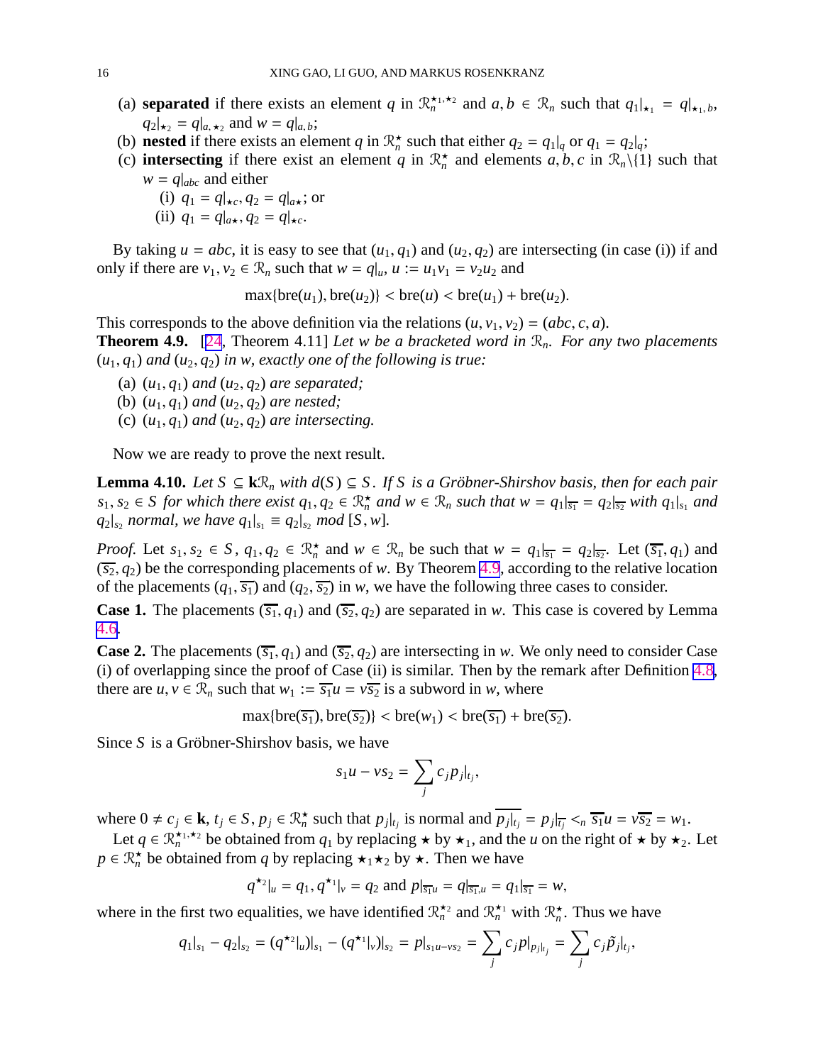(a) **separated** if there exists an element $q$ in $\mathcal{R}_n^{\star_1,\star_2}$ and $a, b \in \mathcal{R}_n$ such that $q_1|_{\star_1} = q|_{\star_1, b}$, $q_2|_{\star_2} = q|_{a, \star_2}$ and $w = q|_{a,b}$;

(b) **nested** if there exists an element $q$ in $\mathcal{R}_n^{\star}$ such that either $q_2 = q_1|_q$ or $q_1 = q_2|_q$;

(c) **intersecting** if there exist an element $q$ in $\mathcal{R}_n^{\star}$ and elements $a, b, c$ in $\mathcal{R}_n \backslash \{1\}$ such that $w = q|_{abc}$ and either
  - (i) $q_1 = q|_{\star c}, q_2 = q|_{a\star}$; or
  - (ii) $q_1 = q|_{a\star}, q_2 = q|_{\star c}$.

By taking $u = abc$, it is easy to see that $(u_1, q_1)$ and $(u_2, q_2)$ are intersecting (in case (i)) if and only if there are $v_1, v_2 \in \mathcal{R}_n$ such that $w = q|_u$, $u := u_1 v_1 = v_2 u_2$ and

$$\max\{\mathrm{bre}(u_1), \mathrm{bre}(u_2)\} < \mathrm{bre}(u) < \mathrm{bre}(u_1) + \mathrm{bre}(u_2).$$

This corresponds to the above definition via the relations $(u, v_1, v_2) = (abc, c, a)$.

**Theorem 4.9.** [24, Theorem 4.11] *Let $w$ be a bracketed word in $\mathcal{R}_n$. For any two placements $(u_1, q_1)$ and $(u_2, q_2)$ in $w$, exactly one of the following is true:*

(a) *$(u_1, q_1)$ and $(u_2, q_2)$ are separated;*
(b) *$(u_1, q_1)$ and $(u_2, q_2)$ are nested;*
(c) *$(u_1, q_1)$ and $(u_2, q_2)$ are intersecting.*

Now we are ready to prove the next result.

**Lemma 4.10.** *Let $S \subseteq \mathbf{k}\mathcal{R}_n$ with $d(S) \subseteq S$. If $S$ is a Gröbner-Shirshov basis, then for each pair $s_1, s_2 \in S$ for which there exist $q_1, q_2 \in \mathcal{R}_n^{\star}$ and $w \in \mathcal{R}_n$ such that $w = q_1|_{\overline{s_1}} = q_2|_{\overline{s_2}}$ with $q_1|_{s_1}$ and $q_2|_{s_2}$ normal, we have $q_1|_{s_1} \equiv q_2|_{s_2}$ mod $[S, w]$.*

*Proof.* Let $s_1, s_2 \in S$, $q_1, q_2 \in \mathcal{R}_n^{\star}$ and $w \in \mathcal{R}_n$ be such that $w = q_1|_{\overline{s_1}} = q_2|_{\overline{s_2}}$. Let $(\overline{s_1}, q_1)$ and $(\overline{s_2}, q_2)$ be the corresponding placements of $w$. By Theorem 4.9, according to the relative location of the placements $(q_1, \overline{s_1})$ and $(q_2, \overline{s_2})$ in $w$, we have the following three cases to consider.

**Case 1.** The placements $(\overline{s_1}, q_1)$ and $(\overline{s_2}, q_2)$ are separated in $w$. This case is covered by Lemma 4.6.

**Case 2.** The placements $(\overline{s_1}, q_1)$ and $(\overline{s_2}, q_2)$ are intersecting in $w$. We only need to consider Case (i) of overlapping since the proof of Case (ii) is similar. Then by the remark after Definition 4.8, there are $u, v \in \mathcal{R}_n$ such that $w_1 := \overline{s_1}u = v\overline{s_2}$ is a subword in $w$, where

$$\max\{\mathrm{bre}(\overline{s_1}), \mathrm{bre}(\overline{s_2})\} < \mathrm{bre}(w_1) < \mathrm{bre}(\overline{s_1}) + \mathrm{bre}(\overline{s_2}).$$

Since $S$ is a Gröbner-Shirshov basis, we have

$$s_1 u - v s_2 = \sum_j c_j p_j|_{t_j},$$

where $0 \neq c_j \in \mathbf{k}$, $t_j \in S$, $p_j \in \mathcal{R}_n^{\star}$ such that $p_j|_{t_j}$ is normal and $\overline{p_j|_{t_j}} = p_j|_{\overline{t_j}} <_n \overline{s_1}u = v\overline{s_2} = w_1$.

Let $q \in \mathcal{R}_n^{\star_1,\star_2}$ be obtained from $q_1$ by replacing $\star$ by $\star_1$, and the $u$ on the right of $\star$ by $\star_2$. Let $p \in \mathcal{R}_n^{\star}$ be obtained from $q$ by replacing $\star_1\star_2$ by $\star$. Then we have

$$q^{\star_2}|_u = q_1, q^{\star_1}|_v = q_2 \text{ and } p|_{\overline{s_1}u} = q|_{\overline{s_1},u} = q_1|_{\overline{s_1}} = w,$$

where in the first two equalities, we have identified $\mathcal{R}_n^{\star_2}$ and $\mathcal{R}_n^{\star_1}$ with $\mathcal{R}_n^{\star}$. Thus we have

$$q_1|_{s_1} - q_2|_{s_2} = (q^{\star_2}|_u)|_{s_1} - (q^{\star_1}|_v)|_{s_2} = p|_{s_1 u - v s_2} = \sum_j c_j p|_{p_j|_{t_j}} = \sum_j c_j \tilde{p}_j|_{t_j},$$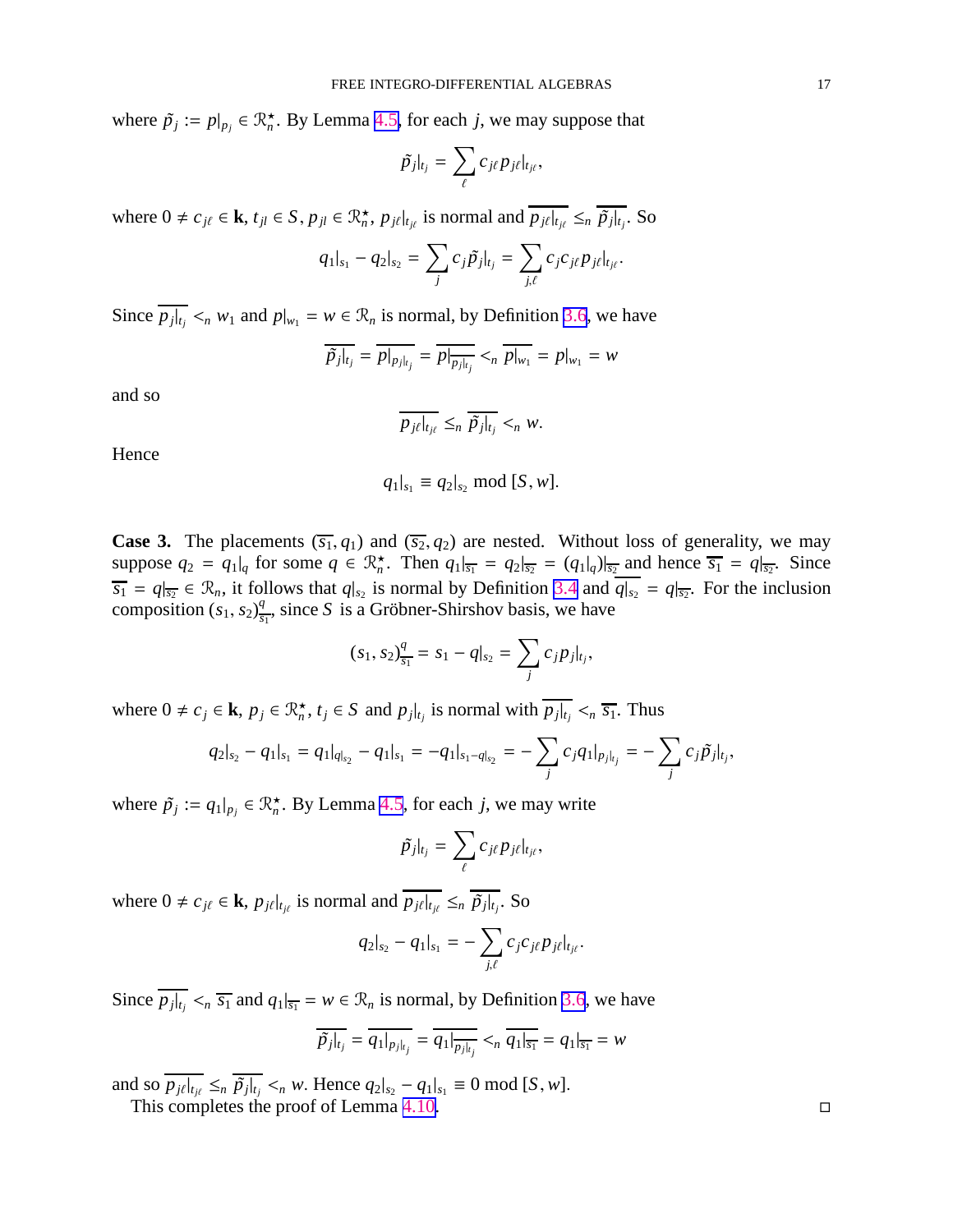where $\tilde{p}_j := p|_{p_j} \in \mathcal{R}_n^\star$. By Lemma 4.5, for each $j$, we may suppose that

$$\tilde{p}_j|_{t_j} = \sum_{\ell} c_{j\ell} p_{j\ell}|_{t_{j\ell}},$$

where $0 \neq c_{j\ell} \in \mathbf{k}$, $t_{jl} \in S$, $p_{jl} \in \mathcal{R}_n^\star$, $p_{j\ell}|_{t_{j\ell}}$ is normal and $\overline{p_{j\ell}|_{t_{j\ell}}} \leq_n \overline{\tilde{p}_j|_{t_j}}$. So

$$q_1|_{s_1} - q_2|_{s_2} = \sum_j c_j \tilde{p}_j|_{t_j} = \sum_{j,\ell} c_j c_{j\ell} p_{j\ell}|_{t_{j\ell}}.$$

Since $\overline{p_j|_{t_j}} <_n w_1$ and $p|_{w_1} = w \in \mathcal{R}_n$ is normal, by Definition 3.6, we have

$$\overline{\tilde{p}_j|_{t_j}} = \overline{p|_{p_j|_{t_j}}} = \overline{p|_{\overline{p_j|_{t_j}}}} <_n \overline{p|_{w_1}} = p|_{w_1} = w$$

and so

$$\overline{p_{j\ell}|_{t_{j\ell}}} \leq_n \overline{\tilde{p}_j|_{t_j}} <_n w.$$

Hence

$$q_1|_{s_1} \equiv q_2|_{s_2} \bmod [S, w].$$

**Case 3.** The placements $(\overline{s_1}, q_1)$ and $(\overline{s_2}, q_2)$ are nested. Without loss of generality, we may suppose $q_2 = q_1|_q$ for some $q \in \mathcal{R}_n^\star$. Then $q_1|_{\overline{s_1}} = q_2|_{\overline{s_2}} = (q_1|_q)|_{\overline{s_2}}$ and hence $\overline{s_1} = q|_{\overline{s_2}}$. Since $\overline{s_1} = q|_{\overline{s_2}} \in \mathcal{R}_n$, it follows that $q|_{s_2}$ is normal by Definition 3.4 and $\overline{q|_{s_2}} = q|_{\overline{s_2}}$. For the inclusion composition $(s_1, s_2)^q_{\overline{s_1}}$, since $S$ is a Gröbner-Shirshov basis, we have

$$(s_1, s_2)^q_{\overline{s_1}} = s_1 - q|_{s_2} = \sum_j c_j p_j|_{t_j},$$

where $0 \neq c_j \in \mathbf{k}$, $p_j \in \mathcal{R}_n^\star$, $t_j \in S$ and $p_j|_{t_j}$ is normal with $\overline{p_j|_{t_j}} <_n \overline{s_1}$. Thus

$$q_2|_{s_2} - q_1|_{s_1} = q_1|_{q|_{s_2}} - q_1|_{s_1} = -q_1|_{s_1 - q|_{s_2}} = -\sum_j c_j q_1|_{p_j|_{t_j}} = -\sum_j c_j \tilde{p}_j|_{t_j},$$

where $\tilde{p}_j := q_1|_{p_j} \in \mathcal{R}_n^\star$. By Lemma 4.5, for each $j$, we may write

$$\tilde{p}_j|_{t_j} = \sum_{\ell} c_{j\ell} p_{j\ell}|_{t_{j\ell}},$$

where $0 \neq c_{j\ell} \in \mathbf{k}$, $p_{j\ell}|_{t_{j\ell}}$ is normal and $\overline{p_{j\ell}|_{t_{j\ell}}} \leq_n \overline{\tilde{p}_j|_{t_j}}$. So

$$q_2|_{s_2} - q_1|_{s_1} = -\sum_{j,\ell} c_j c_{j\ell} p_{j\ell}|_{t_{j\ell}}.$$

Since $\overline{p_j|_{t_j}} <_n \overline{s_1}$ and $q_1|_{\overline{s_1}} = w \in \mathcal{R}_n$ is normal, by Definition 3.6, we have

$$\overline{\tilde{p}_j|_{t_j}} = \overline{q_1|_{p_j|_{t_j}}} = \overline{q_1|_{\overline{p_j|_{t_j}}}} <_n \overline{q_1|_{\overline{s_1}}} = q_1|_{\overline{s_1}} = w$$

and so $\overline{p_{j\ell}|_{t_{j\ell}}} \leq_n \overline{\tilde{p}_j|_{t_j}} <_n w$. Hence $q_2|_{s_2} - q_1|_{s_1} \equiv 0 \bmod [S, w]$.

This completes the proof of Lemma 4.10. ∎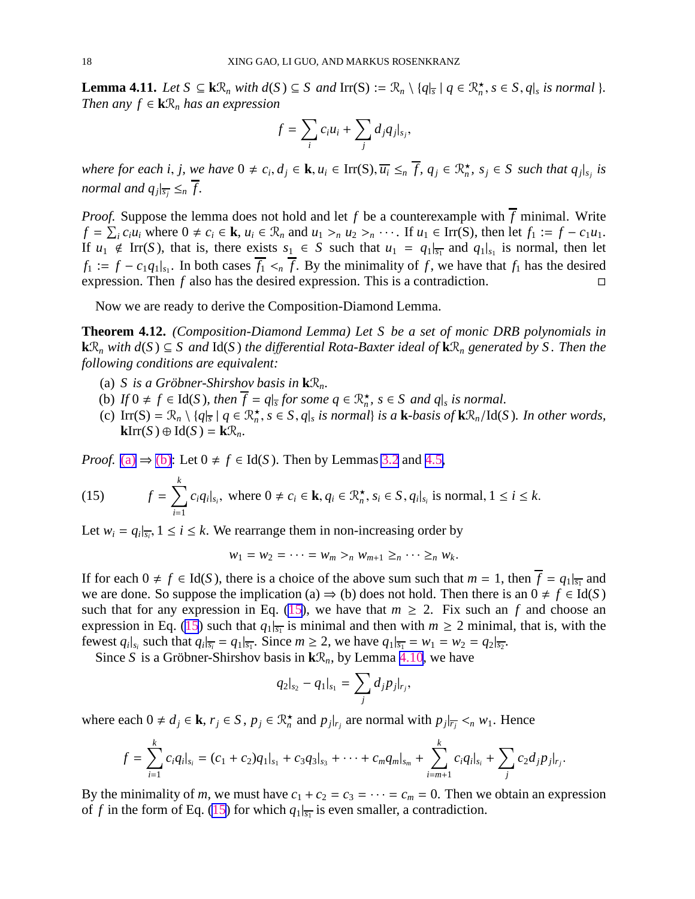**Lemma 4.11.** *Let $S \subseteq \mathbf{k}\mathcal{R}_n$ with $d(S) \subseteq S$ and $\mathrm{Irr(S)} := \mathcal{R}_n \setminus \{q|_{\overline{s}} \mid q \in \mathcal{R}_n^\star, s \in S, q|_s$ is normal $\}$. Then any $f \in \mathbf{k}\mathcal{R}_n$ has an expression*

$$f = \sum_i c_i u_i + \sum_j d_j q_j|_{s_j},$$

*where for each $i, j$, we have $0 \neq c_i, d_j \in \mathbf{k}, u_i \in \mathrm{Irr(S)}, \overline{u_i} \leq_n \overline{f}$, $q_j \in \mathcal{R}_n^\star$, $s_j \in S$ such that $q_j|_{s_j}$ is normal and $q_j|_{\overline{s_j}} \leq_n \overline{f}$.*

*Proof.* Suppose the lemma does not hold and let $f$ be a counterexample with $\overline{f}$ minimal. Write $f = \sum_i c_i u_i$ where $0 \neq c_i \in \mathbf{k}$, $u_i \in \mathcal{R}_n$ and $u_1 >_n u_2 >_n \cdots$. If $u_1 \in \mathrm{Irr(S)}$, then let $f_1 := f - c_1 u_1$. If $u_1 \notin \mathrm{Irr}(S)$, that is, there exists $s_1 \in S$ such that $u_1 = q_1|_{\overline{s_1}}$ and $q_1|_{s_1}$ is normal, then let $f_1 := f - c_1 q_1|_{s_1}$. In both cases $\overline{f_1} <_n \overline{f}$. By the minimality of $f$, we have that $f_1$ has the desired expression. Then $f$ also has the desired expression. This is a contradiction. $\square$

Now we are ready to derive the Composition-Diamond Lemma.

**Theorem 4.12.** *(Composition-Diamond Lemma) Let $S$ be a set of monic DRB polynomials in $\mathbf{k}\mathcal{R}_n$ with $d(S) \subseteq S$ and $\mathrm{Id}(S)$ the differential Rota-Baxter ideal of $\mathbf{k}\mathcal{R}_n$ generated by $S$. Then the following conditions are equivalent:*

- (a) *$S$ is a Gröbner-Shirshov basis in $\mathbf{k}\mathcal{R}_n$.*
- (b) *If $0 \neq f \in \mathrm{Id}(S)$, then $\overline{f} = q|_{\overline{s}}$ for some $q \in \mathcal{R}_n^\star$, $s \in S$ and $q|_s$ is normal.*
- (c) *$\mathrm{Irr(S)} = \mathcal{R}_n \setminus \{q|_{\overline{s}} \mid q \in \mathcal{R}_n^\star, s \in S, q|_s$ is normal$\}$ is a $\mathbf{k}$-basis of $\mathbf{k}\mathcal{R}_n/\mathrm{Id}(S)$. In other words, $\mathbf{k}\mathrm{Irr}(S) \oplus \mathrm{Id}(S) = \mathbf{k}\mathcal{R}_n$.*

*Proof.* (a) $\Rightarrow$ (b): Let $0 \neq f \in \mathrm{Id}(S)$. Then by Lemmas 3.2 and 4.5,

$$f = \sum_{i=1}^{k} c_i q_i|_{s_i}, \text{ where } 0 \neq c_i \in \mathbf{k}, q_i \in \mathcal{R}_n^\star, s_i \in S, q_i|_{s_i} \text{ is normal}, 1 \leq i \leq k. \tag{15}$$

Let $w_i = q_i|_{\overline{s_i}}$, $1 \leq i \leq k$. We rearrange them in non-increasing order by

$$w_1 = w_2 = \cdots = w_m >_n w_{m+1} \geq_n \cdots \geq_n w_k.$$

If for each $0 \neq f \in \mathrm{Id}(S)$, there is a choice of the above sum such that $m = 1$, then $\overline{f} = q_1|_{\overline{s_1}}$ and we are done. So suppose the implication (a) $\Rightarrow$ (b) does not hold. Then there is an $0 \neq f \in \mathrm{Id}(S)$ such that for any expression in Eq. (15), we have that $m \geq 2$. Fix such an $f$ and choose an expression in Eq. (15) such that $q_1|_{\overline{s_1}}$ is minimal and then with $m \geq 2$ minimal, that is, with the fewest $q_i|_{s_i}$ such that $q_i|_{\overline{s_i}} = q_1|_{\overline{s_1}}$. Since $m \geq 2$, we have $q_1|_{\overline{s_1}} = w_1 = w_2 = q_2|_{\overline{s_2}}$.

Since $S$ is a Gröbner-Shirshov basis in $\mathbf{k}\mathcal{R}_n$, by Lemma 4.10, we have

$$q_2|_{s_2} - q_1|_{s_1} = \sum_j d_j p_j|_{r_j},$$

where each $0 \neq d_j \in \mathbf{k}$, $r_j \in S$, $p_j \in \mathcal{R}_n^\star$ and $p_j|_{r_j}$ are normal with $p_j|_{\overline{r_j}} <_n w_1$. Hence

$$f = \sum_{i=1}^{k} c_i q_i|_{s_i} = (c_1 + c_2) q_1|_{s_1} + c_3 q_3|_{s_3} + \cdots + c_m q_m|_{s_m} + \sum_{i=m+1}^{k} c_i q_i|_{s_i} + \sum_j c_2 d_j p_j|_{r_j}.$$

By the minimality of $m$, we must have $c_1 + c_2 = c_3 = \cdots = c_m = 0$. Then we obtain an expression of $f$ in the form of Eq. (15) for which $q_1|_{\overline{s_1}}$ is even smaller, a contradiction.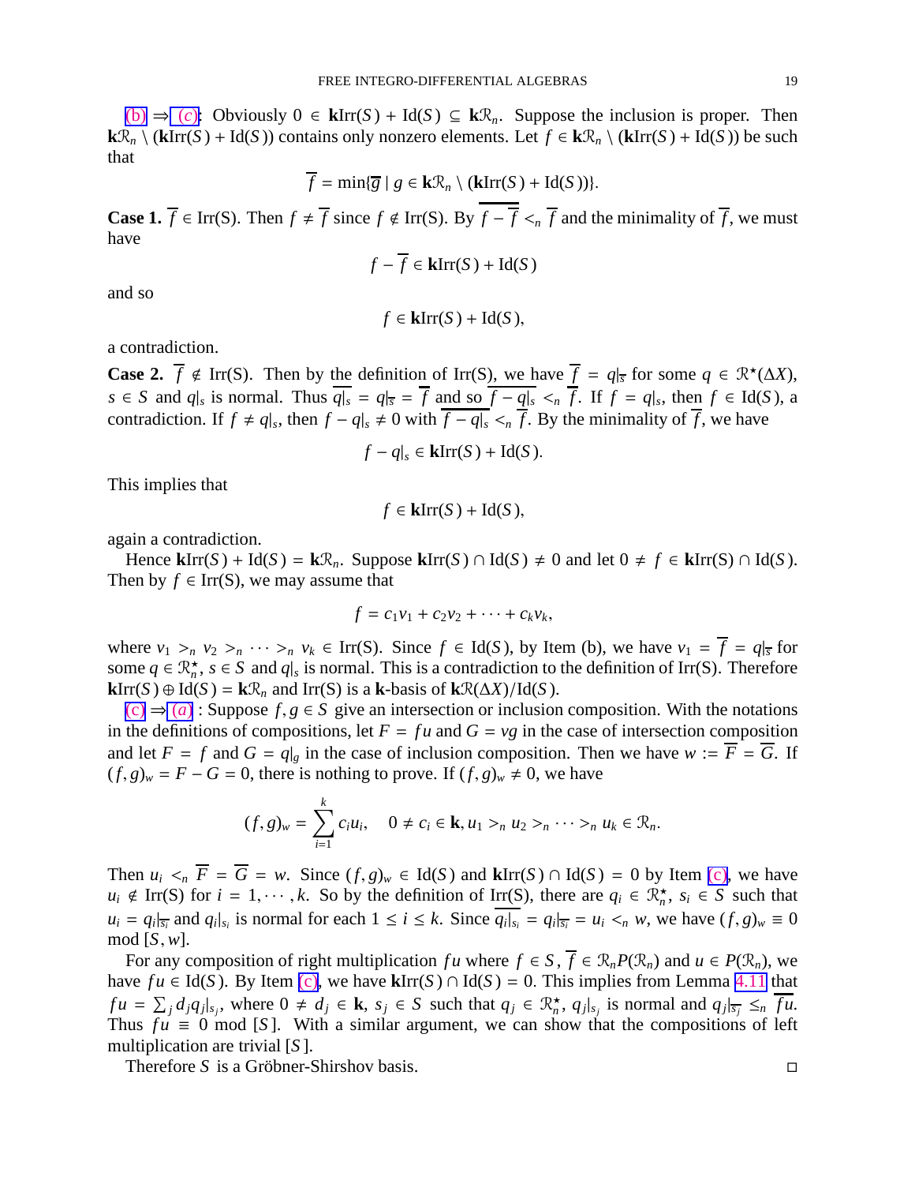(b) $\Rightarrow$ (c): Obviously $0 \in \mathbf{k}\mathrm{Irr}(S) + \mathrm{Id}(S) \subseteq \mathbf{k}\mathcal{R}_n$. Suppose the inclusion is proper. Then $\mathbf{k}\mathcal{R}_n \setminus (\mathbf{k}\mathrm{Irr}(S) + \mathrm{Id}(S))$ contains only nonzero elements. Let $f \in \mathbf{k}\mathcal{R}_n \setminus (\mathbf{k}\mathrm{Irr}(S) + \mathrm{Id}(S))$ be such that

$$\overline{f} = \min\{\overline{g} \mid g \in \mathbf{k}\mathcal{R}_n \setminus (\mathbf{k}\mathrm{Irr}(S) + \mathrm{Id}(S))\}.$$

**Case 1.** $\overline{f} \in \mathrm{Irr(S)}$. Then $f \neq \overline{f}$ since $f \notin \mathrm{Irr(S)}$. By $\overline{f - \overline{f}} <_n \overline{f}$ and the minimality of $\overline{f}$, we must have

$$f - \overline{f} \in \mathbf{k}\mathrm{Irr}(S) + \mathrm{Id}(S)$$

and so

$$f \in \mathbf{k}\mathrm{Irr}(S) + \mathrm{Id}(S),$$

a contradiction.

**Case 2.** $\overline{f} \notin \mathrm{Irr(S)}$. Then by the definition of Irr(S), we have $\overline{f} = q|_{\overline{s}}$ for some $q \in \mathcal{R}^{\star}(\Delta X)$, $s \in S$ and $q|_s$ is normal. Thus $\overline{q|_s} = q|_{\overline{s}} = \overline{f}$ and so $\overline{f - q|_s} <_n \overline{f}$. If $f = q|_s$, then $f \in \mathrm{Id}(S)$, a contradiction. If $f \neq q|_s$, then $f - q|_s \neq 0$ with $\overline{f - q|_s} <_n \overline{f}$. By the minimality of $\overline{f}$, we have

$$f - q|_s \in \mathbf{k}\mathrm{Irr}(S) + \mathrm{Id}(S).$$

This implies that

$$f \in \mathbf{k}\mathrm{Irr}(S) + \mathrm{Id}(S),$$

again a contradiction.

Hence $\mathbf{k}\mathrm{Irr}(S) + \mathrm{Id}(S) = \mathbf{k}\mathcal{R}_n$. Suppose $\mathbf{k}\mathrm{Irr}(S) \cap \mathrm{Id}(S) \neq 0$ and let $0 \neq f \in \mathbf{k}\mathrm{Irr(S)} \cap \mathrm{Id}(S)$. Then by $f \in \mathrm{Irr(S)}$, we may assume that

$$f = c_1 v_1 + c_2 v_2 + \cdots + c_k v_k,$$

where $v_1 >_n v_2 >_n \cdots >_n v_k \in \mathrm{Irr(S)}$. Since $f \in \mathrm{Id}(S)$, by Item (b), we have $v_1 = \overline{f} = q|_{\overline{s}}$ for some $q \in \mathcal{R}_n^{\star}$, $s \in S$ and $q|_s$ is normal. This is a contradiction to the definition of Irr(S). Therefore $\mathbf{k}\mathrm{Irr}(S) \oplus \mathrm{Id}(S) = \mathbf{k}\mathcal{R}_n$ and Irr(S) is a $\mathbf{k}$-basis of $\mathbf{k}\mathcal{R}(\Delta X)/\mathrm{Id}(S)$.

(c) $\Rightarrow$ (a) : Suppose $f, g \in S$ give an intersection or inclusion composition. With the notations in the definitions of compositions, let $F = fu$ and $G = vg$ in the case of intersection composition and let $F = f$ and $G = q|_g$ in the case of inclusion composition. Then we have $w := \overline{F} = \overline{G}$. If $(f, g)_w = F - G = 0$, there is nothing to prove. If $(f, g)_w \neq 0$, we have

$$(f, g)_w = \sum_{i=1}^{k} c_i u_i, \quad 0 \neq c_i \in \mathbf{k}, u_1 >_n u_2 >_n \cdots >_n u_k \in \mathcal{R}_n.$$

Then $u_i <_n \overline{F} = \overline{G} = w$. Since $(f, g)_w \in \mathrm{Id}(S)$ and $\mathbf{k}\mathrm{Irr}(S) \cap \mathrm{Id}(S) = 0$ by Item (c), we have $u_i \notin \mathrm{Irr(S)}$ for $i = 1, \cdots, k$. So by the definition of Irr(S), there are $q_i \in \mathcal{R}_n^{\star}$, $s_i \in S$ such that $u_i = q_i|_{\overline{s_i}}$ and $q_i|_{s_i}$ is normal for each $1 \leq i \leq k$. Since $\overline{q_i|_{s_i}} = q_i|_{\overline{s_i}} = u_i <_n w$, we have $(f, g)_w \equiv 0 \mod [S, w]$.

For any composition of right multiplication $fu$ where $f \in S$, $\overline{f} \in \mathcal{R}_n P(\mathcal{R}_n)$ and $u \in P(\mathcal{R}_n)$, we have $fu \in \mathrm{Id}(S)$. By Item (c), we have $\mathbf{k}\mathrm{Irr}(S) \cap \mathrm{Id}(S) = 0$. This implies from Lemma 4.11 that $fu = \sum_j d_j q_j|_{s_j}$, where $0 \neq d_j \in \mathbf{k}$, $s_j \in S$ such that $q_j \in \mathcal{R}_n^{\star}$, $q_j|_{s_j}$ is normal and $q_j|_{\overline{s_j}} \leq_n \overline{fu}$. Thus $fu \equiv 0 \mod [S]$. With a similar argument, we can show that the compositions of left multiplication are trivial $[S]$.

Therefore $S$ is a Gröbner-Shirshov basis. $\square$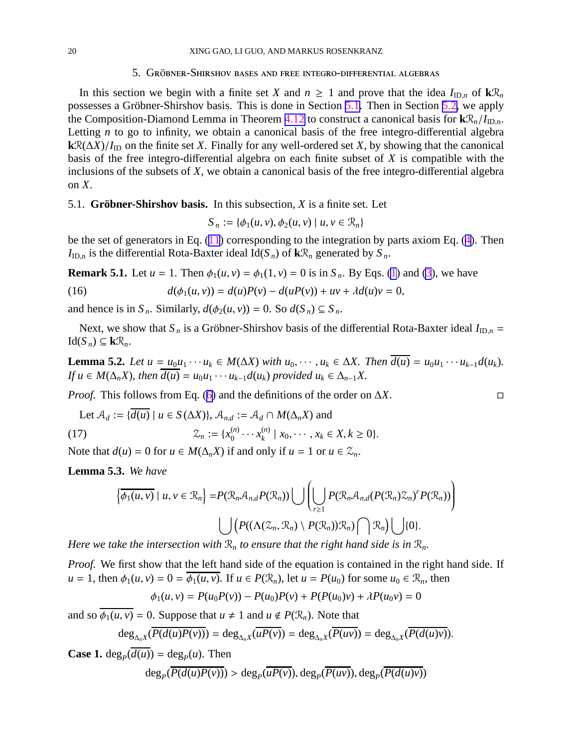## 5. Gröbner-Shirshov bases and free integro-differential algebras

In this section we begin with a finite set $X$ and $n \geq 1$ and prove that the idea $I_{\mathrm{ID},n}$ of $\mathbf{k}\mathcal{R}_n$ possesses a Gröbner-Shirshov basis. This is done in Section 5.1. Then in Section 5.2, we apply the Composition-Diamond Lemma in Theorem 4.12 to construct a canonical basis for $\mathbf{k}\mathcal{R}_n/I_{\mathrm{ID,n}}$. Letting $n$ to go to infinity, we obtain a canonical basis of the free integro-differential algebra $\mathbf{k}\mathcal{R}(\Delta X)/I_{\mathrm{ID}}$ on the finite set $X$. Finally for any well-ordered set $X$, by showing that the canonical basis of the free integro-differential algebra on each finite subset of $X$ is compatible with the inclusions of the subsets of $X$, we obtain a canonical basis of the free integro-differential algebra on $X$.

### 5.1. Gröbner-Shirshov basis.

In this subsection, $X$ is a finite set. Let

$$S_n := \{\phi_1(u,v), \phi_2(u,v) \mid u, v \in \mathcal{R}_n\}$$

be the set of generators in Eq. (11) corresponding to the integration by parts axiom Eq. (4). Then $I_{\mathrm{ID,n}}$ is the differential Rota-Baxter ideal $\mathrm{Id}(S_n)$ of $\mathbf{k}\mathcal{R}_n$ generated by $S_n$.

**Remark 5.1.** Let $u = 1$. Then $\phi_1(u,v) = \phi_1(1,v) = 0$ is in $S_n$. By Eqs. (1) and (3), we have

$$d(\phi_1(u,v)) = d(u)P(v) - d(uP(v)) + uv + \lambda d(u)v = 0, \tag{16}$$

and hence is in $S_n$. Similarly, $d(\phi_2(u,v)) = 0$. So $d(S_n) \subseteq S_n$.

Next, we show that $S_n$ is a Gröbner-Shirshov basis of the differential Rota-Baxter ideal $I_{\mathrm{ID},n} = \mathrm{Id}(S_n) \subseteq \mathbf{k}\mathcal{R}_n$.

**Lemma 5.2.** *Let $u = u_0u_1\cdots u_k \in M(\Delta X)$ with $u_0, \cdots, u_k \in \Delta X$. Then $\overline{d(u)} = u_0u_1\cdots u_{k-1}d(u_k)$. If $u \in M(\Delta_n X)$, then $\overline{d(u)} = u_0u_1\cdots u_{k-1}d(u_k)$ provided $u_k \in \Delta_{n-1}X$.*

*Proof.* This follows from Eq. (6) and the definitions of the order on $\Delta X$. $\square$

Let $\mathcal{A}_d := \{\overline{d(u)} \mid u \in S(\Delta X)\}$, $\mathcal{A}_{n,d} := \mathcal{A}_d \cap M(\Delta_n X)$ and

$$\mathcal{Z}_n := \{x_0^{(n)} \cdots x_k^{(n)} \mid x_0, \cdots, x_k \in X, k \geq 0\}. \tag{17}$$

Note that $d(u) = 0$ for $u \in M(\Delta_n X)$ if and only if $u = 1$ or $u \in \mathcal{Z}_n$.

**Lemma 5.3.** *We have*

$$\left\{\overline{\phi_1(u,v)} \mid u, v \in \mathcal{R}_n\right\} = P(\mathcal{R}_n\mathcal{A}_{n,d}P(\mathcal{R}_n)) \bigcup \left(\bigcup_{r\geq 1} P(\mathcal{R}_n\mathcal{A}_{n,d}(P(\mathcal{R}_n)\mathcal{Z}_n)^r P(\mathcal{R}_n))\right)$$
$$\bigcup \left(P((\Lambda(\mathcal{Z}_n, \mathcal{R}_n) \setminus P(\mathcal{R}_n))\mathcal{R}_n) \bigcap \mathcal{R}_n\right) \bigcup \{0\}.$$

*Here we take the intersection with $\mathcal{R}_n$ to ensure that the right hand side is in $\mathcal{R}_n$.*

*Proof.* We first show that the left hand side of the equation is contained in the right hand side. If $u = 1$, then $\phi_1(u,v) = 0 = \overline{\phi_1(u,v)}$. If $u \in P(\mathcal{R}_n)$, let $u = P(u_0)$ for some $u_0 \in \mathcal{R}_n$, then

$$\phi_1(u,v) = P(u_0P(v)) - P(u_0)P(v) + P(P(u_0)v) + \lambda P(u_0v) = 0$$

and so $\overline{\phi_1(u,v)} = 0$. Suppose that $u \neq 1$ and $u \notin P(\mathcal{R}_n)$. Note that

$$\deg_{\Delta_n X}(\overline{P(d(u)P(v))}) = \deg_{\Delta_n X}(\overline{uP(v)}) = \deg_{\Delta_n X}(\overline{P(uv)}) = \deg_{\Delta_n X}(\overline{P(d(u)v)}).$$

**Case 1.** $\deg_P(\overline{d(u)}) = \deg_P(u)$. Then

$$\deg_P(\overline{P(d(u)P(v))}) > \deg_P(\overline{uP(v)}), \deg_P(\overline{P(uv)}), \deg_P(\overline{P(d(u)v)})$$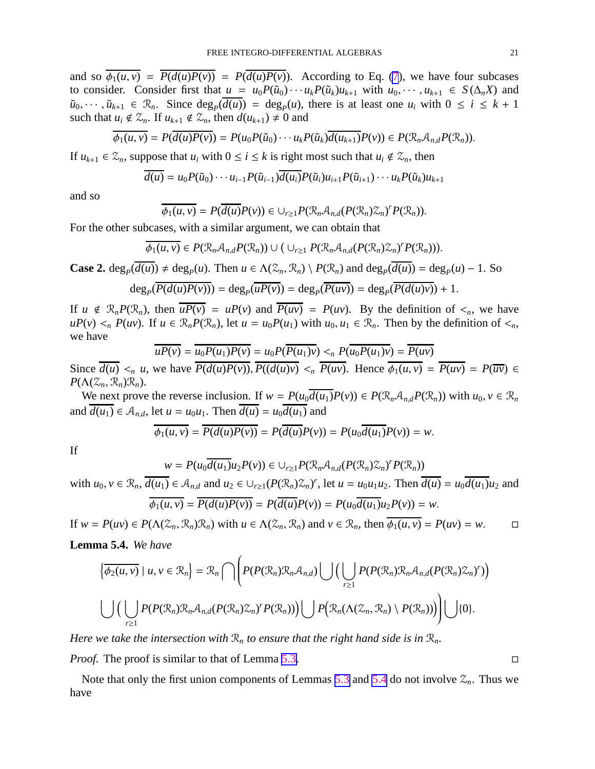and so $\overline{\phi_1(u,v)} = \overline{P(d(u)P(v))} = P(\overline{d(u)P(v)})$. According to Eq. (7), we have four subcases to consider. Consider first that $u = u_0P(\tilde{u}_0)\cdots u_kP(\tilde{u}_k)u_{k+1}$ with $u_0,\cdots,u_{k+1} \in S(\Delta_n X)$ and $\tilde{u}_0,\cdots,\tilde{u}_{k+1} \in \mathcal{R}_n$. Since $\deg_P(\overline{d(u)}) = \deg_P(u)$, there is at least one $u_i$ with $0 \le i \le k+1$ such that $u_i \notin \mathcal{Z}_n$. If $u_{k+1} \notin \mathcal{Z}_n$, then $d(u_{k+1}) \neq 0$ and

$$\overline{\phi_1(u,v)} = P(\overline{d(u)P(v)}) = P(u_0P(\tilde{u}_0)\cdots u_kP(\tilde{u}_k)\overline{d(u_{k+1})}P(v)) \in P(\mathcal{R}_n\mathcal{A}_{n,d}P(\mathcal{R}_n)).$$

If $u_{k+1} \in \mathcal{Z}_n$, suppose that $u_i$ with $0 \le i \le k$ is right most such that $u_i \notin \mathcal{Z}_n$, then

$$\overline{d(u)} = u_0P(\tilde{u}_0)\cdots u_{i-1}P(\tilde{u}_{i-1})\overline{d(u_i)}P(\tilde{u}_i)u_{i+1}P(\tilde{u}_{i+1})\cdots u_kP(\tilde{u}_k)u_{k+1}$$

and so

$$\overline{\phi_1(u,v)} = P(\overline{d(u)}P(v)) \in \cup_{r\ge 1}P(\mathcal{R}_n\mathcal{A}_{n,d}(P(\mathcal{R}_n)\mathcal{Z}_n)^rP(\mathcal{R}_n)).$$

For the other subcases, with a similar argument, we can obtain that

$$\overline{\phi_1(u,v)} \in P(\mathcal{R}_n\mathcal{A}_{n,d}P(\mathcal{R}_n)) \cup (\cup_{r\ge 1}P(\mathcal{R}_n\mathcal{A}_{n,d}(P(\mathcal{R}_n)\mathcal{Z}_n)^rP(\mathcal{R}_n))).$$

**Case 2.** $\deg_P(\overline{d(u)}) \neq \deg_P(u)$. Then $u \in \Lambda(\mathcal{Z}_n,\mathcal{R}_n)\setminus P(\mathcal{R}_n)$ and $\deg_P(\overline{d(u)}) = \deg_P(u) - 1$. So

$$\deg_P(\overline{P(d(u)P(v))}) = \deg_P(\overline{uP(v)}) = \deg_P(\overline{P(uv)}) = \deg_P(\overline{P(d(u)v)}) + 1.$$

If $u \notin \mathcal{R}_nP(\mathcal{R}_n)$, then $\overline{uP(v)} = uP(v)$ and $\overline{P(uv)} = P(uv)$. By the definition of $<_n$, we have $uP(v) <_n P(uv)$. If $u \in \mathcal{R}_nP(\mathcal{R}_n)$, let $u = u_0P(u_1)$ with $u_0, u_1 \in \mathcal{R}_n$. Then by the definition of $<_n$, we have

$$\overline{uP(v)} = \overline{u_0P(u_1)P(v)} = u_0P(\overline{P(u_1)v}) <_n P(\overline{u_0P(u_1)v}) = \overline{P(uv)}$$

Since $\overline{d(u)} <_n u$, we have $\overline{P(d(u)P(v))}, \overline{P((d(u)v)} <_n \overline{P(uv)}$. Hence $\overline{\phi_1(u,v)} = \overline{P(uv)} = P(\overline{uv}) \in P(\Lambda(\mathcal{Z}_n,\mathcal{R}_n)\mathcal{R}_n)$.

We next prove the reverse inclusion. If $w = P(u_0\overline{d(u_1)}P(v)) \in P(\mathcal{R}_n\mathcal{A}_{n,d}P(\mathcal{R}_n))$ with $u_0, v \in \mathcal{R}_n$ and $\overline{d(u_1)} \in \mathcal{A}_{n,d}$, let $u = u_0u_1$. Then $\overline{d(u)} = u_0\overline{d(u_1)}$ and

$$\overline{\phi_1(u,v)} = \overline{P(d(u)P(v))} = P(\overline{d(u)}P(v)) = P(u_0\overline{d(u_1)}P(v)) = w.$$

If

$$w = P(u_0\overline{d(u_1)}u_2P(v)) \in \cup_{r\ge 1}P(\mathcal{R}_n\mathcal{A}_{n,d}(P(\mathcal{R}_n)\mathcal{Z}_n)^rP(\mathcal{R}_n))$$

with $u_0, v \in \mathcal{R}_n$, $\overline{d(u_1)} \in \mathcal{A}_{n,d}$ and $u_2 \in \cup_{r\ge 1}(P(\mathcal{R}_n)\mathcal{Z}_n)^r$, let $u = u_0u_1u_2$. Then $\overline{d(u)} = u_0\overline{d(u_1)}u_2$ and

$$\overline{\phi_1(u,v)} = \overline{P(d(u)P(v))} = P(\overline{d(u)}P(v)) = P(u_0\overline{d(u_1)}u_2P(v)) = w.$$

If $w = P(uv) \in P(\Lambda(\mathcal{Z}_n,\mathcal{R}_n)\mathcal{R}_n)$ with $u \in \Lambda(\mathcal{Z}_n,\mathcal{R}_n)$ and $v \in \mathcal{R}_n$, then $\overline{\phi_1(u,v)} = P(uv) = w$. ◻

**Lemma 5.4.** *We have*

$$\left\{\overline{\phi_2(u,v)} \mid u,v\in\mathcal{R}_n\right\} = \mathcal{R}_n \bigcap \Bigg( P(P(\mathcal{R}_n)\mathcal{R}_n\mathcal{A}_{n,d}) \bigcup \Big( \bigcup_{r\ge 1} P(P(\mathcal{R}_n)\mathcal{R}_n\mathcal{A}_{n,d}(P(\mathcal{R}_n)\mathcal{Z}_n)^r) \Big)$$

$$\bigcup \Big( \bigcup_{r\ge 1} P(P(\mathcal{R}_n)\mathcal{R}_n\mathcal{A}_{n,d}(P(\mathcal{R}_n)\mathcal{Z}_n)^rP(\mathcal{R}_n)) \Big) \bigcup P\Big(\mathcal{R}_n(\Lambda(\mathcal{Z}_n,\mathcal{R}_n)\setminus P(\mathcal{R}_n))\Big)\Bigg) \bigcup \{0\}.$$

*Here we take the intersection with $\mathcal{R}_n$ to ensure that the right hand side is in $\mathcal{R}_n$.*

*Proof.* The proof is similar to that of Lemma 5.3. ◻

Note that only the first union components of Lemmas 5.3 and 5.4 do not involve $\mathcal{Z}_n$. Thus we have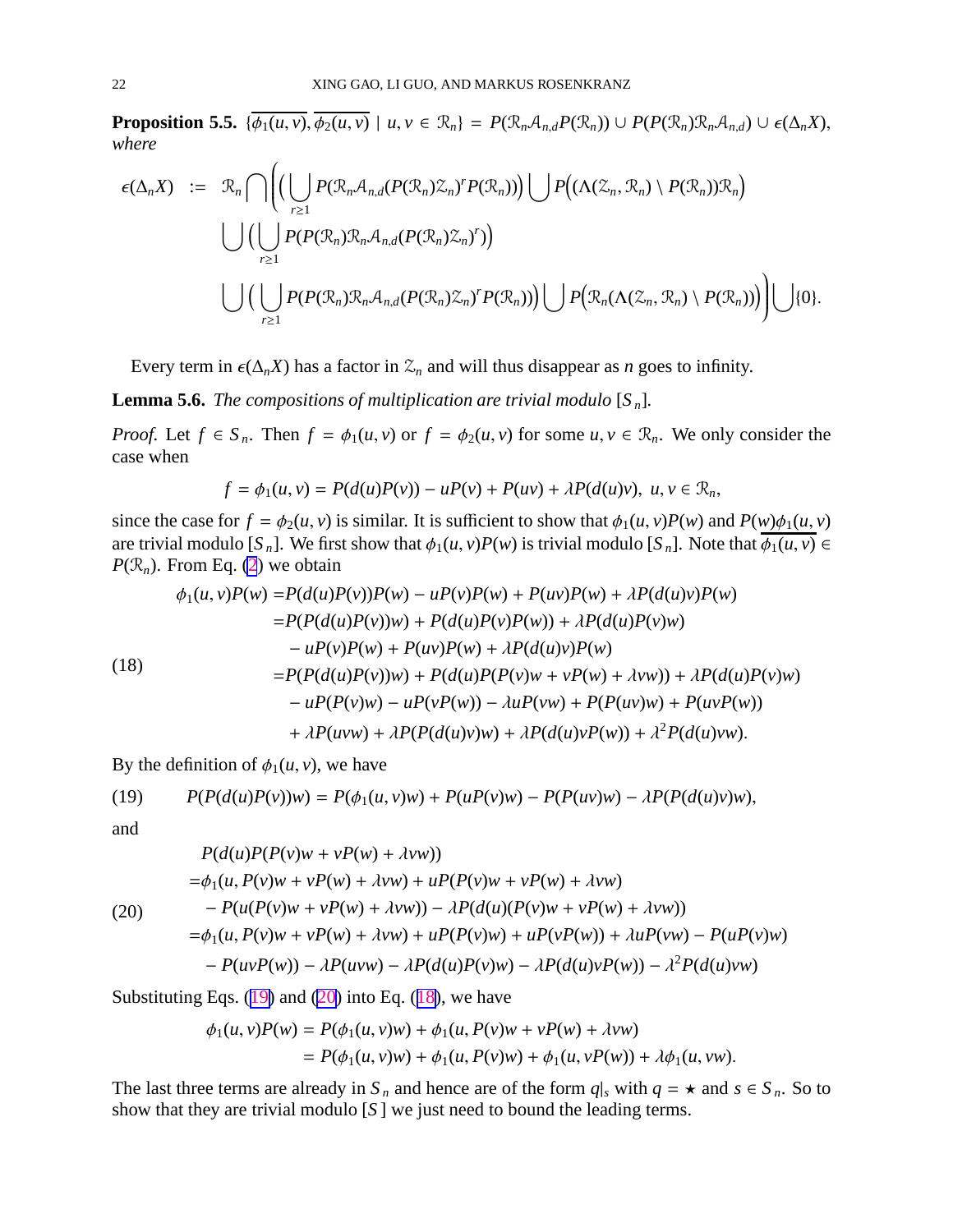**Proposition 5.5.** $\{\overline{\phi_1(u,v)}, \overline{\phi_2(u,v)} \mid u, v \in \mathcal{R}_n\} = P(\mathcal{R}_n\mathcal{A}_{n,d}P(\mathcal{R}_n)) \cup P(P(\mathcal{R}_n)\mathcal{R}_n\mathcal{A}_{n,d}) \cup \epsilon(\Delta_n X)$, *where*

$$
\begin{aligned}
\epsilon(\Delta_n X) \;:=\; & \mathcal{R}_n \bigcap \Bigg( \Big( \bigcup_{r\geq 1} P(\mathcal{R}_n\mathcal{A}_{n,d}(P(\mathcal{R}_n)\mathcal{Z}_n)^r P(\mathcal{R}_n)) \Big) \bigcup P\Big( (\Lambda(\mathcal{Z}_n, \mathcal{R}_n) \setminus P(\mathcal{R}_n))\mathcal{R}_n \Big) \\
& \bigcup \Big( \bigcup_{r\geq 1} P(P(\mathcal{R}_n)\mathcal{R}_n\mathcal{A}_{n,d}(P(\mathcal{R}_n)\mathcal{Z}_n)^r) \Big) \\
& \bigcup \Big( \bigcup_{r\geq 1} P(P(\mathcal{R}_n)\mathcal{R}_n\mathcal{A}_{n,d}(P(\mathcal{R}_n)\mathcal{Z}_n)^r P(\mathcal{R}_n)) \Big) \bigcup P\Big( \mathcal{R}_n(\Lambda(\mathcal{Z}_n, \mathcal{R}_n) \setminus P(\mathcal{R}_n)) \Big) \Bigg) \bigcup \{0\}.
\end{aligned}
$$

Every term in $\epsilon(\Delta_n X)$ has a factor in $\mathcal{Z}_n$ and will thus disappear as $n$ goes to infinity.

**Lemma 5.6.** *The compositions of multiplication are trivial modulo* $[S_n]$.

*Proof.* Let $f \in S_n$. Then $f = \phi_1(u,v)$ or $f = \phi_2(u,v)$ for some $u, v \in \mathcal{R}_n$. We only consider the case when

$$
f = \phi_1(u,v) = P(d(u)P(v)) - uP(v) + P(uv) + \lambda P(d(u)v), \; u, v \in \mathcal{R}_n,
$$

since the case for $f = \phi_2(u,v)$ is similar. It is sufficient to show that $\phi_1(u,v)P(w)$ and $P(w)\phi_1(u,v)$ are trivial modulo $[S_n]$. We first show that $\phi_1(u,v)P(w)$ is trivial modulo $[S_n]$. Note that $\overline{\phi_1(u,v)} \in P(\mathcal{R}_n)$. From Eq. (2) we obtain

$$
\begin{aligned}
\phi_1(u,v)P(w) =& P(d(u)P(v))P(w) - uP(v)P(w) + P(uv)P(w) + \lambda P(d(u)v)P(w) \\
=& P(P(d(u)P(v))w) + P(d(u)P(v)P(w)) + \lambda P(d(u)P(v)w) \\
& - uP(v)P(w) + P(uv)P(w) + \lambda P(d(u)v)P(w) \\
=& P(P(d(u)P(v))w) + P(d(u)P(P(v)w + vP(w) + \lambda vw)) + \lambda P(d(u)P(v)w) \\
& - uP(P(v)w) - uP(vP(w)) - \lambda uP(vw) + P(P(uv)w) + P(uvP(w)) \\
& + \lambda P(uvw) + \lambda P(P(d(u)v)w) + \lambda P(d(u)vP(w)) + \lambda^2 P(d(u)vw).
\end{aligned} \tag{18}
$$

By the definition of $\phi_1(u,v)$, we have

$$
P(P(d(u)P(v))w) = P(\phi_1(u,v)w) + P(uP(v)w) - P(P(uv)w) - \lambda P(P(d(u)v)w), \tag{19}
$$

and

$$
\begin{aligned}
& P(d(u)P(P(v)w + vP(w) + \lambda vw)) \\
=& \phi_1(u, P(v)w + vP(w) + \lambda vw) + uP(P(v)w + vP(w) + \lambda vw) \\
& - P(u(P(v)w + vP(w) + \lambda vw)) - \lambda P(d(u)(P(v)w + vP(w) + \lambda vw)) \\
=& \phi_1(u, P(v)w + vP(w) + \lambda vw) + uP(P(v)w) + uP(vP(w)) + \lambda uP(vw) - P(uP(v)w) \\
& - P(uvP(w)) - \lambda P(uvw) - \lambda P(d(u)P(v)w) - \lambda P(d(u)vP(w)) - \lambda^2 P(d(u)vw)
\end{aligned} \tag{20}
$$

Substituting Eqs. (19) and (20) into Eq. (18), we have

$$
\begin{aligned}
\phi_1(u,v)P(w) &= P(\phi_1(u,v)w) + \phi_1(u, P(v)w + vP(w) + \lambda vw) \\
&= P(\phi_1(u,v)w) + \phi_1(u, P(v)w) + \phi_1(u, vP(w)) + \lambda\phi_1(u, vw).
\end{aligned}
$$

The last three terms are already in $S_n$ and hence are of the form $q|_s$ with $q = \star$ and $s \in S_n$. So to show that they are trivial modulo $[S]$ we just need to bound the leading terms.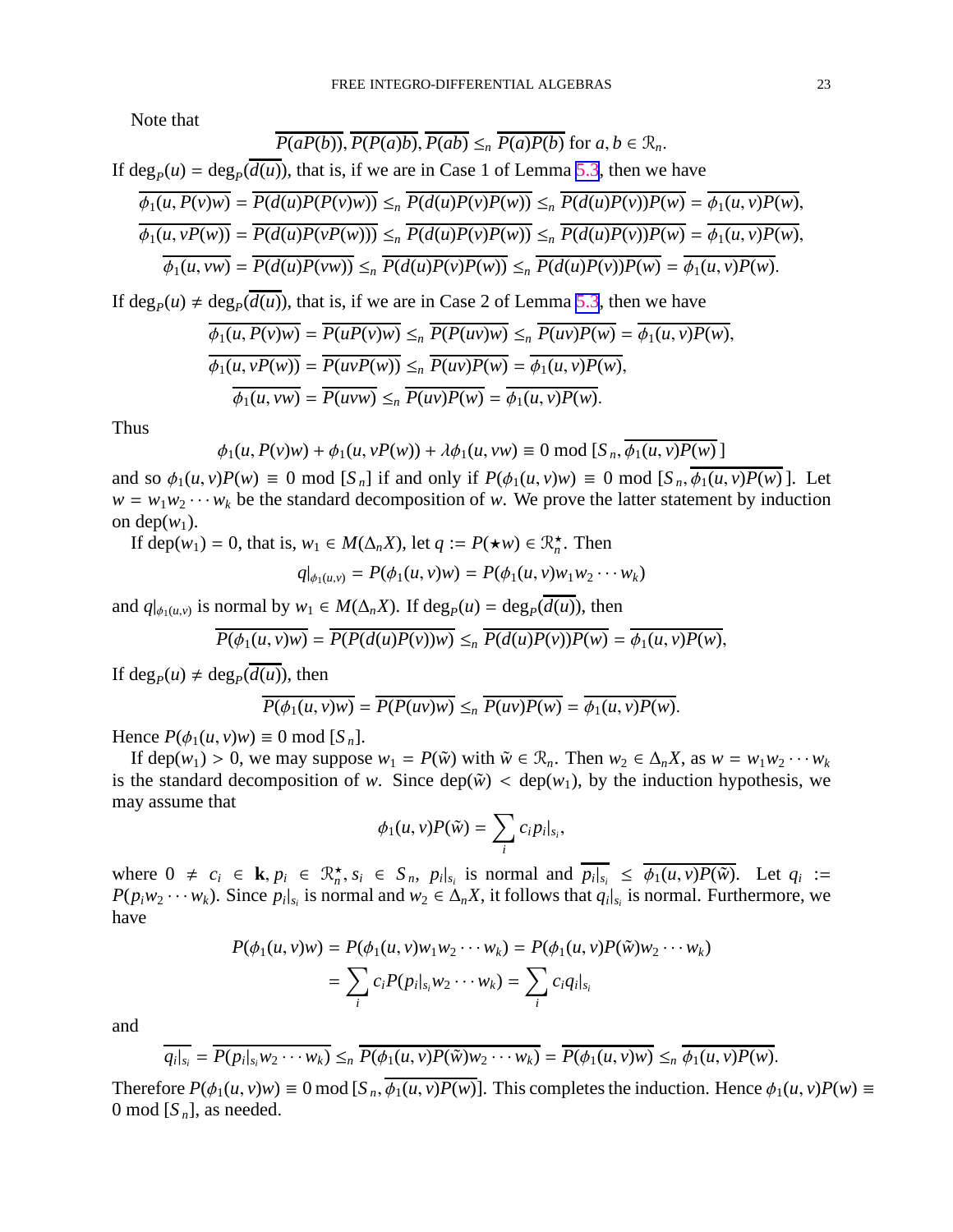Note that

$$\overline{P(aP(b))}, \overline{P(P(a)b)}, \overline{P(ab)} \leq_n \overline{P(a)P(b)} \text{ for } a, b \in \mathcal{R}_n.$$

If $\deg_P(u) = \deg_P(\overline{d(u)})$, that is, if we are in Case 1 of Lemma 5.3, then we have

$$\overline{\phi_1(u, P(v)w)} = \overline{P(d(u)P(P(v)w))} \leq_n \overline{P(d(u)P(v)P(w))} \leq_n \overline{P(d(u)P(v))P(w)} = \overline{\phi_1(u, v)P(w)},$$

$$\overline{\phi_1(u, vP(w))} = \overline{P(d(u)P(vP(w)))} \leq_n \overline{P(d(u)P(v)P(w))} \leq_n \overline{P(d(u)P(v))P(w)} = \overline{\phi_1(u, v)P(w)},$$

$$\overline{\phi_1(u, vw)} = \overline{P(d(u)P(vw))} \leq_n \overline{P(d(u)P(v)P(w))} \leq_n \overline{P(d(u)P(v))P(w)} = \overline{\phi_1(u, v)P(w)}.$$

If $\deg_P(u) \neq \deg_P(\overline{d(u)})$, that is, if we are in Case 2 of Lemma 5.3, then we have

$$\overline{\phi_1(u, P(v)w)} = \overline{P(uP(v)w)} \leq_n \overline{P(P(uv)w)} \leq_n \overline{P(uv)P(w)} = \overline{\phi_1(u, v)P(w)},$$

$$\overline{\phi_1(u, vP(w))} = \overline{P(uvP(w))} \leq_n \overline{P(uv)P(w)} = \overline{\phi_1(u, v)P(w)},$$

$$\overline{\phi_1(u, vw)} = \overline{P(uvw)} \leq_n \overline{P(uv)P(w)} = \overline{\phi_1(u, v)P(w)}.$$

Thus

$$\phi_1(u, P(v)w) + \phi_1(u, vP(w)) + \lambda\phi_1(u, vw) \equiv 0 \bmod [S_n, \overline{\phi_1(u, v)P(w)}\,]$$

and so $\phi_1(u, v)P(w) \equiv 0 \bmod [S_n]$ if and only if $P(\phi_1(u, v)w) \equiv 0 \bmod [S_n, \overline{\phi_1(u, v)P(w)}\,]$. Let $w = w_1 w_2 \cdots w_k$ be the standard decomposition of $w$. We prove the latter statement by induction on $\operatorname{dep}(w_1)$.

If $\operatorname{dep}(w_1) = 0$, that is, $w_1 \in M(\Delta_n X)$, let $q := P(\star w) \in \mathcal{R}_n^\star$. Then

$$q|_{\phi_1(u,v)} = P(\phi_1(u, v)w) = P(\phi_1(u, v)w_1 w_2 \cdots w_k)$$

and $q|_{\phi_1(u,v)}$ is normal by $w_1 \in M(\Delta_n X)$. If $\deg_P(u) = \deg_P(\overline{d(u)})$, then

$$\overline{P(\phi_1(u, v)w)} = \overline{P(P(d(u)P(v))w)} \leq_n \overline{P(d(u)P(v))P(w)} = \overline{\phi_1(u, v)P(w)},$$

If $\deg_P(u) \neq \deg_P(\overline{d(u)})$, then

$$\overline{P(\phi_1(u, v)w)} = \overline{P(P(uv)w)} \leq_n \overline{P(uv)P(w)} = \overline{\phi_1(u, v)P(w)}.$$

Hence $P(\phi_1(u, v)w) \equiv 0 \bmod [S_n]$.

If $\operatorname{dep}(w_1) > 0$, we may suppose $w_1 = P(\tilde{w})$ with $\tilde{w} \in \mathcal{R}_n$. Then $w_2 \in \Delta_n X$, as $w = w_1 w_2 \cdots w_k$ is the standard decomposition of $w$. Since $\operatorname{dep}(\tilde{w}) < \operatorname{dep}(w_1)$, by the induction hypothesis, we may assume that

$$\phi_1(u, v)P(\tilde{w}) = \sum_i c_i p_i|_{s_i},$$

where $0 \neq c_i \in \mathbf{k}, p_i \in \mathcal{R}_n^\star, s_i \in S_n$, $p_i|_{s_i}$ is normal and $\overline{p_i|_{s_i}} \leq \overline{\phi_1(u, v)P(\tilde{w})}$. Let $q_i := P(p_i w_2 \cdots w_k)$. Since $p_i|_{s_i}$ is normal and $w_2 \in \Delta_n X$, it follows that $q_i|_{s_i}$ is normal. Furthermore, we have

$$\begin{aligned} P(\phi_1(u, v)w) &= P(\phi_1(u, v)w_1 w_2 \cdots w_k) = P(\phi_1(u, v)P(\tilde{w})w_2 \cdots w_k) \\ &= \sum_i c_i P(p_i|_{s_i} w_2 \cdots w_k) = \sum_i c_i q_i|_{s_i} \end{aligned}$$

and

$$\overline{q_i|_{s_i}} = \overline{P(p_i|_{s_i} w_2 \cdots w_k)} \leq_n \overline{P(\phi_1(u, v)P(\tilde{w})w_2 \cdots w_k)} = \overline{P(\phi_1(u, v)w)} \leq_n \overline{\phi_1(u, v)P(w)}.$$

Therefore $P(\phi_1(u, v)w) \equiv 0 \bmod [S_n, \overline{\phi_1(u, v)P(w)}]$. This completes the induction. Hence $\phi_1(u, v)P(w) \equiv 0 \bmod [S_n]$, as needed.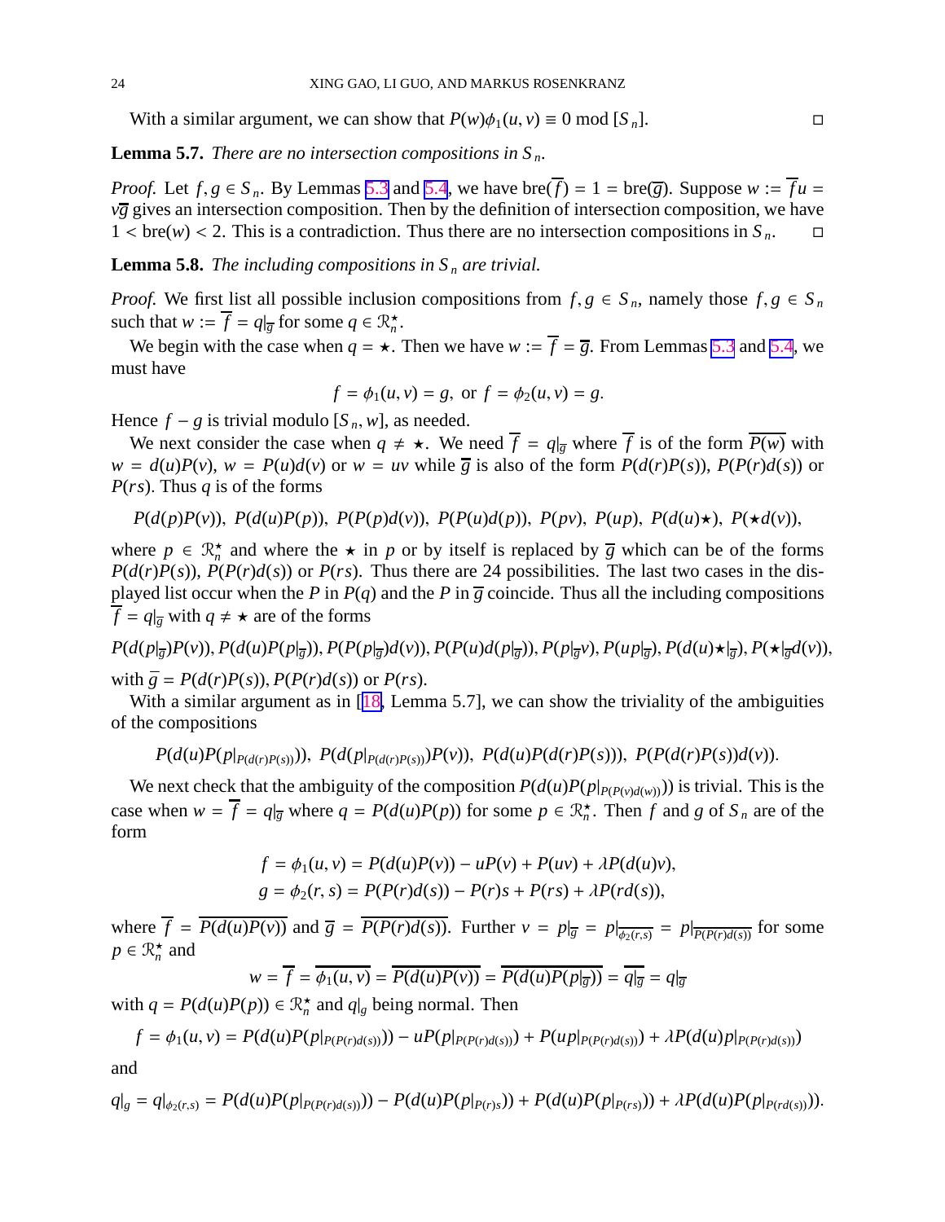With a similar argument, we can show that $P(w)\phi_1(u,v) \equiv 0 \mod [S_n]$. $\square$

**Lemma 5.7.** *There are no intersection compositions in $S_n$.*

*Proof.* Let $f, g \in S_n$. By Lemmas 5.3 and 5.4, we have $\mathrm{bre}(\overline{f}) = 1 = \mathrm{bre}(\overline{g})$. Suppose $w := \overline{f}u = v\overline{g}$ gives an intersection composition. Then by the definition of intersection composition, we have $1 < \mathrm{bre}(w) < 2$. This is a contradiction. Thus there are no intersection compositions in $S_n$. $\square$

**Lemma 5.8.** *The including compositions in $S_n$ are trivial.*

*Proof.* We first list all possible inclusion compositions from $f, g \in S_n$, namely those $f, g \in S_n$ such that $w := \overline{f} = q|_{\overline{g}}$ for some $q \in \mathfrak{R}_n^\star$.

We begin with the case when $q = \star$. Then we have $w := \overline{f} = \overline{g}$. From Lemmas 5.3 and 5.4, we must have

$$f = \phi_1(u,v) = g, \text{ or } f = \phi_2(u,v) = g.$$

Hence $f - g$ is trivial modulo $[S_n, w]$, as needed.

We next consider the case when $q \neq \star$. We need $\overline{f} = q|_{\overline{g}}$ where $\overline{f}$ is of the form $\overline{P(w)}$ with $w = d(u)P(v)$, $w = P(u)d(v)$ or $w = uv$ while $\overline{g}$ is also of the form $P(d(r)P(s))$, $P(P(r)d(s))$ or $P(rs)$. Thus $q$ is of the forms

$$P(d(p)P(v)),\ P(d(u)P(p)),\ P(P(p)d(v)),\ P(P(u)d(p)),\ P(pv),\ P(up),\ P(d(u)\star),\ P(\star d(v)),$$

where $p \in \mathfrak{R}_n^\star$ and where the $\star$ in $p$ or by itself is replaced by $\overline{g}$ which can be of the forms $P(d(r)P(s))$, $P(P(r)d(s))$ or $P(rs)$. Thus there are 24 possibilities. The last two cases in the displayed list occur when the $P$ in $P(q)$ and the $P$ in $\overline{g}$ coincide. Thus all the including compositions $\overline{f} = q|_{\overline{g}}$ with $q \neq \star$ are of the forms

$$P(d(p|_{\overline{g}})P(v)), P(d(u)P(p|_{\overline{g}})), P(P(p|_{\overline{g}})d(v)), P(P(u)d(p|_{\overline{g}})), P(p|_{\overline{g}}v), P(up|_{\overline{g}}), P(d(u)\star|_{\overline{g}}), P(\star|_{\overline{g}}d(v)),$$

with $\overline{g} = P(d(r)P(s)), P(P(r)d(s))$ or $P(rs)$.

With a similar argument as in [18, Lemma 5.7], we can show the triviality of the ambiguities of the compositions

$$P(d(u)P(p|_{P(d(r)P(s))})),\ P(d(p|_{P(d(r)P(s))})P(v)),\ P(d(u)P(d(r)P(s))),\ P(P(d(r)P(s))d(v)).$$

We next check that the ambiguity of the composition $P(d(u)P(p|_{P(P(v)d(w))}))$ is trivial. This is the case when $w = \overline{f} = q|_{\overline{g}}$ where $q = P(d(u)P(p))$ for some $p \in \mathfrak{R}_n^\star$. Then $f$ and $g$ of $S_n$ are of the form

$$f = \phi_1(u,v) = P(d(u)P(v)) - uP(v) + P(uv) + \lambda P(d(u)v),$$
$$g = \phi_2(r,s) = P(P(r)d(s)) - P(r)s + P(rs) + \lambda P(rd(s)),$$

where $\overline{f} = \overline{P(d(u)P(v))}$ and $\overline{g} = \overline{P(P(r)d(s))}$. Further $v = p|_{\overline{g}} = p|_{\overline{\phi_2(r,s)}} = p|_{\overline{P(P(r)d(s))}}$ for some $p \in \mathfrak{R}_n^\star$ and

$$w = \overline{f} = \overline{\phi_1(u,v)} = \overline{P(d(u)P(v))} = \overline{P(d(u)P(p|_{\overline{g}}))} = \overline{q|_{\overline{g}}} = q|_{\overline{g}}$$

with $q = P(d(u)P(p)) \in \mathfrak{R}_n^\star$ and $q|_g$ being normal. Then

$$f = \phi_1(u,v) = P(d(u)P(p|_{P(P(r)d(s))})) - uP(p|_{P(P(r)d(s))}) + P(up|_{P(P(r)d(s))}) + \lambda P(d(u)p|_{P(P(r)d(s))})$$

and

$$q|_g = q|_{\phi_2(r,s)} = P(d(u)P(p|_{P(P(r)d(s))})) - P(d(u)P(p|_{P(r)s})) + P(d(u)P(p|_{P(rs)})) + \lambda P(d(u)P(p|_{P(rd(s))})).$$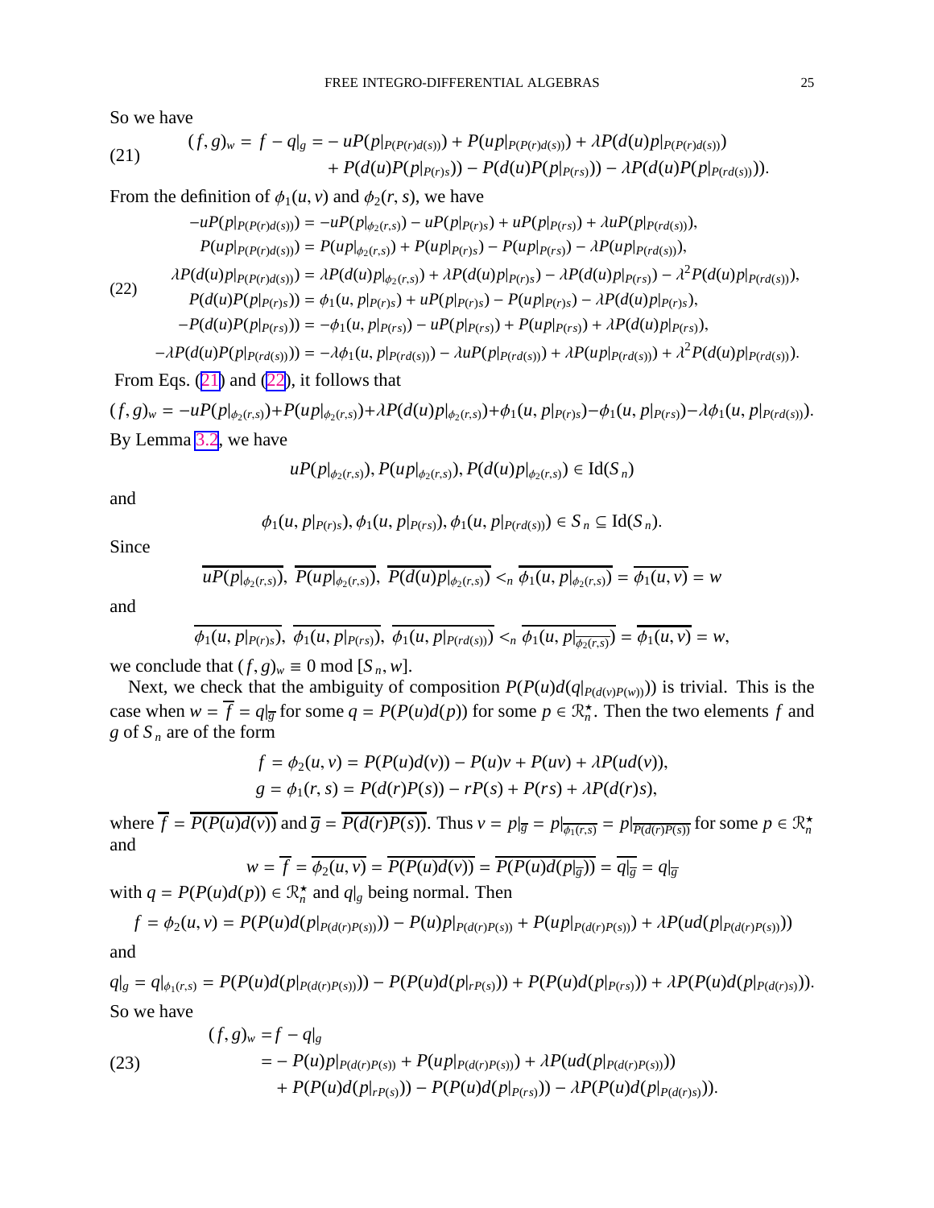So we have

$$(f,g)_w = f - q|_g = -uP(p|_{P(P(r)d(s))}) + P(up|_{P(P(r)d(s))}) + \lambda P(d(u)p|_{P(P(r)d(s))}) + P(d(u)P(p|_{P(r)s})) - P(d(u)P(p|_{P(rs)})) - \lambda P(d(u)P(p|_{P(rd(s))})). \tag{21}$$

From the definition of $\phi_1(u,v)$ and $\phi_2(r,s)$, we have

$$\begin{aligned}
-uP(p|_{P(P(r)d(s))}) &= -uP(p|_{\phi_2(r,s)}) - uP(p|_{P(r)s}) + uP(p|_{P(rs)}) + \lambda uP(p|_{P(rd(s))}),\\
P(up|_{P(P(r)d(s))}) &= P(up|_{\phi_2(r,s)}) + P(up|_{P(r)s}) - P(up|_{P(rs)}) - \lambda P(up|_{P(rd(s))}),\\
\lambda P(d(u)p|_{P(P(r)d(s))}) &= \lambda P(d(u)p|_{\phi_2(r,s)}) + \lambda P(d(u)p|_{P(r)s}) - \lambda P(d(u)p|_{P(rs)}) - \lambda^2 P(d(u)p|_{P(rd(s))}),\\
P(d(u)P(p|_{P(r)s})) &= \phi_1(u, p|_{P(r)s}) + uP(p|_{P(r)s}) - P(up|_{P(r)s}) - \lambda P(d(u)p|_{P(r)s}),\\
-P(d(u)P(p|_{P(rs)})) &= -\phi_1(u, p|_{P(rs)}) - uP(p|_{P(rs)}) + P(up|_{P(rs)}) + \lambda P(d(u)p|_{P(rs)}),\\
-\lambda P(d(u)P(p|_{P(rd(s))})) &= -\lambda \phi_1(u, p|_{P(rd(s))}) - \lambda uP(p|_{P(rd(s))}) + \lambda P(up|_{P(rd(s))}) + \lambda^2 P(d(u)p|_{P(rd(s))}).
\end{aligned} \tag{22}$$

From Eqs. (21) and (22), it follows that

$$(f,g)_w = -uP(p|_{\phi_2(r,s)}) + P(up|_{\phi_2(r,s)}) + \lambda P(d(u)p|_{\phi_2(r,s)}) + \phi_1(u, p|_{P(r)s}) - \phi_1(u, p|_{P(rs)}) - \lambda \phi_1(u, p|_{P(rd(s))}).$$

By Lemma 3.2, we have

$$uP(p|_{\phi_2(r,s)}),\ P(up|_{\phi_2(r,s)}),\ P(d(u)p|_{\phi_2(r,s)}) \in \mathrm{Id}(S_n)$$

and

$$\phi_1(u, p|_{P(r)s}),\ \phi_1(u, p|_{P(rs)}),\ \phi_1(u, p|_{P(rd(s))}) \in S_n \subseteq \mathrm{Id}(S_n).$$

Since

$$\overline{uP(p|_{\phi_2(r,s)})},\ \overline{P(up|_{\phi_2(r,s)})},\ \overline{P(d(u)p|_{\phi_2(r,s)})} <_n \overline{\phi_1(u, p|_{\phi_2(r,s)})} = \overline{\phi_1(u,v)} = w$$

and

$$\overline{\phi_1(u, p|_{P(r)s})},\ \overline{\phi_1(u, p|_{P(rs)})},\ \overline{\phi_1(u, p|_{P(rd(s))})} <_n \overline{\phi_1(u, p|_{\overline{\phi_2(r,s)}})} = \overline{\phi_1(u,v)} = w,$$

we conclude that $(f,g)_w \equiv 0 \mod [S_n, w]$.

Next, we check that the ambiguity of composition $P(P(u)d(q|_{P(d(v)P(w))}))$ is trivial. This is the case when $w = \overline{f} = q|_{\overline{g}}$ for some $q = P(P(u)d(p))$ for some $p \in \mathfrak{R}_n^\star$. Then the two elements $f$ and $g$ of $S_n$ are of the form

$$\begin{aligned}
f &= \phi_2(u,v) = P(P(u)d(v)) - P(u)v + P(uv) + \lambda P(ud(v)),\\
g &= \phi_1(r,s) = P(d(r)P(s)) - rP(s) + P(rs) + \lambda P(d(r)s),
\end{aligned}$$

where $\overline{f} = \overline{P(P(u)d(v))}$ and $\overline{g} = \overline{P(d(r)P(s))}$. Thus $v = p|_{\overline{g}} = p|_{\overline{\phi_1(r,s)}} = p|_{\overline{P(d(r)P(s))}}$ for some $p \in \mathfrak{R}_n^\star$ and

$$w = \overline{f} = \overline{\phi_2(u,v)} = \overline{P(P(u)d(v))} = \overline{P(P(u)d(p|_{\overline{g}}))} = \overline{q|_{\overline{g}}} = q|_{\overline{g}}$$

with $q = P(P(u)d(p)) \in \mathfrak{R}_n^\star$ and $q|_g$ being normal. Then

$$f = \phi_2(u,v) = P(P(u)d(p|_{P(d(r)P(s))})) - P(u)p|_{P(d(r)P(s))} + P(up|_{P(d(r)P(s))}) + \lambda P(ud(p|_{P(d(r)P(s))}))$$

and

$$q|_g = q|_{\phi_1(r,s)} = P(P(u)d(p|_{P(d(r)P(s))})) - P(P(u)d(p|_{rP(s)})) + P(P(u)d(p|_{P(rs)})) + \lambda P(P(u)d(p|_{P(d(r)s)})).$$

So we have

$$\begin{aligned}
(f,g)_w &= f - q|_g\\
&= -P(u)p|_{P(d(r)P(s))} + P(up|_{P(d(r)P(s))}) + \lambda P(ud(p|_{P(d(r)P(s))}))\\
&\quad + P(P(u)d(p|_{rP(s)})) - P(P(u)d(p|_{P(rs)})) - \lambda P(P(u)d(p|_{P(d(r)s)})).
\end{aligned} \tag{23}$$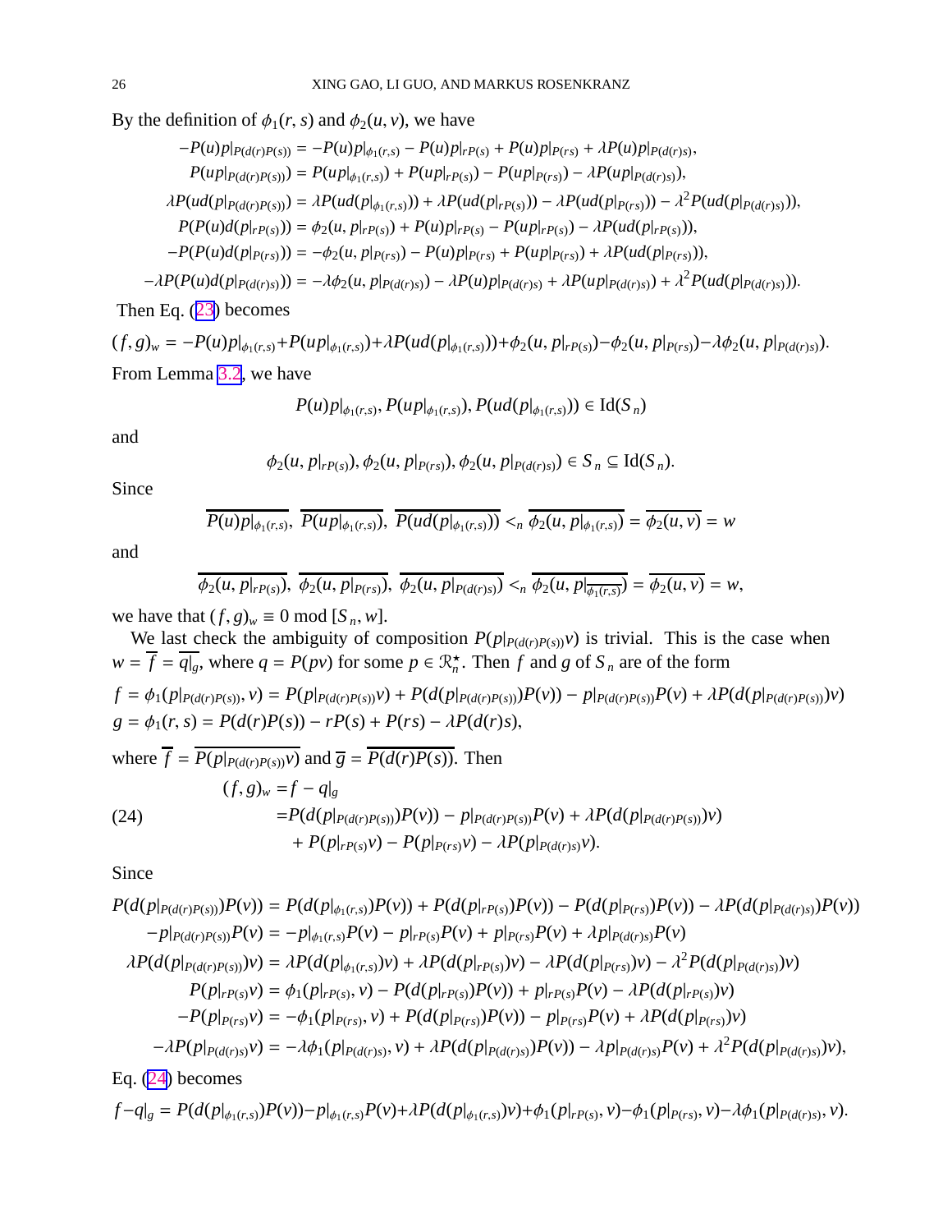By the definition of $\phi_1(r,s)$ and $\phi_2(u,v)$, we have

$$
\begin{aligned}
-P(u)p|_{P(d(r)P(s))} &= -P(u)p|_{\phi_1(r,s)} - P(u)p|_{rP(s)} + P(u)p|_{P(rs)} + \lambda P(u)p|_{P(d(r)s)},\\
P(up|_{P(d(r)P(s))}) &= P(up|_{\phi_1(r,s)}) + P(up|_{rP(s)}) - P(up|_{P(rs)}) - \lambda P(up|_{P(d(r)s)}),\\
\lambda P(ud(p|_{P(d(r)P(s))})) &= \lambda P(ud(p|_{\phi_1(r,s)})) + \lambda P(ud(p|_{rP(s)})) - \lambda P(ud(p|_{P(rs)})) - \lambda^2 P(ud(p|_{P(d(r)s)})),\\
P(P(u)d(p|_{rP(s)})) &= \phi_2(u, p|_{rP(s)}) + P(u)p|_{rP(s)} - P(up|_{rP(s)}) - \lambda P(ud(p|_{rP(s)})),\\
-P(P(u)d(p|_{P(rs)})) &= -\phi_2(u, p|_{P(rs)}) - P(u)p|_{P(rs)} + P(up|_{P(rs)}) + \lambda P(ud(p|_{P(rs)})),\\
-\lambda P(P(u)d(p|_{P(d(r)s)})) &= -\lambda\phi_2(u, p|_{P(d(r)s)}) - \lambda P(u)p|_{P(d(r)s)} + \lambda P(up|_{P(d(r)s)}) + \lambda^2 P(ud(p|_{P(d(r)s)})).
\end{aligned}
$$

Then Eq. (23) becomes

$$
(f,g)_w = -P(u)p|_{\phi_1(r,s)} + P(up|_{\phi_1(r,s)}) + \lambda P(ud(p|_{\phi_1(r,s)})) + \phi_2(u, p|_{rP(s)}) - \phi_2(u, p|_{P(rs)}) - \lambda\phi_2(u, p|_{P(d(r)s)}).
$$

From Lemma 3.2, we have

$$
P(u)p|_{\phi_1(r,s)},\ P(up|_{\phi_1(r,s)}),\ P(ud(p|_{\phi_1(r,s)})) \in \mathrm{Id}(S_n)
$$

and

$$
\phi_2(u, p|_{rP(s)}),\ \phi_2(u, p|_{P(rs)}),\ \phi_2(u, p|_{P(d(r)s)}) \in S_n \subseteq \mathrm{Id}(S_n).
$$

Since

$$
\overline{P(u)p|_{\phi_1(r,s)}},\ \overline{P(up|_{\phi_1(r,s)})},\ \overline{P(ud(p|_{\phi_1(r,s)}))} <_n \overline{\phi_2(u, p|_{\phi_1(r,s)})} = \overline{\phi_2(u,v)} = w
$$

and

$$
\overline{\phi_2(u, p|_{rP(s)})},\ \overline{\phi_2(u, p|_{P(rs)})},\ \overline{\phi_2(u, p|_{P(d(r)s)})} <_n \overline{\phi_2(u, p|_{\overline{\phi_1(r,s)}})} = \overline{\phi_2(u,v)} = w,
$$

we have that $(f,g)_w \equiv 0 \bmod [S_n, w]$.

We last check the ambiguity of composition $P(p|_{P(d(r)P(s))}v)$ is trivial. This is the case when $w = \overline{f} = \overline{q|_g}$, where $q = P(pv)$ for some $p \in \mathfrak{R}_n^\star$. Then $f$ and $g$ of $S_n$ are of the form

$$
\begin{aligned}
f &= \phi_1(p|_{P(d(r)P(s))}, v) = P(p|_{P(d(r)P(s))}v) + P(d(p|_{P(d(r)P(s))})P(v)) - p|_{P(d(r)P(s))}P(v) + \lambda P(d(p|_{P(d(r)P(s))})v)\\
g &= \phi_1(r,s) = P(d(r)P(s)) - rP(s) + P(rs) - \lambda P(d(r)s),
\end{aligned}
$$

where $\overline{f} = \overline{P(p|_{P(d(r)P(s))}v)}$ and $\overline{g} = \overline{P(d(r)P(s))}$. Then

$$
\begin{aligned}
(f,g)_w &= f - q|_g\\
&= P(d(p|_{P(d(r)P(s))})P(v)) - p|_{P(d(r)P(s))}P(v) + \lambda P(d(p|_{P(d(r)P(s))})v)\\
&\quad + P(p|_{rP(s)}v) - P(p|_{P(rs)}v) - \lambda P(p|_{P(d(r)s)}v).
\end{aligned} \tag{24}
$$

Since

$$
\begin{aligned}
P(d(p|_{P(d(r)P(s))})P(v)) &= P(d(p|_{\phi_1(r,s)})P(v)) + P(d(p|_{rP(s)})P(v)) - P(d(p|_{P(rs)})P(v)) - \lambda P(d(p|_{P(d(r)s)})P(v))\\
-p|_{P(d(r)P(s))}P(v) &= -p|_{\phi_1(r,s)}P(v) - p|_{rP(s)}P(v) + p|_{P(rs)}P(v) + \lambda p|_{P(d(r)s)}P(v)\\
\lambda P(d(p|_{P(d(r)P(s))})v) &= \lambda P(d(p|_{\phi_1(r,s)})v) + \lambda P(d(p|_{rP(s)})v) - \lambda P(d(p|_{P(rs)})v) - \lambda^2 P(d(p|_{P(d(r)s)})v)\\
P(p|_{rP(s)}v) &= \phi_1(p|_{rP(s)}, v) - P(d(p|_{rP(s)})P(v)) + p|_{rP(s)}P(v) - \lambda P(d(p|_{rP(s)})v)\\
-P(p|_{P(rs)}v) &= -\phi_1(p|_{P(rs)}, v) + P(d(p|_{P(rs)})P(v)) - p|_{P(rs)}P(v) + \lambda P(d(p|_{P(rs)})v)\\
-\lambda P(p|_{P(d(r)s)}v) &= -\lambda\phi_1(p|_{P(d(r)s)}, v) + \lambda P(d(p|_{P(d(r)s)})P(v)) - \lambda p|_{P(d(r)s)}P(v) + \lambda^2 P(d(p|_{P(d(r)s)})v),
\end{aligned}
$$

Eq. (24) becomes

$$
f - q|_g = P(d(p|_{\phi_1(r,s)})P(v)) - p|_{\phi_1(r,s)}P(v) + \lambda P(d(p|_{\phi_1(r,s)})v) + \phi_1(p|_{rP(s)}, v) - \phi_1(p|_{P(rs)}, v) - \lambda\phi_1(p|_{P(d(r)s)}, v).
$$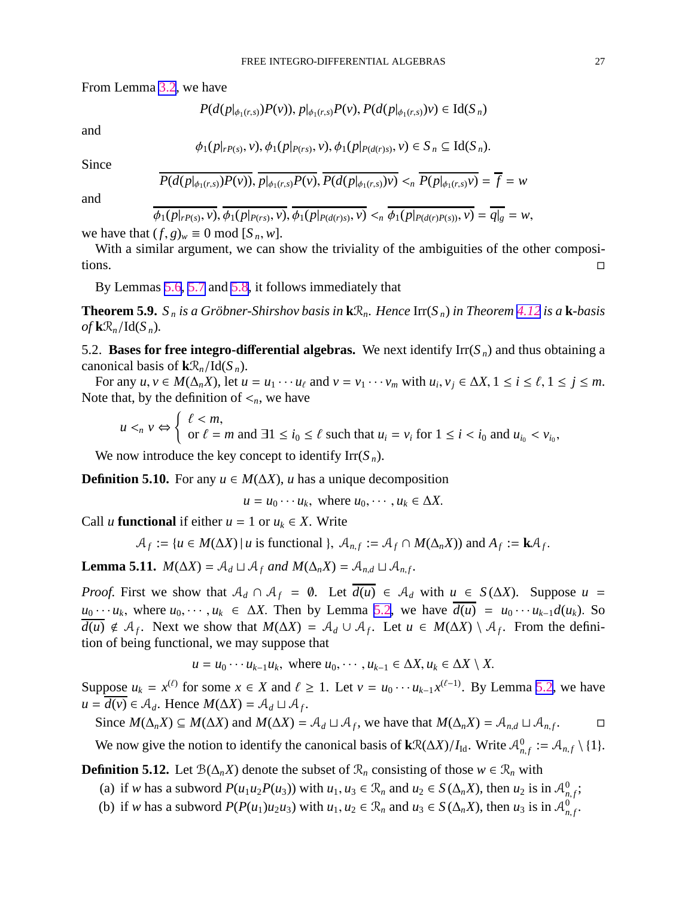From Lemma 3.2, we have

$$P(d(p|_{\phi_1(r,s)})P(v)),\, p|_{\phi_1(r,s)}P(v),\, P(d(p|_{\phi_1(r,s)})v) \in \mathrm{Id}(S_n)$$

and

$$\phi_1(p|_{rP(s)}, v), \phi_1(p|_{P(rs)}, v), \phi_1(p|_{P(d(r)s)}, v) \in S_n \subseteq \mathrm{Id}(S_n).$$

Since

$$\overline{P(d(p|_{\phi_1(r,s)})P(v))}, \overline{p|_{\phi_1(r,s)}P(v)}, \overline{P(d(p|_{\phi_1(r,s)})v)} <_n \overline{P(p|_{\phi_1(r,s)}v)} = \overline{f} = w$$

and

$$\overline{\phi_1(p|_{rP(s)}, v)}, \overline{\phi_1(p|_{P(rs)}, v)}, \overline{\phi_1(p|_{P(d(r)s)}, v)} <_n \overline{\phi_1(p|_{P(d(r)P(s))}, v)} = \overline{q|_g} = w,$$

we have that $(f, g)_w \equiv 0 \mod [S_n, w]$.

With a similar argument, we can show the triviality of the ambiguities of the other compositions. $\square$

By Lemmas 5.6, 5.7 and 5.8, it follows immediately that

**Theorem 5.9.** *$S_n$ is a Gröbner-Shirshov basis in $\mathbf{k}\mathcal{R}_n$. Hence $\mathrm{Irr}(S_n)$ in Theorem 4.12 is a $\mathbf{k}$-basis of $\mathbf{k}\mathcal{R}_n/\mathrm{Id}(S_n)$.*

5.2. **Bases for free integro-differential algebras.** We next identify $\mathrm{Irr}(S_n)$ and thus obtaining a canonical basis of $\mathbf{k}\mathcal{R}_n/\mathrm{Id}(S_n)$.

For any $u, v \in M(\Delta_n X)$, let $u = u_1 \cdots u_\ell$ and $v = v_1 \cdots v_m$ with $u_i, v_j \in \Delta X, 1 \le i \le \ell, 1 \le j \le m$. Note that, by the definition of $<_n$, we have

$$u <_n v \Leftrightarrow \begin{cases} \ell < m, \\ \text{or } \ell = m \text{ and } \exists 1 \le i_0 \le \ell \text{ such that } u_i = v_i \text{ for } 1 \le i < i_0 \text{ and } u_{i_0} < v_{i_0}, \end{cases}$$

We now introduce the key concept to identify $\mathrm{Irr}(S_n)$.

**Definition 5.10.** For any $u \in M(\Delta X)$, $u$ has a unique decomposition

$$u = u_0 \cdots u_k, \text{ where } u_0, \cdots, u_k \in \Delta X.$$

Call $u$ **functional** if either $u = 1$ or $u_k \in X$. Write

$$\mathcal{A}_f := \{u \in M(\Delta X) \,|\, u \text{ is functional }\},\ \mathcal{A}_{n,f} := \mathcal{A}_f \cap M(\Delta_n X)) \text{ and } A_f := \mathbf{k}\mathcal{A}_f.$$

**Lemma 5.11.** *$M(\Delta X) = \mathcal{A}_d \sqcup \mathcal{A}_f$ and $M(\Delta_n X) = \mathcal{A}_{n,d} \sqcup \mathcal{A}_{n,f}$.*

*Proof.* First we show that $\mathcal{A}_d \cap \mathcal{A}_f = \emptyset$. Let $\overline{d(u)} \in \mathcal{A}_d$ with $u \in S(\Delta X)$. Suppose $u = u_0 \cdots u_k$, where $u_0, \cdots, u_k \in \Delta X$. Then by Lemma 5.2, we have $\overline{d(u)} = u_0 \cdots u_{k-1} d(u_k)$. So $\overline{d(u)} \notin \mathcal{A}_f$. Next we show that $M(\Delta X) = \mathcal{A}_d \cup \mathcal{A}_f$. Let $u \in M(\Delta X) \setminus \mathcal{A}_f$. From the definition of being functional, we may suppose that

$$u = u_0 \cdots u_{k-1} u_k, \text{ where } u_0, \cdots, u_{k-1} \in \Delta X, u_k \in \Delta X \setminus X.$$

Suppose $u_k = x^{(\ell)}$ for some $x \in X$ and $\ell \ge 1$. Let $v = u_0 \cdots u_{k-1} x^{(\ell-1)}$. By Lemma 5.2, we have $u = \overline{d(v)} \in \mathcal{A}_d$. Hence $M(\Delta X) = \mathcal{A}_d \sqcup \mathcal{A}_f$.

Since $M(\Delta_n X) \subseteq M(\Delta X)$ and $M(\Delta X) = \mathcal{A}_d \sqcup \mathcal{A}_f$, we have that $M(\Delta_n X) = \mathcal{A}_{n,d} \sqcup \mathcal{A}_{n,f}$. $\square$

We now give the notion to identify the canonical basis of $\mathbf{k}\mathcal{R}(\Delta X)/I_{\mathrm{Id}}$. Write $\mathcal{A}_{n,f}^0 := \mathcal{A}_{n,f} \setminus \{1\}$.

**Definition 5.12.** Let $\mathcal{B}(\Delta_n X)$ denote the subset of $\mathcal{R}_n$ consisting of those $w \in \mathcal{R}_n$ with

(a) if $w$ has a subword $P(u_1 u_2 P(u_3))$ with $u_1, u_3 \in \mathcal{R}_n$ and $u_2 \in S(\Delta_n X)$, then $u_2$ is in $\mathcal{A}_{n,f}^0$;

(b) if $w$ has a subword $P(P(u_1)u_2u_3)$ with $u_1, u_2 \in \mathcal{R}_n$ and $u_3 \in S(\Delta_n X)$, then $u_3$ is in $\mathcal{A}_{n,f}^0$.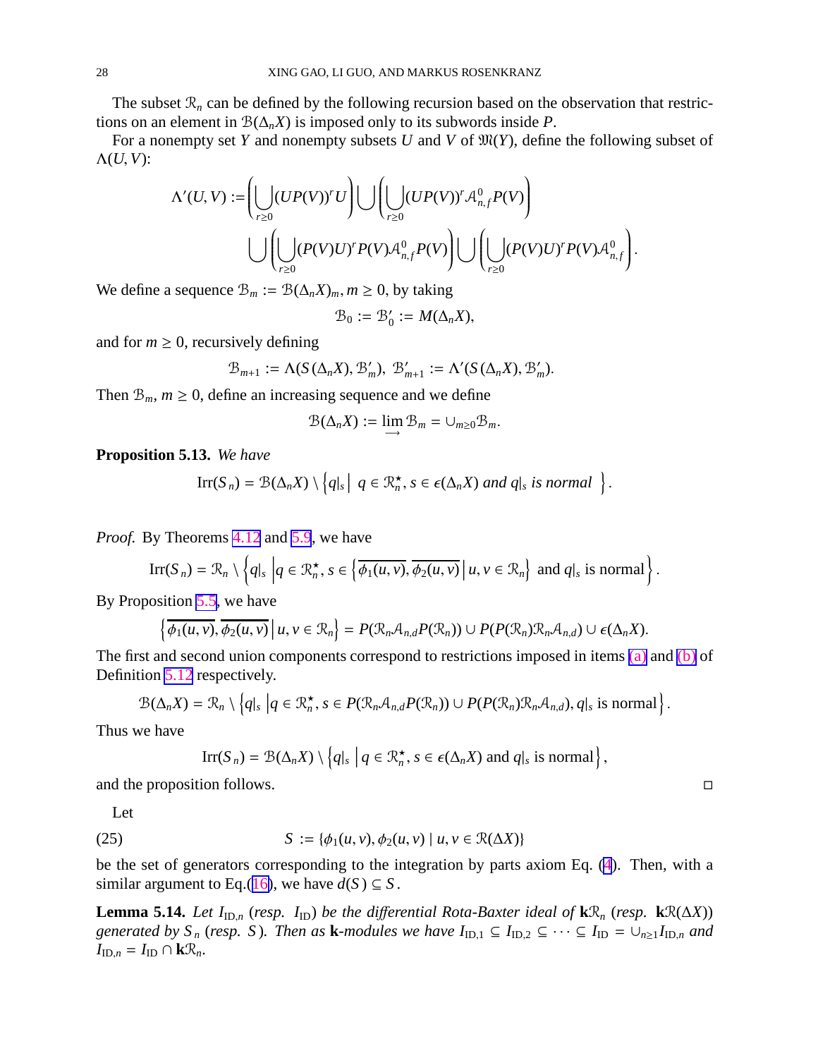The subset $\mathcal{R}_n$ can be defined by the following recursion based on the observation that restrictions on an element in $\mathcal{B}(\Delta_n X)$ is imposed only to its subwords inside $P$.

For a nonempty set $Y$ and nonempty subsets $U$ and $V$ of $\mathfrak{M}(Y)$, define the following subset of $\Lambda(U, V)$:

$$\Lambda'(U,V) := \left( \bigcup_{r\geq 0} (UP(V))^r U \right) \bigcup \left( \bigcup_{r\geq 0} (UP(V))^r \mathcal{A}^0_{n,f} P(V) \right)$$
$$\bigcup \left( \bigcup_{r\geq 0} (P(V)U)^r P(V) \mathcal{A}^0_{n,f} P(V) \right) \bigcup \left( \bigcup_{r\geq 0} (P(V)U)^r P(V) \mathcal{A}^0_{n,f} \right).$$

We define a sequence $\mathcal{B}_m := \mathcal{B}(\Delta_n X)_m$, $m \geq 0$, by taking

$$\mathcal{B}_0 := \mathcal{B}'_0 := M(\Delta_n X),$$

and for $m \geq 0$, recursively defining

$$\mathcal{B}_{m+1} := \Lambda(S(\Delta_n X), \mathcal{B}'_m),\ \mathcal{B}'_{m+1} := \Lambda'(S(\Delta_n X), \mathcal{B}'_m).$$

Then $\mathcal{B}_m$, $m \geq 0$, define an increasing sequence and we define

$$\mathcal{B}(\Delta_n X) := \varinjlim \mathcal{B}_m = \cup_{m\geq 0} \mathcal{B}_m.$$

**Proposition 5.13.** *We have*

$$\operatorname{Irr}(S_n) = \mathcal{B}(\Delta_n X) \setminus \left\{ q|_s \,\middle|\, q \in \mathcal{R}^\star_n, s \in \epsilon(\Delta_n X) \text{ and } q|_s \text{ is normal } \right\}.$$

*Proof.* By Theorems 4.12 and 5.9, we have

$$\operatorname{Irr}(S_n) = \mathcal{R}_n \setminus \left\{ q|_s \,\middle|\, q \in \mathcal{R}^\star_n, s \in \left\{ \overline{\phi_1(u,v)}, \overline{\phi_2(u,v)} \,\middle|\, u, v \in \mathcal{R}_n \right\} \text{ and } q|_s \text{ is normal} \right\}.$$

By Proposition 5.5, we have

$$\left\{ \overline{\phi_1(u,v)}, \overline{\phi_2(u,v)} \,\middle|\, u, v \in \mathcal{R}_n \right\} = P(\mathcal{R}_n \mathcal{A}_{n,d} P(\mathcal{R}_n)) \cup P(P(\mathcal{R}_n)\mathcal{R}_n \mathcal{A}_{n,d}) \cup \epsilon(\Delta_n X).$$

The first and second union components correspond to restrictions imposed in items (a) and (b) of Definition 5.12 respectively.

$$\mathcal{B}(\Delta_n X) = \mathcal{R}_n \setminus \left\{ q|_s \,\middle|\, q \in \mathcal{R}^\star_n, s \in P(\mathcal{R}_n \mathcal{A}_{n,d} P(\mathcal{R}_n)) \cup P(P(\mathcal{R}_n)\mathcal{R}_n \mathcal{A}_{n,d}), q|_s \text{ is normal} \right\}.$$

Thus we have

$$\operatorname{Irr}(S_n) = \mathcal{B}(\Delta_n X) \setminus \left\{ q|_s \,\middle|\, q \in \mathcal{R}^\star_n, s \in \epsilon(\Delta_n X) \text{ and } q|_s \text{ is normal} \right\},$$

and the proposition follows. $\square$

Let

$$S := \{\phi_1(u,v), \phi_2(u,v) \mid u, v \in \mathcal{R}(\Delta X)\} \tag{25}$$

be the set of generators corresponding to the integration by parts axiom Eq. (4). Then, with a similar argument to Eq.(16), we have $d(S) \subseteq S$.

**Lemma 5.14.** *Let $I_{\mathrm{ID},n}$ (resp. $I_{\mathrm{ID}}$) be the differential Rota-Baxter ideal of $\mathbf{k}\mathcal{R}_n$ (resp. $\mathbf{k}\mathcal{R}(\Delta X)$) generated by $S_n$ (resp. $S$). Then as $\mathbf{k}$-modules we have $I_{\mathrm{ID},1} \subseteq I_{\mathrm{ID},2} \subseteq \cdots \subseteq I_{\mathrm{ID}} = \cup_{n\geq 1} I_{\mathrm{ID},n}$ and $I_{\mathrm{ID},n} = I_{\mathrm{ID}} \cap \mathbf{k}\mathcal{R}_n$.*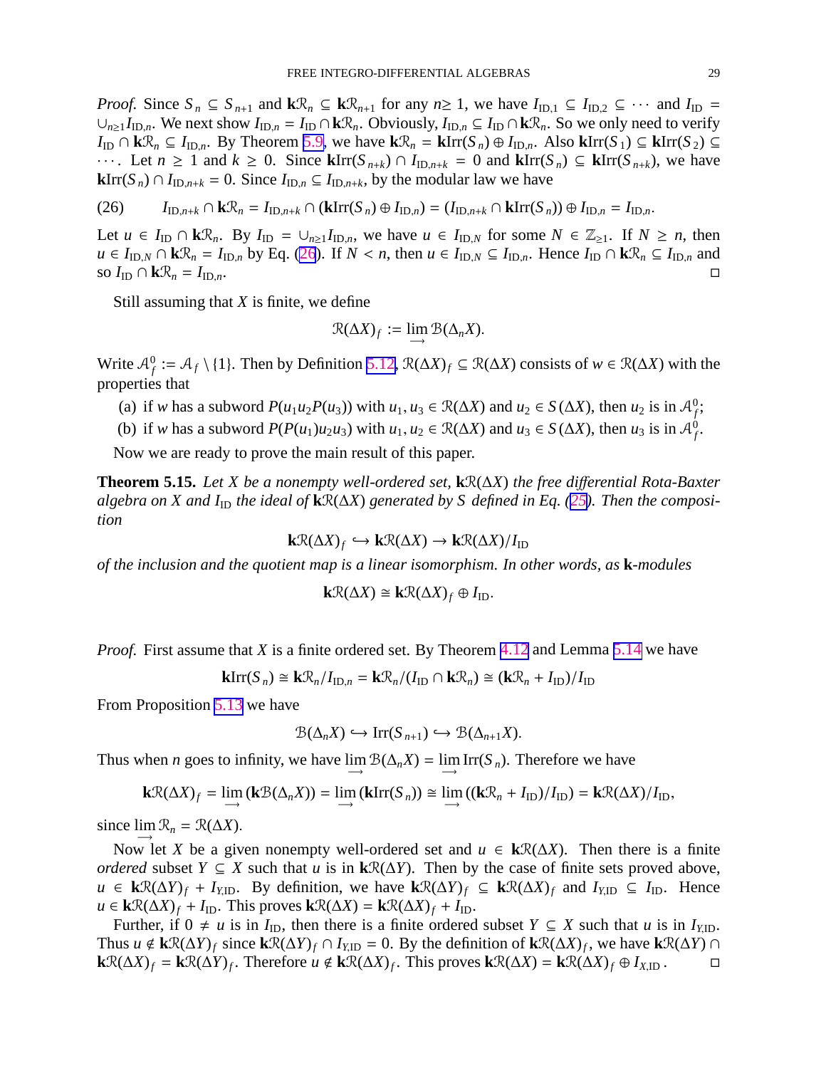*Proof.* Since $S_n \subseteq S_{n+1}$ and $\mathbf{k}\mathcal{R}_n \subseteq \mathbf{k}\mathcal{R}_{n+1}$ for any $n \geq 1$, we have $I_{\mathrm{ID},1} \subseteq I_{\mathrm{ID},2} \subseteq \cdots$ and $I_{\mathrm{ID}} = \cup_{n\geq 1} I_{\mathrm{ID},n}$. We next show $I_{\mathrm{ID},n} = I_{\mathrm{ID}} \cap \mathbf{k}\mathcal{R}_n$. Obviously, $I_{\mathrm{ID},n} \subseteq I_{\mathrm{ID}} \cap \mathbf{k}\mathcal{R}_n$. So we only need to verify $I_{\mathrm{ID}} \cap \mathbf{k}\mathcal{R}_n \subseteq I_{\mathrm{ID},n}$. By Theorem 5.9, we have $\mathbf{k}\mathcal{R}_n = \mathbf{k}\mathrm{Irr}(S_n) \oplus I_{\mathrm{ID},n}$. Also $\mathbf{k}\mathrm{Irr}(S_1) \subseteq \mathbf{k}\mathrm{Irr}(S_2) \subseteq \cdots$. Let $n \geq 1$ and $k \geq 0$. Since $\mathbf{k}\mathrm{Irr}(S_{n+k}) \cap I_{\mathrm{ID},n+k} = 0$ and $\mathbf{k}\mathrm{Irr}(S_n) \subseteq \mathbf{k}\mathrm{Irr}(S_{n+k})$, we have $\mathbf{k}\mathrm{Irr}(S_n) \cap I_{\mathrm{ID},n+k} = 0$. Since $I_{\mathrm{ID},n} \subseteq I_{\mathrm{ID},n+k}$, by the modular law we have

$$I_{\mathrm{ID},n+k} \cap \mathbf{k}\mathcal{R}_n = I_{\mathrm{ID},n+k} \cap (\mathbf{k}\mathrm{Irr}(S_n) \oplus I_{\mathrm{ID},n}) = (I_{\mathrm{ID},n+k} \cap \mathbf{k}\mathrm{Irr}(S_n)) \oplus I_{\mathrm{ID},n} = I_{\mathrm{ID},n}. \tag{26}$$

Let $u \in I_{\mathrm{ID}} \cap \mathbf{k}\mathcal{R}_n$. By $I_{\mathrm{ID}} = \cup_{n\geq 1} I_{\mathrm{ID},n}$, we have $u \in I_{\mathrm{ID},N}$ for some $N \in \mathbb{Z}_{\geq 1}$. If $N \geq n$, then $u \in I_{\mathrm{ID},N} \cap \mathbf{k}\mathcal{R}_n = I_{\mathrm{ID},n}$ by Eq. (26). If $N < n$, then $u \in I_{\mathrm{ID},N} \subseteq I_{\mathrm{ID},n}$. Hence $I_{\mathrm{ID}} \cap \mathbf{k}\mathcal{R}_n \subseteq I_{\mathrm{ID},n}$ and so $I_{\mathrm{ID}} \cap \mathbf{k}\mathcal{R}_n = I_{\mathrm{ID},n}$. □

Still assuming that $X$ is finite, we define

$$\mathcal{R}(\Delta X)_f := \varinjlim \mathcal{B}(\Delta_n X).$$

Write $\mathcal{A}_f^0 := \mathcal{A}_f \setminus \{1\}$. Then by Definition 5.12, $\mathcal{R}(\Delta X)_f \subseteq \mathcal{R}(\Delta X)$ consists of $w \in \mathcal{R}(\Delta X)$ with the properties that

(a) if $w$ has a subword $P(u_1 u_2 P(u_3))$ with $u_1, u_3 \in \mathcal{R}(\Delta X)$ and $u_2 \in S(\Delta X)$, then $u_2$ is in $\mathcal{A}_f^0$;
(b) if $w$ has a subword $P(P(u_1)u_2 u_3)$ with $u_1, u_2 \in \mathcal{R}(\Delta X)$ and $u_3 \in S(\Delta X)$, then $u_3$ is in $\mathcal{A}_f^0$.

Now we are ready to prove the main result of this paper.

**Theorem 5.15.** *Let $X$ be a nonempty well-ordered set, $\mathbf{k}\mathcal{R}(\Delta X)$ the free differential Rota-Baxter algebra on $X$ and $I_{\mathrm{ID}}$ the ideal of $\mathbf{k}\mathcal{R}(\Delta X)$ generated by $S$ defined in Eq. (25). Then the composition*

$$\mathbf{k}\mathcal{R}(\Delta X)_f \hookrightarrow \mathbf{k}\mathcal{R}(\Delta X) \to \mathbf{k}\mathcal{R}(\Delta X)/I_{\mathrm{ID}}$$

*of the inclusion and the quotient map is a linear isomorphism. In other words, as $\mathbf{k}$-modules*

$$\mathbf{k}\mathcal{R}(\Delta X) \cong \mathbf{k}\mathcal{R}(\Delta X)_f \oplus I_{\mathrm{ID}}.$$

*Proof.* First assume that $X$ is a finite ordered set. By Theorem 4.12 and Lemma 5.14 we have

$$\mathbf{k}\mathrm{Irr}(S_n) \cong \mathbf{k}\mathcal{R}_n/I_{\mathrm{ID},n} = \mathbf{k}\mathcal{R}_n/(I_{\mathrm{ID}} \cap \mathbf{k}\mathcal{R}_n) \cong (\mathbf{k}\mathcal{R}_n + I_{\mathrm{ID}})/I_{\mathrm{ID}}$$

From Proposition 5.13 we have

$$\mathcal{B}(\Delta_n X) \hookrightarrow \mathrm{Irr}(S_{n+1}) \hookrightarrow \mathcal{B}(\Delta_{n+1} X).$$

Thus when $n$ goes to infinity, we have $\varinjlim \mathcal{B}(\Delta_n X) = \varinjlim \mathrm{Irr}(S_n)$. Therefore we have

$$\mathbf{k}\mathcal{R}(\Delta X)_f = \varinjlim (\mathbf{k}\mathcal{B}(\Delta_n X)) = \varinjlim (\mathbf{k}\mathrm{Irr}(S_n)) \cong \varinjlim ((\mathbf{k}\mathcal{R}_n + I_{\mathrm{ID}})/I_{\mathrm{ID}}) = \mathbf{k}\mathcal{R}(\Delta X)/I_{\mathrm{ID}},$$

since $\varinjlim \mathcal{R}_n = \mathcal{R}(\Delta X)$.

Now let $X$ be a given nonempty well-ordered set and $u \in \mathbf{k}\mathcal{R}(\Delta X)$. Then there is a finite *ordered* subset $Y \subseteq X$ such that $u$ is in $\mathbf{k}\mathcal{R}(\Delta Y)$. Then by the case of finite sets proved above, $u \in \mathbf{k}\mathcal{R}(\Delta Y)_f + I_{Y,\mathrm{ID}}$. By definition, we have $\mathbf{k}\mathcal{R}(\Delta Y)_f \subseteq \mathbf{k}\mathcal{R}(\Delta X)_f$ and $I_{Y,\mathrm{ID}} \subseteq I_{\mathrm{ID}}$. Hence $u \in \mathbf{k}\mathcal{R}(\Delta X)_f + I_{\mathrm{ID}}$. This proves $\mathbf{k}\mathcal{R}(\Delta X) = \mathbf{k}\mathcal{R}(\Delta X)_f + I_{\mathrm{ID}}$.

Further, if $0 \neq u$ is in $I_{\mathrm{ID}}$, then there is a finite ordered subset $Y \subseteq X$ such that $u$ is in $I_{Y,\mathrm{ID}}$. Thus $u \notin \mathbf{k}\mathcal{R}(\Delta Y)_f$ since $\mathbf{k}\mathcal{R}(\Delta Y)_f \cap I_{Y,\mathrm{ID}} = 0$. By the definition of $\mathbf{k}\mathcal{R}(\Delta X)_f$, we have $\mathbf{k}\mathcal{R}(\Delta Y) \cap \mathbf{k}\mathcal{R}(\Delta X)_f = \mathbf{k}\mathcal{R}(\Delta Y)_f$. Therefore $u \notin \mathbf{k}\mathcal{R}(\Delta X)_f$. This proves $\mathbf{k}\mathcal{R}(\Delta X) = \mathbf{k}\mathcal{R}(\Delta X)_f \oplus I_{X,\mathrm{ID}}$. □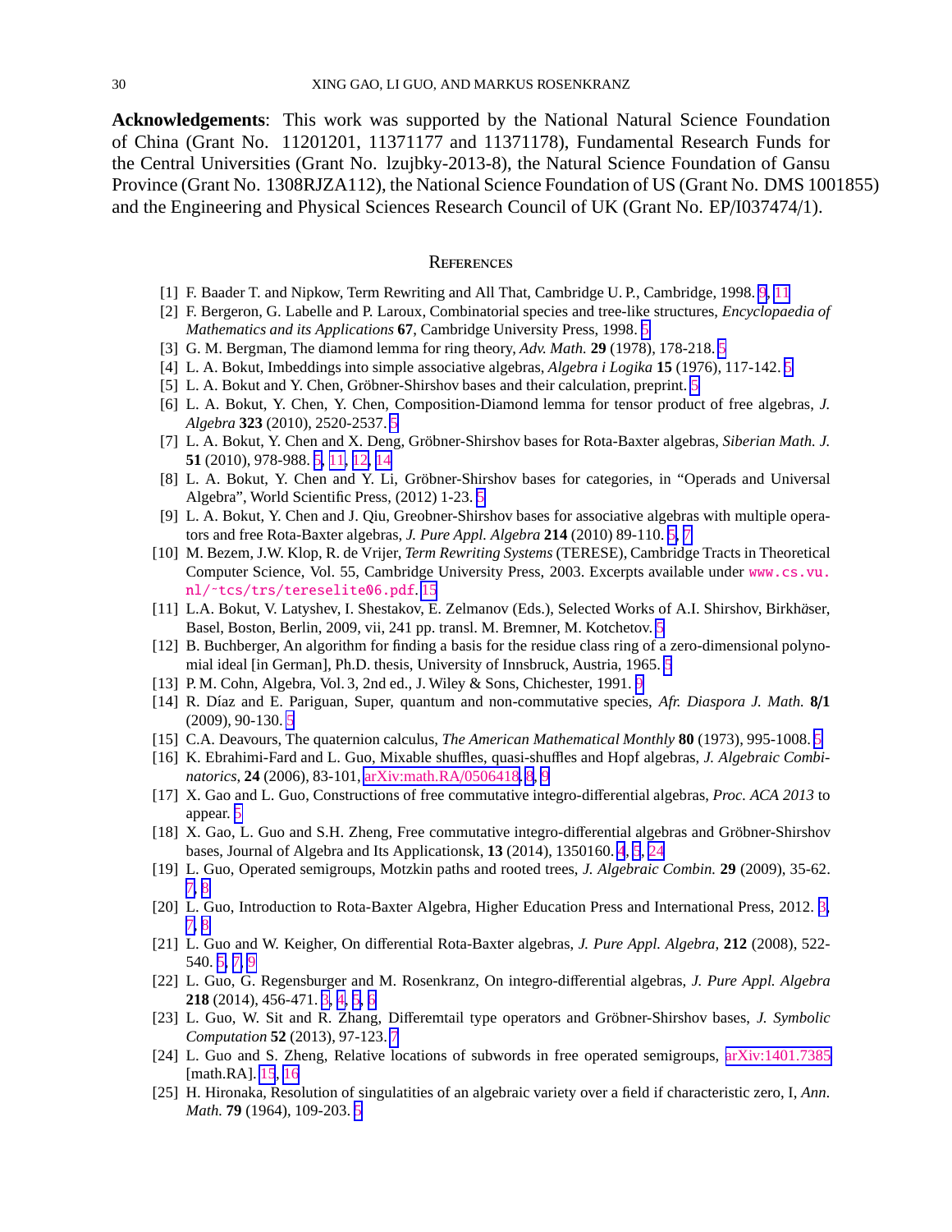**Acknowledgements**: This work was supported by the National Natural Science Foundation of China (Grant No. 11201201, 11371177 and 11371178), Fundamental Research Funds for the Central Universities (Grant No. lzujbky-2013-8), the Natural Science Foundation of Gansu Province (Grant No. 1308RJZA112), the National Science Foundation of US (Grant No. DMS 1001855) and the Engineering and Physical Sciences Research Council of UK (Grant No. EP/I037474/1).

## References

[1] F. Baader T. and Nipkow, Term Rewriting and All That, Cambridge U. P., Cambridge, 1998. 9, 11

[2] F. Bergeron, G. Labelle and P. Laroux, Combinatorial species and tree-like structures, *Encyclopaedia of Mathematics and its Applications* **67**, Cambridge University Press, 1998. 5

[3] G. M. Bergman, The diamond lemma for ring theory, *Adv. Math.* **29** (1978), 178-218. 5

[4] L. A. Bokut, Imbeddings into simple associative algebras, *Algebra i Logika* **15** (1976), 117-142. 5

[5] L. A. Bokut and Y. Chen, Gröbner-Shirshov bases and their calculation, preprint. 5

[6] L. A. Bokut, Y. Chen, Y. Chen, Composition-Diamond lemma for tensor product of free algebras, *J. Algebra* **323** (2010), 2520-2537. 5

[7] L. A. Bokut, Y. Chen and X. Deng, Gröbner-Shirshov bases for Rota-Baxter algebras, *Siberian Math. J.* **51** (2010), 978-988. 5, 11, 12, 14

[8] L. A. Bokut, Y. Chen and Y. Li, Gröbner-Shirshov bases for categories, in "Operads and Universal Algebra", World Scientific Press, (2012) 1-23. 5

[9] L. A. Bokut, Y. Chen and J. Qiu, Greobner-Shirshov bases for associative algebras with multiple operators and free Rota-Baxter algebras, *J. Pure Appl. Algebra* **214** (2010) 89-110. 5, 7

[10] M. Bezem, J.W. Klop, R. de Vrijer, *Term Rewriting Systems* (TERESE), Cambridge Tracts in Theoretical Computer Science, Vol. 55, Cambridge University Press, 2003. Excerpts available under www.cs.vu.nl/~tcs/trs/tereselite06.pdf. 15

[11] L.A. Bokut, V. Latyshev, I. Shestakov, E. Zelmanov (Eds.), Selected Works of A.I. Shirshov, Birkhäser, Basel, Boston, Berlin, 2009, vii, 241 pp. transl. M. Bremner, M. Kotchetov. 5

[12] B. Buchberger, An algorithm for finding a basis for the residue class ring of a zero-dimensional polynomial ideal [in German], Ph.D. thesis, University of Innsbruck, Austria, 1965. 5

[13] P. M. Cohn, Algebra, Vol. 3, 2nd ed., J. Wiley & Sons, Chichester, 1991. 9

[14] R. Díaz and E. Pariguan, Super, quantum and non-commutative species, *Afr. Diaspora J. Math.* **8/1** (2009), 90-130. 5

[15] C.A. Deavours, The quaternion calculus, *The American Mathematical Monthly* **80** (1973), 995-1008. 5

[16] K. Ebrahimi-Fard and L. Guo, Mixable shuffles, quasi-shuffles and Hopf algebras, *J. Algebraic Combinatorics*, **24** (2006), 83-101, arXiv:math.RA/0506418. 8, 9

[17] X. Gao and L. Guo, Constructions of free commutative integro-differential algebras, *Proc. ACA 2013* to appear. 5

[18] X. Gao, L. Guo and S.H. Zheng, Free commutative integro-differential algebras and Gröbner-Shirshov bases, Journal of Algebra and Its Applicationsk, **13** (2014), 1350160. 4, 5, 24

[19] L. Guo, Operated semigroups, Motzkin paths and rooted trees, *J. Algebraic Combin.* **29** (2009), 35-62. 7, 8

[20] L. Guo, Introduction to Rota-Baxter Algebra, Higher Education Press and International Press, 2012. 3, 7, 8

[21] L. Guo and W. Keigher, On differential Rota-Baxter algebras, *J. Pure Appl. Algebra*, **212** (2008), 522-540. 5, 7, 9

[22] L. Guo, G. Regensburger and M. Rosenkranz, On integro-differential algebras, *J. Pure Appl. Algebra* **218** (2014), 456-471. 3, 4, 5, 6

[23] L. Guo, W. Sit and R. Zhang, Differemtail type operators and Gröbner-Shirshov bases, *J. Symbolic Computation* **52** (2013), 97-123. 7

[24] L. Guo and S. Zheng, Relative locations of subwords in free operated semigroups, arXiv:1401.7385 [math.RA]. 15, 16

[25] H. Hironaka, Resolution of singulatities of an algebraic variety over a field if characteristic zero, I, *Ann. Math.* **79** (1964), 109-203. 5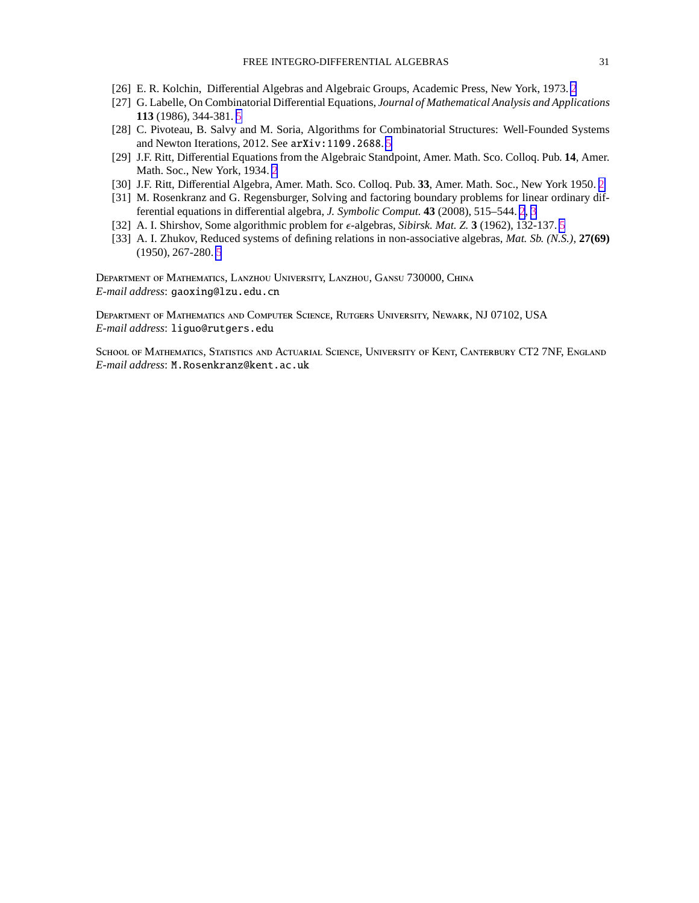[26] E. R. Kolchin, Differential Algebras and Algebraic Groups, Academic Press, New York, 1973. 2

[27] G. Labelle, On Combinatorial Differential Equations, *Journal of Mathematical Analysis and Applications* **113** (1986), 344-381. 5

[28] C. Pivoteau, B. Salvy and M. Soria, Algorithms for Combinatorial Structures: Well-Founded Systems and Newton Iterations, 2012. See `arXiv:1109.2688`. 5

[29] J.F. Ritt, Differential Equations from the Algebraic Standpoint, Amer. Math. Sco. Colloq. Pub. **14**, Amer. Math. Soc., New York, 1934. 2

[30] J.F. Ritt, Differential Algebra, Amer. Math. Sco. Colloq. Pub. **33**, Amer. Math. Soc., New York 1950. 2

[31] M. Rosenkranz and G. Regensburger, Solving and factoring boundary problems for linear ordinary differential equations in differential algebra, *J. Symbolic Comput.* **43** (2008), 515–544. 2, 3

[32] A. I. Shirshov, Some algorithmic problem for $\epsilon$-algebras, *Sibirsk. Mat. Z.* **3** (1962), 132-137. 5

[33] A. I. Zhukov, Reduced systems of defining relations in non-associative algebras, *Mat. Sb. (N.S.)*, **27(69)** (1950), 267-280. 5

Department of Mathematics, Lanzhou University, Lanzhou, Gansu 730000, China
*E-mail address*: `gaoxing@lzu.edu.cn`

Department of Mathematics and Computer Science, Rutgers University, Newark, NJ 07102, USA
*E-mail address*: `liguo@rutgers.edu`

School of Mathematics, Statistics and Actuarial Science, University of Kent, Canterbury CT2 7NF, England
*E-mail address*: `M.Rosenkranz@kent.ac.uk`